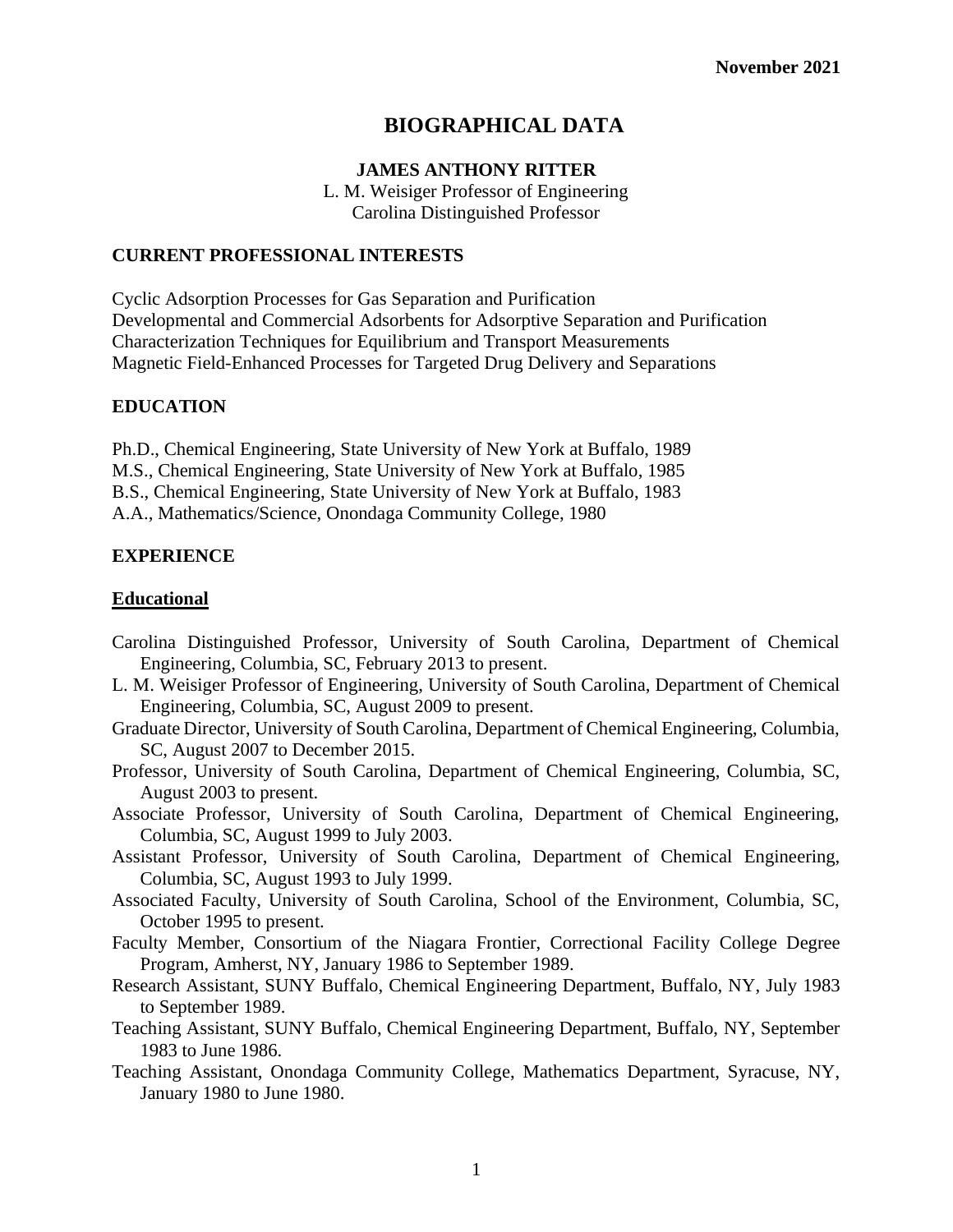**November 2021**

# BIOGRAPHICAL DATA

**JAMES ANTHONY RITTER**

L. M. Weisiger Professor of Engineering
Carolina Distinguished Professor

## CURRENT PROFESSIONAL INTERESTS

Cyclic Adsorption Processes for Gas Separation and Purification
Developmental and Commercial Adsorbents for Adsorptive Separation and Purification
Characterization Techniques for Equilibrium and Transport Measurements
Magnetic Field-Enhanced Processes for Targeted Drug Delivery and Separations

## EDUCATION

Ph.D., Chemical Engineering, State University of New York at Buffalo, 1989
M.S., Chemical Engineering, State University of New York at Buffalo, 1985
B.S., Chemical Engineering, State University of New York at Buffalo, 1983
A.A., Mathematics/Science, Onondaga Community College, 1980

## EXPERIENCE

### Educational

Carolina Distinguished Professor, University of South Carolina, Department of Chemical Engineering, Columbia, SC, February 2013 to present.

L. M. Weisiger Professor of Engineering, University of South Carolina, Department of Chemical Engineering, Columbia, SC, August 2009 to present.

Graduate Director, University of South Carolina, Department of Chemical Engineering, Columbia, SC, August 2007 to December 2015.

Professor, University of South Carolina, Department of Chemical Engineering, Columbia, SC, August 2003 to present.

Associate Professor, University of South Carolina, Department of Chemical Engineering, Columbia, SC, August 1999 to July 2003.

Assistant Professor, University of South Carolina, Department of Chemical Engineering, Columbia, SC, August 1993 to July 1999.

Associated Faculty, University of South Carolina, School of the Environment, Columbia, SC, October 1995 to present.

Faculty Member, Consortium of the Niagara Frontier, Correctional Facility College Degree Program, Amherst, NY, January 1986 to September 1989.

Research Assistant, SUNY Buffalo, Chemical Engineering Department, Buffalo, NY, July 1983 to September 1989.

Teaching Assistant, SUNY Buffalo, Chemical Engineering Department, Buffalo, NY, September 1983 to June 1986.

Teaching Assistant, Onondaga Community College, Mathematics Department, Syracuse, NY, January 1980 to June 1980.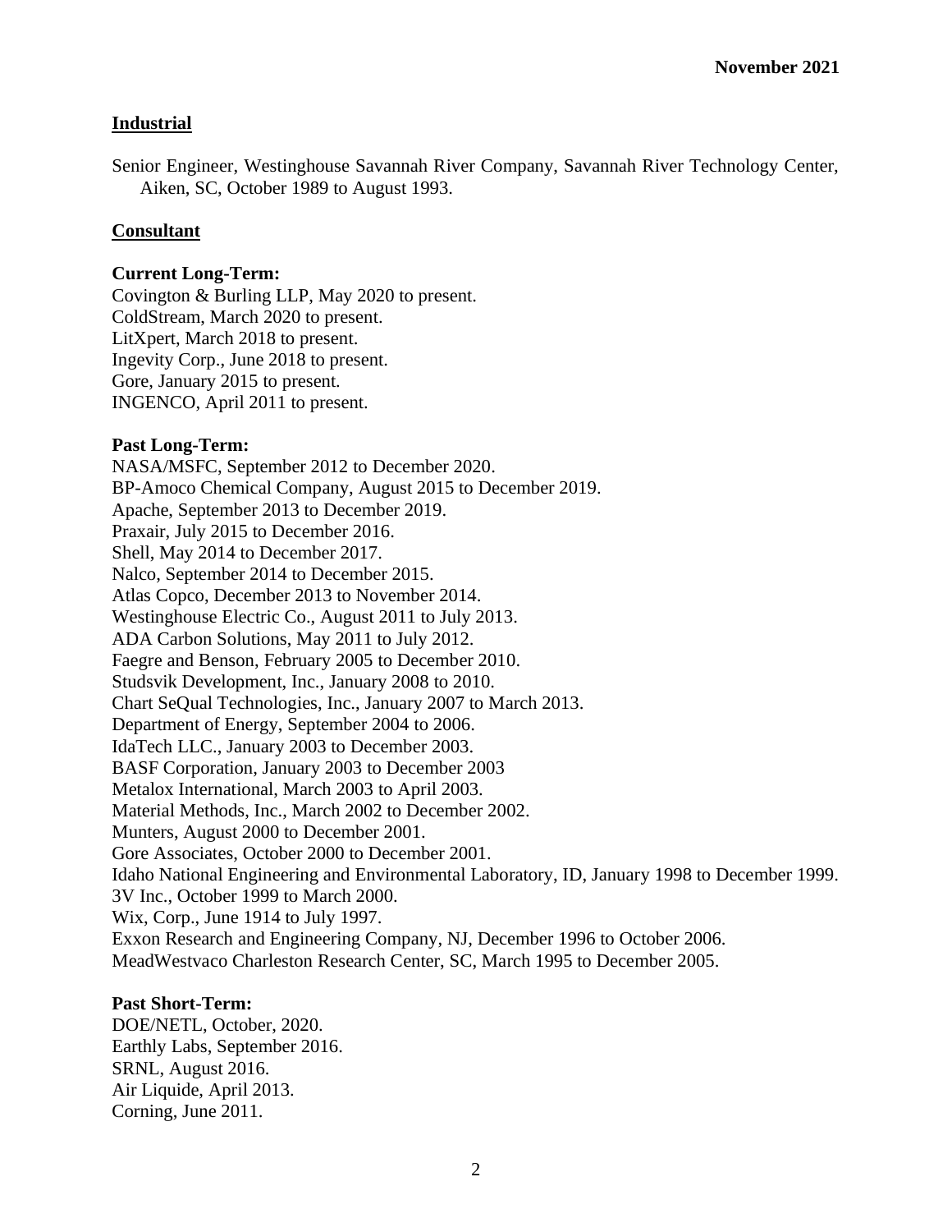**November 2021**

## Industrial

Senior Engineer, Westinghouse Savannah River Company, Savannah River Technology Center, Aiken, SC, October 1989 to August 1993.

## Consultant

**Current Long-Term:**

Covington & Burling LLP, May 2020 to present.
ColdStream, March 2020 to present.
LitXpert, March 2018 to present.
Ingevity Corp., June 2018 to present.
Gore, January 2015 to present.
INGENCO, April 2011 to present.

**Past Long-Term:**

NASA/MSFC, September 2012 to December 2020.
BP-Amoco Chemical Company, August 2015 to December 2019.
Apache, September 2013 to December 2019.
Praxair, July 2015 to December 2016.
Shell, May 2014 to December 2017.
Nalco, September 2014 to December 2015.
Atlas Copco, December 2013 to November 2014.
Westinghouse Electric Co., August 2011 to July 2013.
ADA Carbon Solutions, May 2011 to July 2012.
Faegre and Benson, February 2005 to December 2010.
Studsvik Development, Inc., January 2008 to 2010.
Chart SeQual Technologies, Inc., January 2007 to March 2013.
Department of Energy, September 2004 to 2006.
IdaTech LLC., January 2003 to December 2003.
BASF Corporation, January 2003 to December 2003
Metalox International, March 2003 to April 2003.
Material Methods, Inc., March 2002 to December 2002.
Munters, August 2000 to December 2001.
Gore Associates, October 2000 to December 2001.
Idaho National Engineering and Environmental Laboratory, ID, January 1998 to December 1999.
3V Inc., October 1999 to March 2000.
Wix, Corp., June 1914 to July 1997.
Exxon Research and Engineering Company, NJ, December 1996 to October 2006.
MeadWestvaco Charleston Research Center, SC, March 1995 to December 2005.

**Past Short-Term:**

DOE/NETL, October, 2020.
Earthly Labs, September 2016.
SRNL, August 2016.
Air Liquide, April 2013.
Corning, June 2011.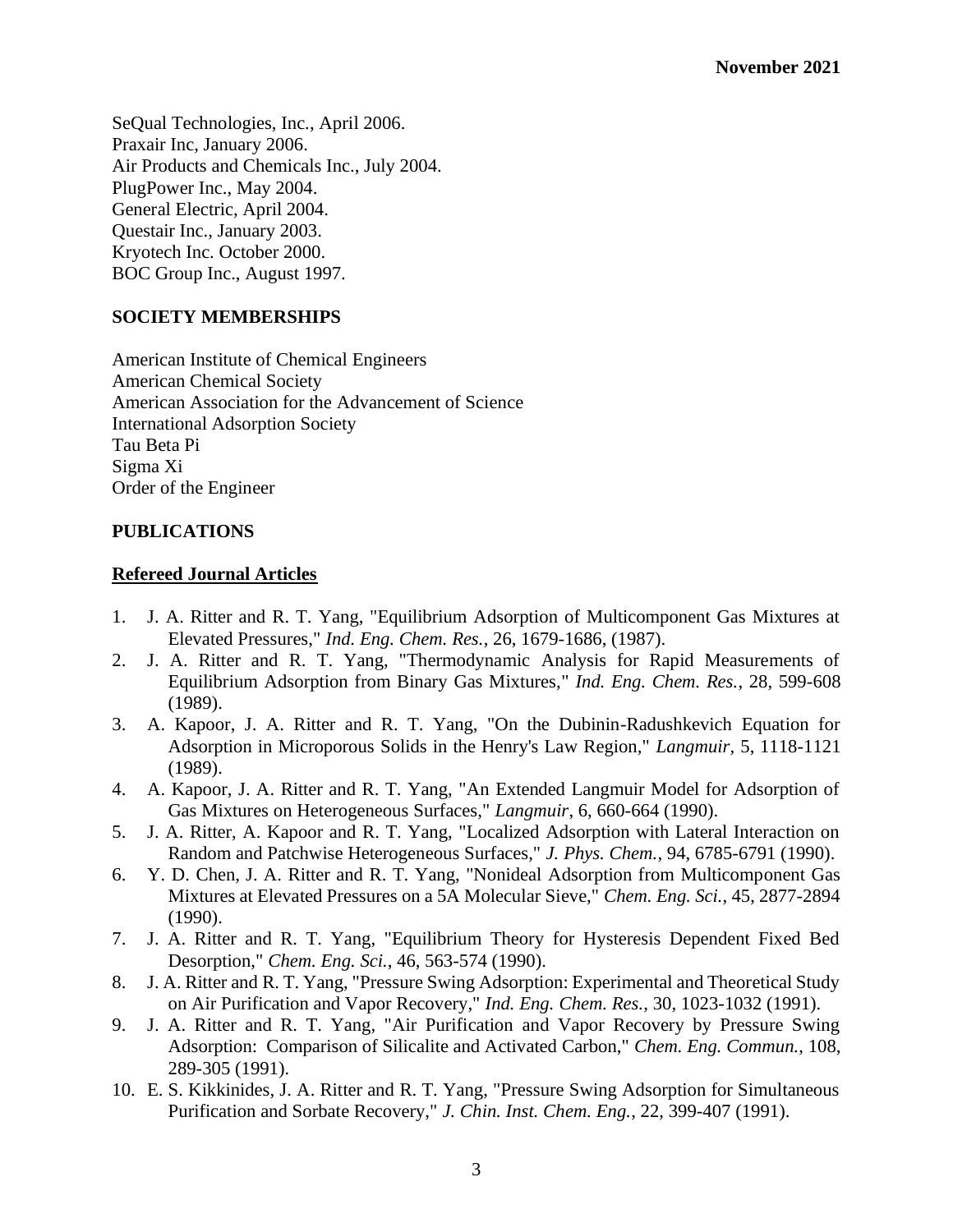SeQual Technologies, Inc., April 2006.
Praxair Inc, January 2006.
Air Products and Chemicals Inc., July 2004.
PlugPower Inc., May 2004.
General Electric, April 2004.
Questair Inc., January 2003.
Kryotech Inc. October 2000.
BOC Group Inc., August 1997.

## SOCIETY MEMBERSHIPS

American Institute of Chemical Engineers
American Chemical Society
American Association for the Advancement of Science
International Adsorption Society
Tau Beta Pi
Sigma Xi
Order of the Engineer

## PUBLICATIONS

### Refereed Journal Articles

1. J. A. Ritter and R. T. Yang, "Equilibrium Adsorption of Multicomponent Gas Mixtures at Elevated Pressures," *Ind. Eng. Chem. Res.*, 26, 1679-1686, (1987).
2. J. A. Ritter and R. T. Yang, "Thermodynamic Analysis for Rapid Measurements of Equilibrium Adsorption from Binary Gas Mixtures," *Ind. Eng. Chem. Res.*, 28, 599-608 (1989).
3. A. Kapoor, J. A. Ritter and R. T. Yang, "On the Dubinin-Radushkevich Equation for Adsorption in Microporous Solids in the Henry's Law Region," *Langmuir*, 5, 1118-1121 (1989).
4. A. Kapoor, J. A. Ritter and R. T. Yang, "An Extended Langmuir Model for Adsorption of Gas Mixtures on Heterogeneous Surfaces," *Langmuir*, 6, 660-664 (1990).
5. J. A. Ritter, A. Kapoor and R. T. Yang, "Localized Adsorption with Lateral Interaction on Random and Patchwise Heterogeneous Surfaces," *J. Phys. Chem.*, 94, 6785-6791 (1990).
6. Y. D. Chen, J. A. Ritter and R. T. Yang, "Nonideal Adsorption from Multicomponent Gas Mixtures at Elevated Pressures on a 5A Molecular Sieve," *Chem. Eng. Sci.*, 45, 2877-2894 (1990).
7. J. A. Ritter and R. T. Yang, "Equilibrium Theory for Hysteresis Dependent Fixed Bed Desorption," *Chem. Eng. Sci.*, 46, 563-574 (1990).
8. J. A. Ritter and R. T. Yang, "Pressure Swing Adsorption: Experimental and Theoretical Study on Air Purification and Vapor Recovery," *Ind. Eng. Chem. Res.*, 30, 1023-1032 (1991).
9. J. A. Ritter and R. T. Yang, "Air Purification and Vapor Recovery by Pressure Swing Adsorption: Comparison of Silicalite and Activated Carbon," *Chem. Eng. Commun.*, 108, 289-305 (1991).
10. E. S. Kikkinides, J. A. Ritter and R. T. Yang, "Pressure Swing Adsorption for Simultaneous Purification and Sorbate Recovery," *J. Chin. Inst. Chem. Eng.*, 22, 399-407 (1991).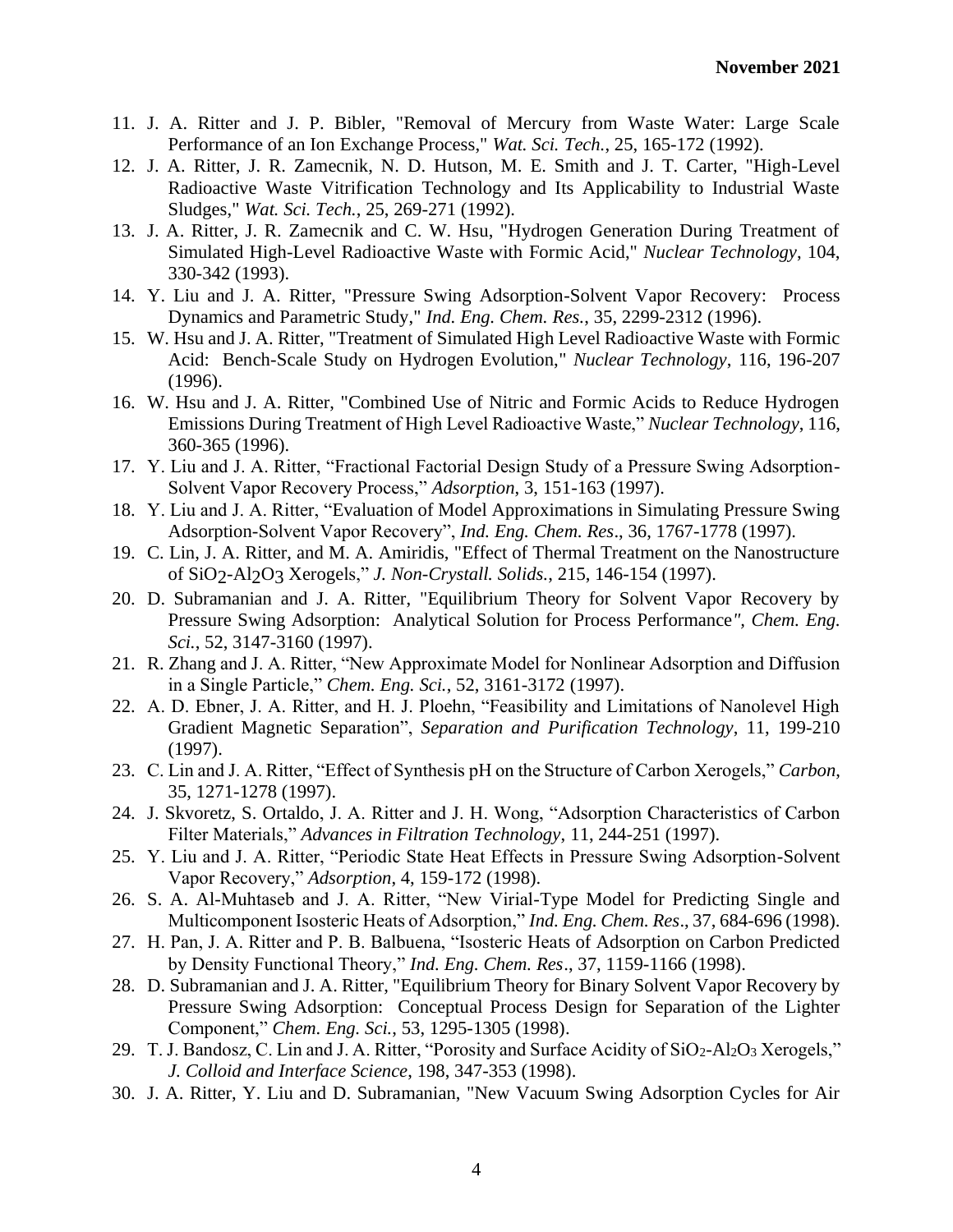11. J. A. Ritter and J. P. Bibler, "Removal of Mercury from Waste Water: Large Scale Performance of an Ion Exchange Process," *Wat. Sci. Tech.*, 25, 165-172 (1992).
12. J. A. Ritter, J. R. Zamecnik, N. D. Hutson, M. E. Smith and J. T. Carter, "High-Level Radioactive Waste Vitrification Technology and Its Applicability to Industrial Waste Sludges," *Wat. Sci. Tech.*, 25, 269-271 (1992).
13. J. A. Ritter, J. R. Zamecnik and C. W. Hsu, "Hydrogen Generation During Treatment of Simulated High-Level Radioactive Waste with Formic Acid," *Nuclear Technology*, 104, 330-342 (1993).
14. Y. Liu and J. A. Ritter, "Pressure Swing Adsorption-Solvent Vapor Recovery: Process Dynamics and Parametric Study," *Ind. Eng. Chem. Res.*, 35, 2299-2312 (1996).
15. W. Hsu and J. A. Ritter, "Treatment of Simulated High Level Radioactive Waste with Formic Acid: Bench-Scale Study on Hydrogen Evolution," *Nuclear Technology*, 116, 196-207 (1996).
16. W. Hsu and J. A. Ritter, "Combined Use of Nitric and Formic Acids to Reduce Hydrogen Emissions During Treatment of High Level Radioactive Waste," *Nuclear Technology*, 116, 360-365 (1996).
17. Y. Liu and J. A. Ritter, "Fractional Factorial Design Study of a Pressure Swing Adsorption-Solvent Vapor Recovery Process," *Adsorption*, 3, 151-163 (1997).
18. Y. Liu and J. A. Ritter, "Evaluation of Model Approximations in Simulating Pressure Swing Adsorption-Solvent Vapor Recovery", *Ind. Eng. Chem. Res*., 36, 1767-1778 (1997).
19. C. Lin, J. A. Ritter, and M. A. Amiridis, "Effect of Thermal Treatment on the Nanostructure of $SiO_2$-$Al_2O_3$ Xerogels," *J. Non-Crystall. Solids.*, 215, 146-154 (1997).
20. D. Subramanian and J. A. Ritter, "Equilibrium Theory for Solvent Vapor Recovery by Pressure Swing Adsorption: Analytical Solution for Process Performance", *Chem. Eng. Sci.*, 52, 3147-3160 (1997).
21. R. Zhang and J. A. Ritter, "New Approximate Model for Nonlinear Adsorption and Diffusion in a Single Particle," *Chem. Eng. Sci.*, 52, 3161-3172 (1997).
22. A. D. Ebner, J. A. Ritter, and H. J. Ploehn, "Feasibility and Limitations of Nanolevel High Gradient Magnetic Separation", *Separation and Purification Technology*, 11, 199-210 (1997).
23. C. Lin and J. A. Ritter, "Effect of Synthesis pH on the Structure of Carbon Xerogels," *Carbon*, 35, 1271-1278 (1997).
24. J. Skvoretz, S. Ortaldo, J. A. Ritter and J. H. Wong, "Adsorption Characteristics of Carbon Filter Materials," *Advances in Filtration Technology*, 11, 244-251 (1997).
25. Y. Liu and J. A. Ritter, "Periodic State Heat Effects in Pressure Swing Adsorption-Solvent Vapor Recovery," *Adsorption*, 4, 159-172 (1998).
26. S. A. Al-Muhtaseb and J. A. Ritter, "New Virial-Type Model for Predicting Single and Multicomponent Isosteric Heats of Adsorption," *Ind. Eng. Chem. Res*., 37, 684-696 (1998).
27. H. Pan, J. A. Ritter and P. B. Balbuena, "Isosteric Heats of Adsorption on Carbon Predicted by Density Functional Theory," *Ind. Eng. Chem. Res*., 37, 1159-1166 (1998).
28. D. Subramanian and J. A. Ritter, "Equilibrium Theory for Binary Solvent Vapor Recovery by Pressure Swing Adsorption: Conceptual Process Design for Separation of the Lighter Component," *Chem. Eng. Sci.*, 53, 1295-1305 (1998).
29. T. J. Bandosz, C. Lin and J. A. Ritter, "Porosity and Surface Acidity of $SiO_2$-$Al_2O_3$ Xerogels," *J. Colloid and Interface Science*, 198, 347-353 (1998).
30. J. A. Ritter, Y. Liu and D. Subramanian, "New Vacuum Swing Adsorption Cycles for Air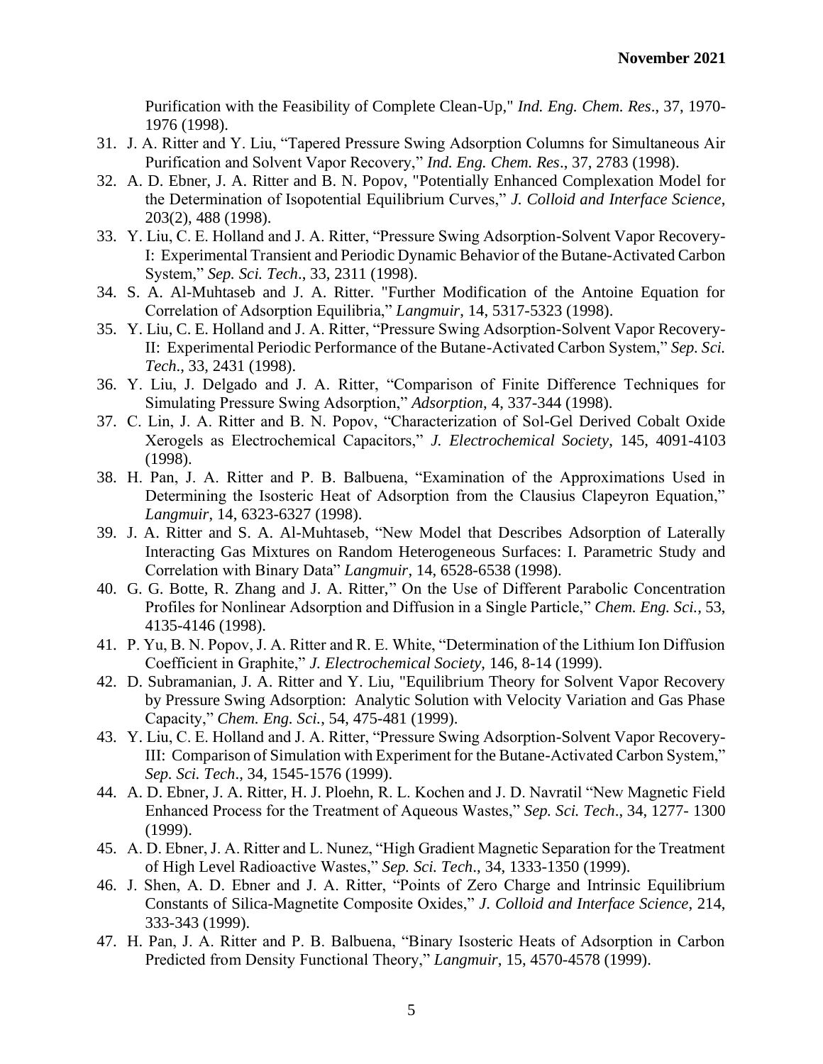Purification with the Feasibility of Complete Clean-Up," *Ind. Eng. Chem. Res*., 37, 1970-1976 (1998).

31. J. A. Ritter and Y. Liu, "Tapered Pressure Swing Adsorption Columns for Simultaneous Air Purification and Solvent Vapor Recovery," *Ind. Eng. Chem. Res*., 37, 2783 (1998).
32. A. D. Ebner, J. A. Ritter and B. N. Popov, "Potentially Enhanced Complexation Model for the Determination of Isopotential Equilibrium Curves," *J. Colloid and Interface Science*, 203(2), 488 (1998).
33. Y. Liu, C. E. Holland and J. A. Ritter, "Pressure Swing Adsorption-Solvent Vapor Recovery-I: Experimental Transient and Periodic Dynamic Behavior of the Butane-Activated Carbon System," *Sep. Sci. Tech*., 33, 2311 (1998).
34. S. A. Al-Muhtaseb and J. A. Ritter. "Further Modification of the Antoine Equation for Correlation of Adsorption Equilibria," *Langmuir*, 14, 5317-5323 (1998).
35. Y. Liu, C. E. Holland and J. A. Ritter, "Pressure Swing Adsorption-Solvent Vapor Recovery-II: Experimental Periodic Performance of the Butane-Activated Carbon System," *Sep. Sci. Tech*., 33, 2431 (1998).
36. Y. Liu, J. Delgado and J. A. Ritter, "Comparison of Finite Difference Techniques for Simulating Pressure Swing Adsorption," *Adsorption*, 4, 337-344 (1998).
37. C. Lin, J. A. Ritter and B. N. Popov, "Characterization of Sol-Gel Derived Cobalt Oxide Xerogels as Electrochemical Capacitors," *J. Electrochemical Society*, 145, 4091-4103 (1998).
38. H. Pan, J. A. Ritter and P. B. Balbuena, "Examination of the Approximations Used in Determining the Isosteric Heat of Adsorption from the Clausius Clapeyron Equation," *Langmuir*, 14, 6323-6327 (1998).
39. J. A. Ritter and S. A. Al-Muhtaseb, "New Model that Describes Adsorption of Laterally Interacting Gas Mixtures on Random Heterogeneous Surfaces: I. Parametric Study and Correlation with Binary Data" *Langmuir*, 14, 6528-6538 (1998).
40. G. G. Botte, R. Zhang and J. A. Ritter," On the Use of Different Parabolic Concentration Profiles for Nonlinear Adsorption and Diffusion in a Single Particle," *Chem. Eng. Sci.*, 53, 4135-4146 (1998).
41. P. Yu, B. N. Popov, J. A. Ritter and R. E. White, "Determination of the Lithium Ion Diffusion Coefficient in Graphite," *J. Electrochemical Society*, 146, 8-14 (1999).
42. D. Subramanian, J. A. Ritter and Y. Liu, "Equilibrium Theory for Solvent Vapor Recovery by Pressure Swing Adsorption: Analytic Solution with Velocity Variation and Gas Phase Capacity," *Chem. Eng. Sci.*, 54, 475-481 (1999).
43. Y. Liu, C. E. Holland and J. A. Ritter, "Pressure Swing Adsorption-Solvent Vapor Recovery-III: Comparison of Simulation with Experiment for the Butane-Activated Carbon System," *Sep. Sci. Tech*., 34, 1545-1576 (1999).
44. A. D. Ebner, J. A. Ritter, H. J. Ploehn, R. L. Kochen and J. D. Navratil "New Magnetic Field Enhanced Process for the Treatment of Aqueous Wastes," *Sep. Sci. Tech*., 34, 1277- 1300 (1999).
45. A. D. Ebner, J. A. Ritter and L. Nunez, "High Gradient Magnetic Separation for the Treatment of High Level Radioactive Wastes," *Sep. Sci. Tech*., 34, 1333-1350 (1999).
46. J. Shen, A. D. Ebner and J. A. Ritter, "Points of Zero Charge and Intrinsic Equilibrium Constants of Silica-Magnetite Composite Oxides," *J. Colloid and Interface Science*, 214, 333-343 (1999).
47. H. Pan, J. A. Ritter and P. B. Balbuena, "Binary Isosteric Heats of Adsorption in Carbon Predicted from Density Functional Theory," *Langmuir*, 15, 4570-4578 (1999).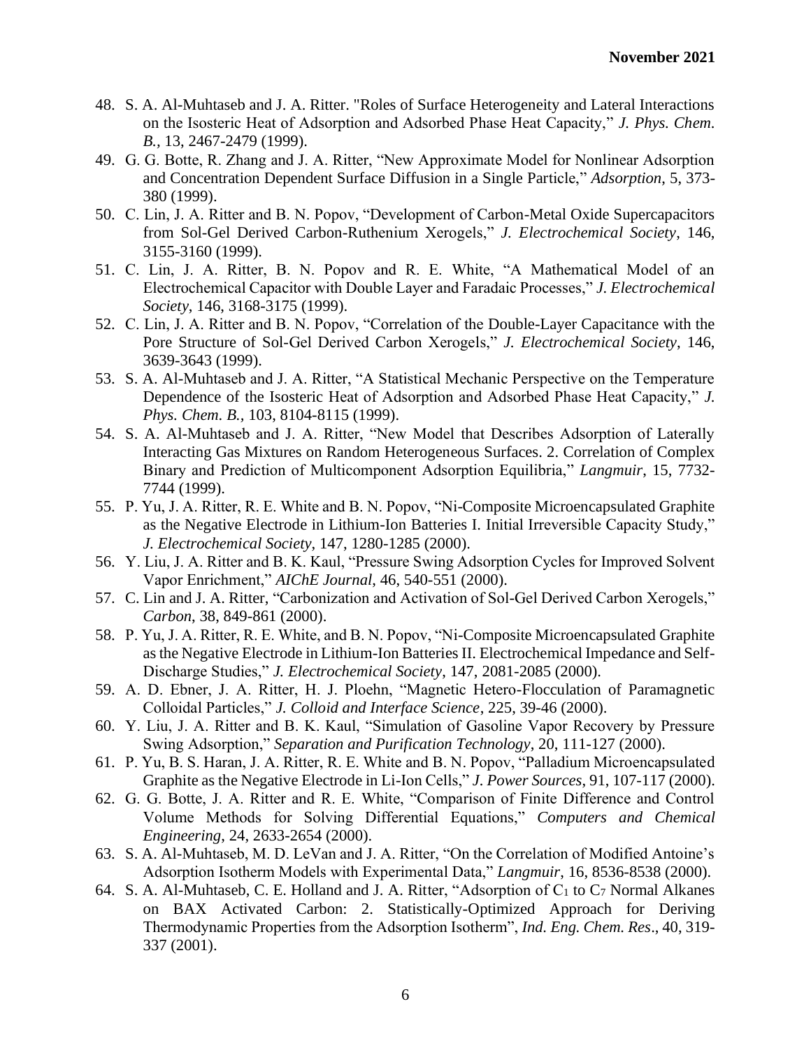48. S. A. Al-Muhtaseb and J. A. Ritter. "Roles of Surface Heterogeneity and Lateral Interactions on the Isosteric Heat of Adsorption and Adsorbed Phase Heat Capacity," *J. Phys. Chem. B.*, 13, 2467-2479 (1999).
49. G. G. Botte, R. Zhang and J. A. Ritter, "New Approximate Model for Nonlinear Adsorption and Concentration Dependent Surface Diffusion in a Single Particle," *Adsorption*, 5, 373-380 (1999).
50. C. Lin, J. A. Ritter and B. N. Popov, "Development of Carbon-Metal Oxide Supercapacitors from Sol-Gel Derived Carbon-Ruthenium Xerogels," *J. Electrochemical Society*, 146, 3155-3160 (1999).
51. C. Lin, J. A. Ritter, B. N. Popov and R. E. White, "A Mathematical Model of an Electrochemical Capacitor with Double Layer and Faradaic Processes," *J. Electrochemical Society*, 146, 3168-3175 (1999).
52. C. Lin, J. A. Ritter and B. N. Popov, "Correlation of the Double-Layer Capacitance with the Pore Structure of Sol-Gel Derived Carbon Xerogels," *J. Electrochemical Society*, 146, 3639-3643 (1999).
53. S. A. Al-Muhtaseb and J. A. Ritter, "A Statistical Mechanic Perspective on the Temperature Dependence of the Isosteric Heat of Adsorption and Adsorbed Phase Heat Capacity," *J. Phys. Chem. B.*, 103, 8104-8115 (1999).
54. S. A. Al-Muhtaseb and J. A. Ritter, "New Model that Describes Adsorption of Laterally Interacting Gas Mixtures on Random Heterogeneous Surfaces. 2. Correlation of Complex Binary and Prediction of Multicomponent Adsorption Equilibria," *Langmuir*, 15, 7732-7744 (1999).
55. P. Yu, J. A. Ritter, R. E. White and B. N. Popov, "Ni-Composite Microencapsulated Graphite as the Negative Electrode in Lithium-Ion Batteries I. Initial Irreversible Capacity Study," *J. Electrochemical Society*, 147, 1280-1285 (2000).
56. Y. Liu, J. A. Ritter and B. K. Kaul, "Pressure Swing Adsorption Cycles for Improved Solvent Vapor Enrichment," *AIChE Journal*, 46, 540-551 (2000).
57. C. Lin and J. A. Ritter, "Carbonization and Activation of Sol-Gel Derived Carbon Xerogels," *Carbon*, 38, 849-861 (2000).
58. P. Yu, J. A. Ritter, R. E. White, and B. N. Popov, "Ni-Composite Microencapsulated Graphite as the Negative Electrode in Lithium-Ion Batteries II. Electrochemical Impedance and Self-Discharge Studies," *J. Electrochemical Society*, 147, 2081-2085 (2000).
59. A. D. Ebner, J. A. Ritter, H. J. Ploehn, "Magnetic Hetero-Flocculation of Paramagnetic Colloidal Particles," *J. Colloid and Interface Science*, 225, 39-46 (2000).
60. Y. Liu, J. A. Ritter and B. K. Kaul, "Simulation of Gasoline Vapor Recovery by Pressure Swing Adsorption," *Separation and Purification Technology*, 20, 111-127 (2000).
61. P. Yu, B. S. Haran, J. A. Ritter, R. E. White and B. N. Popov, "Palladium Microencapsulated Graphite as the Negative Electrode in Li-Ion Cells," *J. Power Sources*, 91, 107-117 (2000).
62. G. G. Botte, J. A. Ritter and R. E. White, "Comparison of Finite Difference and Control Volume Methods for Solving Differential Equations," *Computers and Chemical Engineering*, 24, 2633-2654 (2000).
63. S. A. Al-Muhtaseb, M. D. LeVan and J. A. Ritter, "On the Correlation of Modified Antoine's Adsorption Isotherm Models with Experimental Data," *Langmuir*, 16, 8536-8538 (2000).
64. S. A. Al-Muhtaseb, C. E. Holland and J. A. Ritter, "Adsorption of $C_1$ to $C_7$ Normal Alkanes on BAX Activated Carbon: 2. Statistically-Optimized Approach for Deriving Thermodynamic Properties from the Adsorption Isotherm", *Ind. Eng. Chem. Res.*, 40, 319-337 (2001).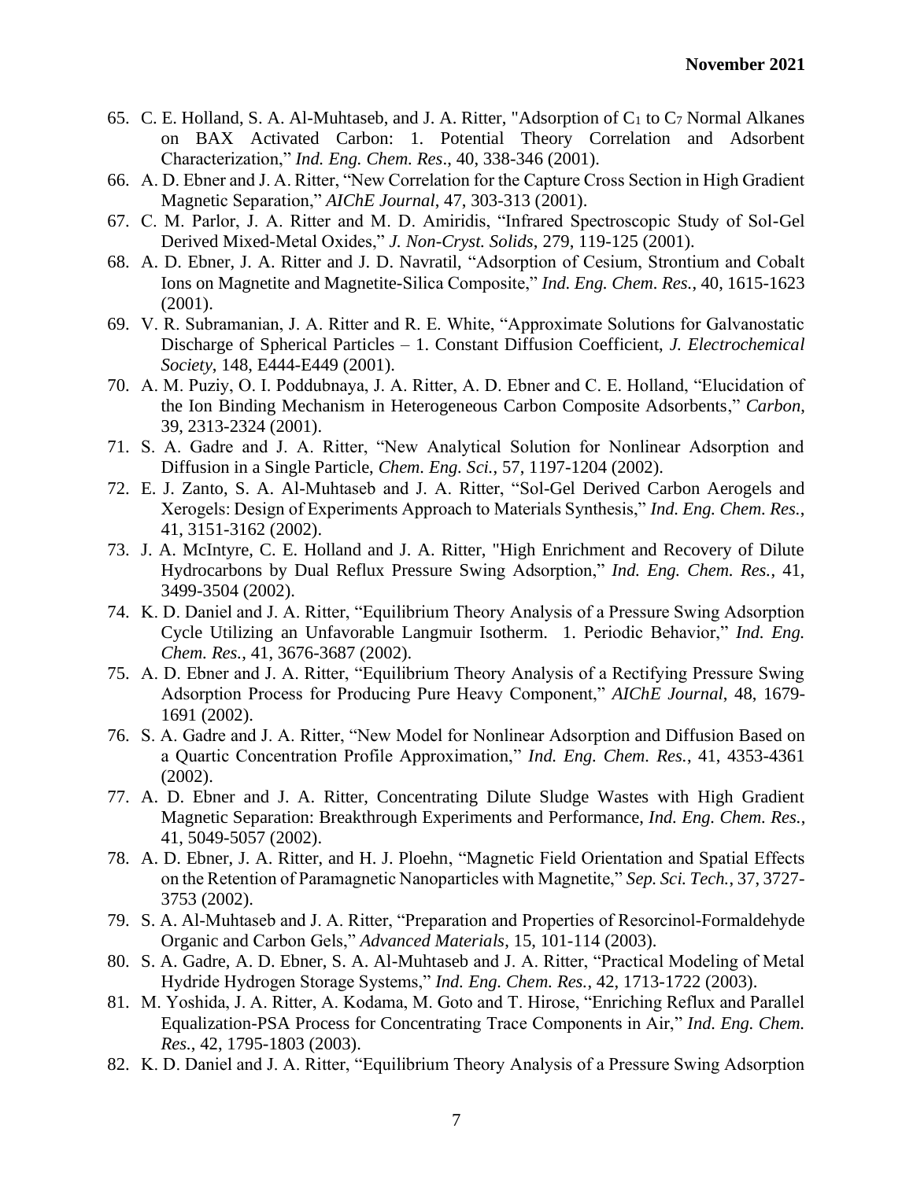65. C. E. Holland, S. A. Al-Muhtaseb, and J. A. Ritter, "Adsorption of $C_1$ to $C_7$ Normal Alkanes on BAX Activated Carbon: 1. Potential Theory Correlation and Adsorbent Characterization," *Ind. Eng. Chem. Res*., 40, 338-346 (2001).
66. A. D. Ebner and J. A. Ritter, "New Correlation for the Capture Cross Section in High Gradient Magnetic Separation," *AIChE Journal*, 47, 303-313 (2001).
67. C. M. Parlor, J. A. Ritter and M. D. Amiridis, "Infrared Spectroscopic Study of Sol-Gel Derived Mixed-Metal Oxides," *J. Non-Cryst. Solids*, 279, 119-125 (2001).
68. A. D. Ebner, J. A. Ritter and J. D. Navratil, "Adsorption of Cesium, Strontium and Cobalt Ions on Magnetite and Magnetite-Silica Composite," *Ind. Eng. Chem. Res.*, 40, 1615-1623 (2001).
69. V. R. Subramanian, J. A. Ritter and R. E. White, "Approximate Solutions for Galvanostatic Discharge of Spherical Particles – 1. Constant Diffusion Coefficient, *J. Electrochemical Society*, 148, E444-E449 (2001).
70. A. M. Puziy, O. I. Poddubnaya, J. A. Ritter, A. D. Ebner and C. E. Holland, "Elucidation of the Ion Binding Mechanism in Heterogeneous Carbon Composite Adsorbents," *Carbon*, 39, 2313-2324 (2001).
71. S. A. Gadre and J. A. Ritter, "New Analytical Solution for Nonlinear Adsorption and Diffusion in a Single Particle, *Chem. Eng. Sci.*, 57, 1197-1204 (2002).
72. E. J. Zanto, S. A. Al-Muhtaseb and J. A. Ritter, "Sol-Gel Derived Carbon Aerogels and Xerogels: Design of Experiments Approach to Materials Synthesis," *Ind. Eng. Chem. Res.*, 41, 3151-3162 (2002).
73. J. A. McIntyre, C. E. Holland and J. A. Ritter, "High Enrichment and Recovery of Dilute Hydrocarbons by Dual Reflux Pressure Swing Adsorption," *Ind. Eng. Chem. Res.*, 41, 3499-3504 (2002).
74. K. D. Daniel and J. A. Ritter, "Equilibrium Theory Analysis of a Pressure Swing Adsorption Cycle Utilizing an Unfavorable Langmuir Isotherm. 1. Periodic Behavior," *Ind. Eng. Chem. Res.*, 41, 3676-3687 (2002).
75. A. D. Ebner and J. A. Ritter, "Equilibrium Theory Analysis of a Rectifying Pressure Swing Adsorption Process for Producing Pure Heavy Component," *AIChE Journal*, 48, 1679-1691 (2002).
76. S. A. Gadre and J. A. Ritter, "New Model for Nonlinear Adsorption and Diffusion Based on a Quartic Concentration Profile Approximation," *Ind. Eng. Chem. Res.*, 41, 4353-4361 (2002).
77. A. D. Ebner and J. A. Ritter, Concentrating Dilute Sludge Wastes with High Gradient Magnetic Separation: Breakthrough Experiments and Performance, *Ind. Eng. Chem. Res.*, 41, 5049-5057 (2002).
78. A. D. Ebner, J. A. Ritter, and H. J. Ploehn, "Magnetic Field Orientation and Spatial Effects on the Retention of Paramagnetic Nanoparticles with Magnetite," *Sep. Sci. Tech.*, 37, 3727-3753 (2002).
79. S. A. Al-Muhtaseb and J. A. Ritter, "Preparation and Properties of Resorcinol-Formaldehyde Organic and Carbon Gels," *Advanced Materials*, 15, 101-114 (2003).
80. S. A. Gadre, A. D. Ebner, S. A. Al-Muhtaseb and J. A. Ritter, "Practical Modeling of Metal Hydride Hydrogen Storage Systems," *Ind. Eng. Chem. Res.*, 42, 1713-1722 (2003).
81. M. Yoshida, J. A. Ritter, A. Kodama, M. Goto and T. Hirose, "Enriching Reflux and Parallel Equalization-PSA Process for Concentrating Trace Components in Air," *Ind. Eng. Chem. Res.*, 42, 1795-1803 (2003).
82. K. D. Daniel and J. A. Ritter, "Equilibrium Theory Analysis of a Pressure Swing Adsorption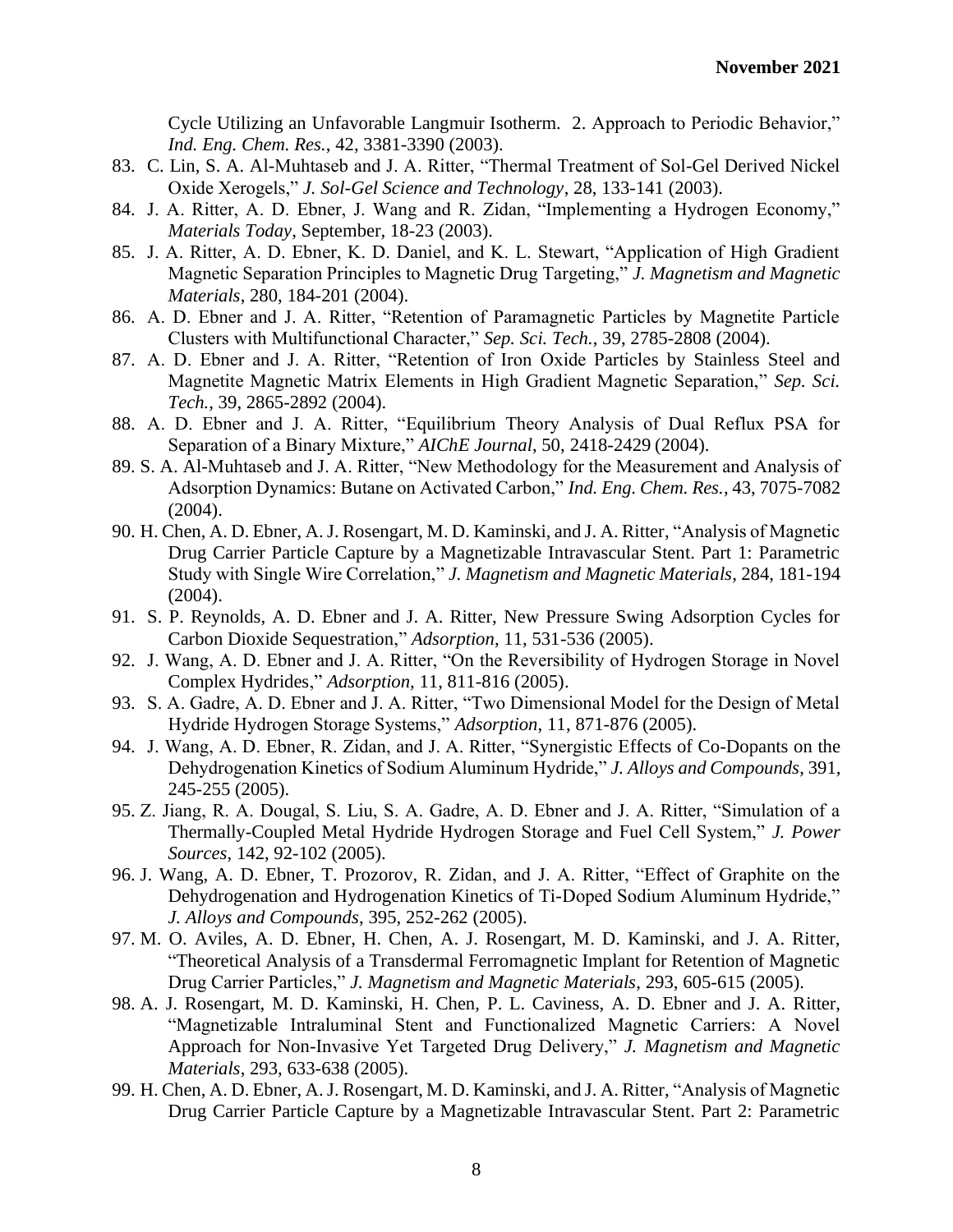Cycle Utilizing an Unfavorable Langmuir Isotherm. 2. Approach to Periodic Behavior," *Ind. Eng. Chem. Res.*, 42, 3381-3390 (2003).

83. C. Lin, S. A. Al-Muhtaseb and J. A. Ritter, "Thermal Treatment of Sol-Gel Derived Nickel Oxide Xerogels," *J. Sol-Gel Science and Technology*, 28, 133-141 (2003).
84. J. A. Ritter, A. D. Ebner, J. Wang and R. Zidan, "Implementing a Hydrogen Economy," *Materials Today*, September, 18-23 (2003).
85. J. A. Ritter, A. D. Ebner, K. D. Daniel, and K. L. Stewart, "Application of High Gradient Magnetic Separation Principles to Magnetic Drug Targeting," *J. Magnetism and Magnetic Materials*, 280, 184-201 (2004).
86. A. D. Ebner and J. A. Ritter, "Retention of Paramagnetic Particles by Magnetite Particle Clusters with Multifunctional Character," *Sep. Sci. Tech.*, 39, 2785-2808 (2004).
87. A. D. Ebner and J. A. Ritter, "Retention of Iron Oxide Particles by Stainless Steel and Magnetite Magnetic Matrix Elements in High Gradient Magnetic Separation," *Sep. Sci. Tech.*, 39, 2865-2892 (2004).
88. A. D. Ebner and J. A. Ritter, "Equilibrium Theory Analysis of Dual Reflux PSA for Separation of a Binary Mixture," *AIChE Journal*, 50, 2418-2429 (2004).
89. S. A. Al-Muhtaseb and J. A. Ritter, "New Methodology for the Measurement and Analysis of Adsorption Dynamics: Butane on Activated Carbon," *Ind. Eng. Chem. Res.*, 43, 7075-7082 (2004).
90. H. Chen, A. D. Ebner, A. J. Rosengart, M. D. Kaminski, and J. A. Ritter, "Analysis of Magnetic Drug Carrier Particle Capture by a Magnetizable Intravascular Stent. Part 1: Parametric Study with Single Wire Correlation," *J. Magnetism and Magnetic Materials*, 284, 181-194 (2004).
91. S. P. Reynolds, A. D. Ebner and J. A. Ritter, New Pressure Swing Adsorption Cycles for Carbon Dioxide Sequestration," *Adsorption*, 11, 531-536 (2005).
92. J. Wang, A. D. Ebner and J. A. Ritter, "On the Reversibility of Hydrogen Storage in Novel Complex Hydrides," *Adsorption*, 11, 811-816 (2005).
93. S. A. Gadre, A. D. Ebner and J. A. Ritter, "Two Dimensional Model for the Design of Metal Hydride Hydrogen Storage Systems," *Adsorption*, 11, 871-876 (2005).
94. J. Wang, A. D. Ebner, R. Zidan, and J. A. Ritter, "Synergistic Effects of Co-Dopants on the Dehydrogenation Kinetics of Sodium Aluminum Hydride," *J. Alloys and Compounds*, 391, 245-255 (2005).
95. Z. Jiang, R. A. Dougal, S. Liu, S. A. Gadre, A. D. Ebner and J. A. Ritter, "Simulation of a Thermally-Coupled Metal Hydride Hydrogen Storage and Fuel Cell System," *J. Power Sources*, 142, 92-102 (2005).
96. J. Wang, A. D. Ebner, T. Prozorov, R. Zidan, and J. A. Ritter, "Effect of Graphite on the Dehydrogenation and Hydrogenation Kinetics of Ti-Doped Sodium Aluminum Hydride," *J. Alloys and Compounds*, 395, 252-262 (2005).
97. M. O. Aviles, A. D. Ebner, H. Chen, A. J. Rosengart, M. D. Kaminski, and J. A. Ritter, "Theoretical Analysis of a Transdermal Ferromagnetic Implant for Retention of Magnetic Drug Carrier Particles," *J. Magnetism and Magnetic Materials*, 293, 605-615 (2005).
98. A. J. Rosengart, M. D. Kaminski, H. Chen, P. L. Caviness, A. D. Ebner and J. A. Ritter, "Magnetizable Intraluminal Stent and Functionalized Magnetic Carriers: A Novel Approach for Non-Invasive Yet Targeted Drug Delivery," *J. Magnetism and Magnetic Materials*, 293, 633-638 (2005).
99. H. Chen, A. D. Ebner, A. J. Rosengart, M. D. Kaminski, and J. A. Ritter, "Analysis of Magnetic Drug Carrier Particle Capture by a Magnetizable Intravascular Stent. Part 2: Parametric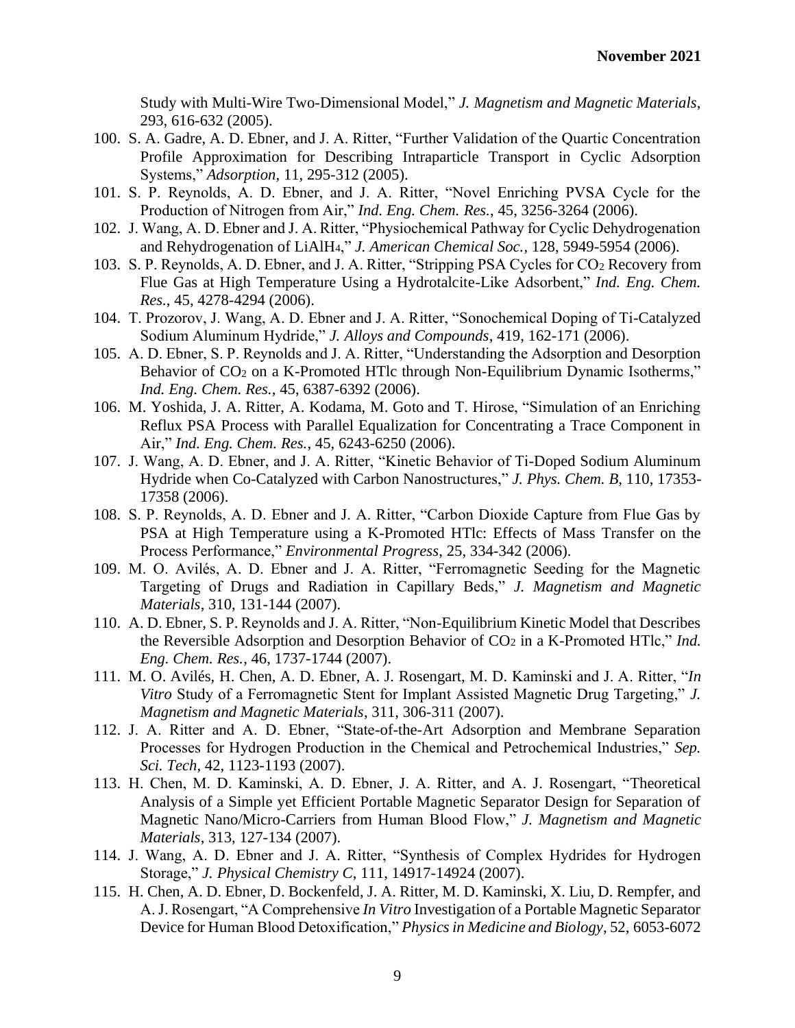Study with Multi-Wire Two-Dimensional Model," *J. Magnetism and Magnetic Materials*, 293, 616-632 (2005).

100. S. A. Gadre, A. D. Ebner, and J. A. Ritter, "Further Validation of the Quartic Concentration Profile Approximation for Describing Intraparticle Transport in Cyclic Adsorption Systems," *Adsorption*, 11, 295-312 (2005).
101. S. P. Reynolds, A. D. Ebner, and J. A. Ritter, "Novel Enriching PVSA Cycle for the Production of Nitrogen from Air," *Ind. Eng. Chem. Res.*, 45, 3256-3264 (2006).
102. J. Wang, A. D. Ebner and J. A. Ritter, "Physiochemical Pathway for Cyclic Dehydrogenation and Rehydrogenation of $LiAlH_4$," *J. American Chemical Soc.*, 128, 5949-5954 (2006).
103. S. P. Reynolds, A. D. Ebner, and J. A. Ritter, "Stripping PSA Cycles for $CO_2$ Recovery from Flue Gas at High Temperature Using a Hydrotalcite-Like Adsorbent," *Ind. Eng. Chem. Res.*, 45, 4278-4294 (2006).
104. T. Prozorov, J. Wang, A. D. Ebner and J. A. Ritter, "Sonochemical Doping of Ti-Catalyzed Sodium Aluminum Hydride," *J. Alloys and Compounds*, 419, 162-171 (2006).
105. A. D. Ebner, S. P. Reynolds and J. A. Ritter, "Understanding the Adsorption and Desorption Behavior of $CO_2$ on a K-Promoted HTlc through Non-Equilibrium Dynamic Isotherms," *Ind. Eng. Chem. Res.*, 45, 6387-6392 (2006).
106. M. Yoshida, J. A. Ritter, A. Kodama, M. Goto and T. Hirose, "Simulation of an Enriching Reflux PSA Process with Parallel Equalization for Concentrating a Trace Component in Air," *Ind. Eng. Chem. Res.*, 45, 6243-6250 (2006).
107. J. Wang, A. D. Ebner, and J. A. Ritter, "Kinetic Behavior of Ti-Doped Sodium Aluminum Hydride when Co-Catalyzed with Carbon Nanostructures," *J. Phys. Chem. B*, 110, 17353-17358 (2006).
108. S. P. Reynolds, A. D. Ebner and J. A. Ritter, "Carbon Dioxide Capture from Flue Gas by PSA at High Temperature using a K-Promoted HTlc: Effects of Mass Transfer on the Process Performance," *Environmental Progress*, 25, 334-342 (2006).
109. M. O. Avilés, A. D. Ebner and J. A. Ritter, "Ferromagnetic Seeding for the Magnetic Targeting of Drugs and Radiation in Capillary Beds," *J. Magnetism and Magnetic Materials*, 310, 131-144 (2007).
110. A. D. Ebner, S. P. Reynolds and J. A. Ritter, "Non-Equilibrium Kinetic Model that Describes the Reversible Adsorption and Desorption Behavior of $CO_2$ in a K-Promoted HTlc," *Ind. Eng. Chem. Res.*, 46, 1737-1744 (2007).
111. M. O. Avilés, H. Chen, A. D. Ebner, A. J. Rosengart, M. D. Kaminski and J. A. Ritter, "*In Vitro* Study of a Ferromagnetic Stent for Implant Assisted Magnetic Drug Targeting," *J. Magnetism and Magnetic Materials*, 311, 306-311 (2007).
112. J. A. Ritter and A. D. Ebner, "State-of-the-Art Adsorption and Membrane Separation Processes for Hydrogen Production in the Chemical and Petrochemical Industries," *Sep. Sci. Tech*, 42, 1123-1193 (2007).
113. H. Chen, M. D. Kaminski, A. D. Ebner, J. A. Ritter, and A. J. Rosengart, "Theoretical Analysis of a Simple yet Efficient Portable Magnetic Separator Design for Separation of Magnetic Nano/Micro-Carriers from Human Blood Flow," *J. Magnetism and Magnetic Materials*, 313, 127-134 (2007).
114. J. Wang, A. D. Ebner and J. A. Ritter, "Synthesis of Complex Hydrides for Hydrogen Storage," *J. Physical Chemistry C*, 111, 14917-14924 (2007).
115. H. Chen, A. D. Ebner, D. Bockenfeld, J. A. Ritter, M. D. Kaminski, X. Liu, D. Rempfer, and A. J. Rosengart, "A Comprehensive *In Vitro* Investigation of a Portable Magnetic Separator Device for Human Blood Detoxification," *Physics in Medicine and Biology*, 52, 6053-6072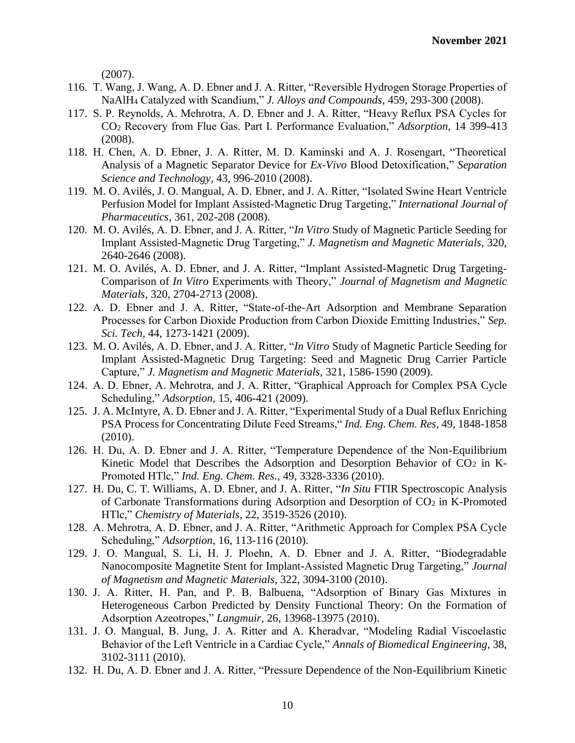(2007).

116. T. Wang, J. Wang, A. D. Ebner and J. A. Ritter, "Reversible Hydrogen Storage Properties of $NaAlH_4$ Catalyzed with Scandium," *J. Alloys and Compounds*, 459, 293-300 (2008).
117. S. P. Reynolds, A. Mehrotra, A. D. Ebner and J. A. Ritter, "Heavy Reflux PSA Cycles for $CO_2$ Recovery from Flue Gas. Part I. Performance Evaluation," *Adsorption*, 14 399-413 (2008).
118. H. Chen, A. D. Ebner, J. A. Ritter, M. D. Kaminski and A. J. Rosengart, "Theoretical Analysis of a Magnetic Separator Device for *Ex-Vivo* Blood Detoxification," *Separation Science and Technology*, 43, 996-2010 (2008).
119. M. O. Avilés, J. O. Mangual, A. D. Ebner, and J. A. Ritter, "Isolated Swine Heart Ventricle Perfusion Model for Implant Assisted-Magnetic Drug Targeting," *International Journal of Pharmaceutics*, 361, 202-208 (2008).
120. M. O. Avilés, A. D. Ebner, and J. A. Ritter, "*In Vitro* Study of Magnetic Particle Seeding for Implant Assisted-Magnetic Drug Targeting," *J. Magnetism and Magnetic Materials*, 320, 2640-2646 (2008).
121. M. O. Avilés, A. D. Ebner, and J. A. Ritter, "Implant Assisted-Magnetic Drug Targeting-Comparison of *In Vitro* Experiments with Theory," *Journal of Magnetism and Magnetic Materials*, 320, 2704-2713 (2008).
122. A. D. Ebner and J. A. Ritter, "State-of-the-Art Adsorption and Membrane Separation Processes for Carbon Dioxide Production from Carbon Dioxide Emitting Industries," *Sep. Sci. Tech*, 44, 1273-1421 (2009).
123. M. O. Avilés, A. D. Ebner, and J. A. Ritter, "*In Vitro* Study of Magnetic Particle Seeding for Implant Assisted-Magnetic Drug Targeting: Seed and Magnetic Drug Carrier Particle Capture," *J. Magnetism and Magnetic Materials*, 321, 1586-1590 (2009).
124. A. D. Ebner, A. Mehrotra, and J. A. Ritter, "Graphical Approach for Complex PSA Cycle Scheduling," *Adsorption*, 15, 406-421 (2009).
125. J. A. McIntyre, A. D. Ebner and J. A. Ritter, "Experimental Study of a Dual Reflux Enriching PSA Process for Concentrating Dilute Feed Streams," *Ind. Eng. Chem. Res*, 49, 1848-1858 (2010).
126. H. Du, A. D. Ebner and J. A. Ritter, "Temperature Dependence of the Non-Equilibrium Kinetic Model that Describes the Adsorption and Desorption Behavior of $CO_2$ in K-Promoted HTlc," *Ind. Eng. Chem. Res.*, 49, 3328-3336 (2010).
127. H. Du, C. T. Williams, A. D. Ebner, and J. A. Ritter, "*In Situ* FTIR Spectroscopic Analysis of Carbonate Transformations during Adsorption and Desorption of $CO_2$ in K-Promoted HTlc," *Chemistry of Materials*, 22, 3519-3526 (2010).
128. A. Mehrotra, A. D. Ebner, and J. A. Ritter, "Arithmetic Approach for Complex PSA Cycle Scheduling," *Adsorption*, 16, 113-116 (2010).
129. J. O. Mangual, S. Li, H. J. Ploehn, A. D. Ebner and J. A. Ritter, "Biodegradable Nanocomposite Magnetite Stent for Implant-Assisted Magnetic Drug Targeting," *Journal of Magnetism and Magnetic Materials*, 322, 3094-3100 (2010).
130. J. A. Ritter, H. Pan, and P. B. Balbuena, "Adsorption of Binary Gas Mixtures in Heterogeneous Carbon Predicted by Density Functional Theory: On the Formation of Adsorption Azeotropes," *Langmuir*, 26, 13968-13975 (2010).
131. J. O. Mangual, B. Jung, J. A. Ritter and A. Kheradvar, "Modeling Radial Viscoelastic Behavior of the Left Ventricle in a Cardiac Cycle," *Annals of Biomedical Engineering*, 38, 3102-3111 (2010).
132. H. Du, A. D. Ebner and J. A. Ritter, "Pressure Dependence of the Non-Equilibrium Kinetic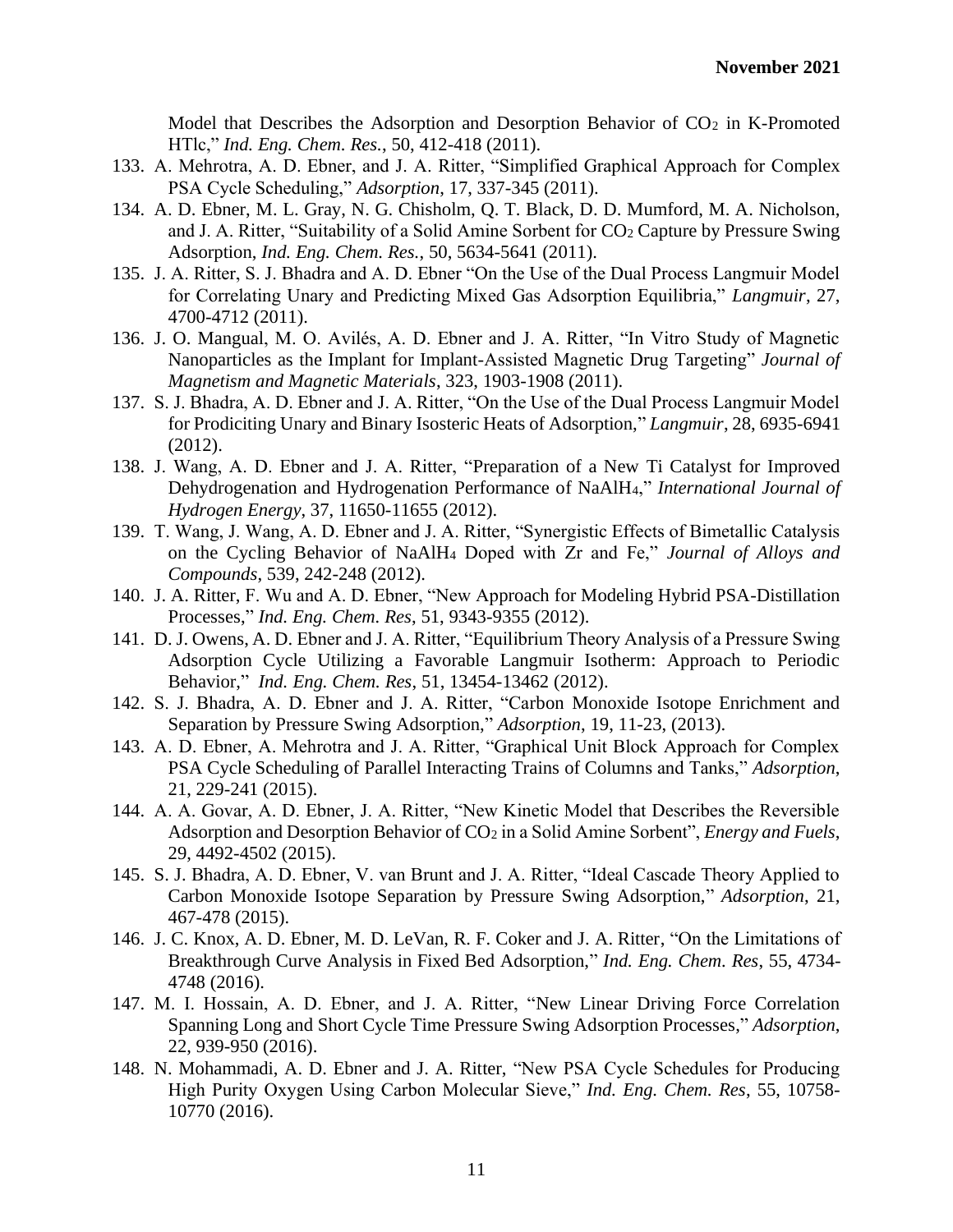Model that Describes the Adsorption and Desorption Behavior of $CO_2$ in K-Promoted HTlc," *Ind. Eng. Chem. Res.*, 50, 412-418 (2011).

133. A. Mehrotra, A. D. Ebner, and J. A. Ritter, "Simplified Graphical Approach for Complex PSA Cycle Scheduling," *Adsorption*, 17, 337-345 (2011).
134. A. D. Ebner, M. L. Gray, N. G. Chisholm, Q. T. Black, D. D. Mumford, M. A. Nicholson, and J. A. Ritter, "Suitability of a Solid Amine Sorbent for $CO_2$ Capture by Pressure Swing Adsorption, *Ind. Eng. Chem. Res.*, 50, 5634-5641 (2011).
135. J. A. Ritter, S. J. Bhadra and A. D. Ebner "On the Use of the Dual Process Langmuir Model for Correlating Unary and Predicting Mixed Gas Adsorption Equilibria," *Langmuir*, 27, 4700-4712 (2011).
136. J. O. Mangual, M. O. Avilés, A. D. Ebner and J. A. Ritter, "In Vitro Study of Magnetic Nanoparticles as the Implant for Implant-Assisted Magnetic Drug Targeting" *Journal of Magnetism and Magnetic Materials*, 323, 1903-1908 (2011).
137. S. J. Bhadra, A. D. Ebner and J. A. Ritter, "On the Use of the Dual Process Langmuir Model for Prodiciting Unary and Binary Isosteric Heats of Adsorption," *Langmuir*, 28, 6935-6941 (2012).
138. J. Wang, A. D. Ebner and J. A. Ritter, "Preparation of a New Ti Catalyst for Improved Dehydrogenation and Hydrogenation Performance of $NaAlH_4$," *International Journal of Hydrogen Energy*, 37, 11650-11655 (2012).
139. T. Wang, J. Wang, A. D. Ebner and J. A. Ritter, "Synergistic Effects of Bimetallic Catalysis on the Cycling Behavior of $NaAlH_4$ Doped with Zr and Fe," *Journal of Alloys and Compounds*, 539, 242-248 (2012).
140. J. A. Ritter, F. Wu and A. D. Ebner, "New Approach for Modeling Hybrid PSA-Distillation Processes," *Ind. Eng. Chem. Res*, 51, 9343-9355 (2012).
141. D. J. Owens, A. D. Ebner and J. A. Ritter, "Equilibrium Theory Analysis of a Pressure Swing Adsorption Cycle Utilizing a Favorable Langmuir Isotherm: Approach to Periodic Behavior," *Ind. Eng. Chem. Res*, 51, 13454-13462 (2012).
142. S. J. Bhadra, A. D. Ebner and J. A. Ritter, "Carbon Monoxide Isotope Enrichment and Separation by Pressure Swing Adsorption," *Adsorption*, 19, 11-23, (2013).
143. A. D. Ebner, A. Mehrotra and J. A. Ritter, "Graphical Unit Block Approach for Complex PSA Cycle Scheduling of Parallel Interacting Trains of Columns and Tanks," *Adsorption*, 21, 229-241 (2015).
144. A. A. Govar, A. D. Ebner, J. A. Ritter, "New Kinetic Model that Describes the Reversible Adsorption and Desorption Behavior of $CO_2$ in a Solid Amine Sorbent", *Energy and Fuels*, 29, 4492-4502 (2015).
145. S. J. Bhadra, A. D. Ebner, V. van Brunt and J. A. Ritter, "Ideal Cascade Theory Applied to Carbon Monoxide Isotope Separation by Pressure Swing Adsorption," *Adsorption*, 21, 467-478 (2015).
146. J. C. Knox, A. D. Ebner, M. D. LeVan, R. F. Coker and J. A. Ritter, "On the Limitations of Breakthrough Curve Analysis in Fixed Bed Adsorption," *Ind. Eng. Chem. Res*, 55, 4734-4748 (2016).
147. M. I. Hossain, A. D. Ebner, and J. A. Ritter, "New Linear Driving Force Correlation Spanning Long and Short Cycle Time Pressure Swing Adsorption Processes," *Adsorption*, 22, 939-950 (2016).
148. N. Mohammadi, A. D. Ebner and J. A. Ritter, "New PSA Cycle Schedules for Producing High Purity Oxygen Using Carbon Molecular Sieve," *Ind. Eng. Chem. Res*, 55, 10758-10770 (2016).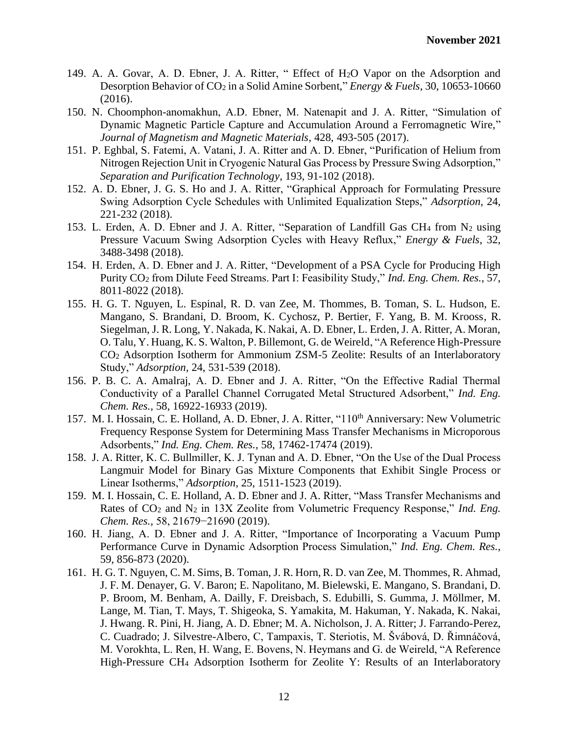149. A. A. Govar, A. D. Ebner, J. A. Ritter, " Effect of $H_2O$ Vapor on the Adsorption and Desorption Behavior of $CO_2$ in a Solid Amine Sorbent," *Energy & Fuels*, 30, 10653-10660 (2016).
150. N. Choomphon-anomakhun, A.D. Ebner, M. Natenapit and J. A. Ritter, "Simulation of Dynamic Magnetic Particle Capture and Accumulation Around a Ferromagnetic Wire," *Journal of Magnetism and Magnetic Materials*, 428, 493-505 (2017).
151. P. Eghbal, S. Fatemi, A. Vatani, J. A. Ritter and A. D. Ebner, "Purification of Helium from Nitrogen Rejection Unit in Cryogenic Natural Gas Process by Pressure Swing Adsorption," *Separation and Purification Technology*, 193, 91-102 (2018).
152. A. D. Ebner, J. G. S. Ho and J. A. Ritter, "Graphical Approach for Formulating Pressure Swing Adsorption Cycle Schedules with Unlimited Equalization Steps," *Adsorption*, 24, 221-232 (2018).
153. L. Erden, A. D. Ebner and J. A. Ritter, "Separation of Landfill Gas $CH_4$ from $N_2$ using Pressure Vacuum Swing Adsorption Cycles with Heavy Reflux," *Energy & Fuels*, 32, 3488-3498 (2018).
154. H. Erden, A. D. Ebner and J. A. Ritter, "Development of a PSA Cycle for Producing High Purity $CO_2$ from Dilute Feed Streams. Part I: Feasibility Study," *Ind. Eng. Chem. Res.*, 57, 8011-8022 (2018).
155. H. G. T. Nguyen, L. Espinal, R. D. van Zee, M. Thommes, B. Toman, S. L. Hudson, E. Mangano, S. Brandani, D. Broom, K. Cychosz, P. Bertier, F. Yang, B. M. Krooss, R. Siegelman, J. R. Long, Y. Nakada, K. Nakai, A. D. Ebner, L. Erden, J. A. Ritter, A. Moran, O. Talu, Y. Huang, K. S. Walton, P. Billemont, G. de Weireld, "A Reference High-Pressure $CO_2$ Adsorption Isotherm for Ammonium ZSM-5 Zeolite: Results of an Interlaboratory Study," *Adsorption*, 24, 531-539 (2018).
156. P. B. C. A. Amalraj, A. D. Ebner and J. A. Ritter, "On the Effective Radial Thermal Conductivity of a Parallel Channel Corrugated Metal Structured Adsorbent," *Ind. Eng. Chem. Res.*, 58, 16922-16933 (2019).
157. M. I. Hossain, C. E. Holland, A. D. Ebner, J. A. Ritter, "110$^{th}$ Anniversary: New Volumetric Frequency Response System for Determining Mass Transfer Mechanisms in Microporous Adsorbents," *Ind. Eng. Chem. Res.*, 58, 17462-17474 (2019).
158. J. A. Ritter, K. C. Bullmiller, K. J. Tynan and A. D. Ebner, "On the Use of the Dual Process Langmuir Model for Binary Gas Mixture Components that Exhibit Single Process or Linear Isotherms," *Adsorption*, 25, 1511-1523 (2019).
159. M. I. Hossain, C. E. Holland, A. D. Ebner and J. A. Ritter, "Mass Transfer Mechanisms and Rates of $CO_2$ and $N_2$ in 13X Zeolite from Volumetric Frequency Response," *Ind. Eng. Chem. Res.*, 58, 21679−21690 (2019).
160. H. Jiang, A. D. Ebner and J. A. Ritter, "Importance of Incorporating a Vacuum Pump Performance Curve in Dynamic Adsorption Process Simulation," *Ind. Eng. Chem. Res.*, 59, 856-873 (2020).
161. H. G. T. Nguyen, C. M. Sims, B. Toman, J. R. Horn, R. D. van Zee, M. Thommes, R. Ahmad, J. F. M. Denayer, G. V. Baron; E. Napolitano, M. Bielewski, E. Mangano, S. Brandani, D. P. Broom, M. Benham, A. Dailly, F. Dreisbach, S. Edubilli, S. Gumma, J. Möllmer, M. Lange, M. Tian, T. Mays, T. Shigeoka, S. Yamakita, M. Hakuman, Y. Nakada, K. Nakai, J. Hwang. R. Pini, H. Jiang, A. D. Ebner; M. A. Nicholson, J. A. Ritter; J. Farrando-Perez, C. Cuadrado; J. Silvestre-Albero, C, Tampaxis, T. Steriotis, M. Švábová, D. Řimnáčová, M. Vorokhta, L. Ren, H. Wang, E. Bovens, N. Heymans and G. de Weireld, "A Reference High-Pressure $CH_4$ Adsorption Isotherm for Zeolite Y: Results of an Interlaboratory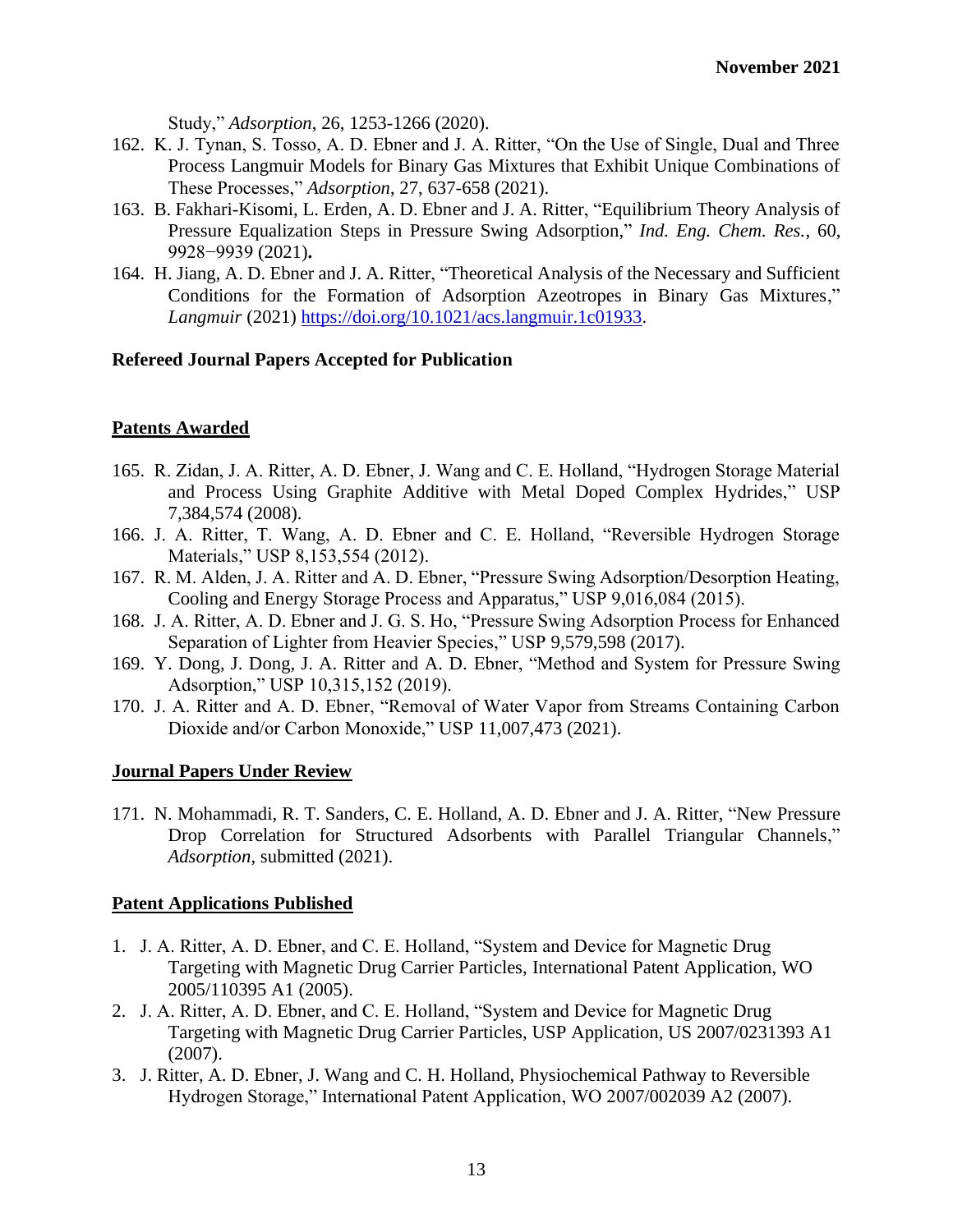Study," *Adsorption*, 26, 1253-1266 (2020).

162. K. J. Tynan, S. Tosso, A. D. Ebner and J. A. Ritter, "On the Use of Single, Dual and Three Process Langmuir Models for Binary Gas Mixtures that Exhibit Unique Combinations of These Processes," *Adsorption*, 27, 637-658 (2021).
163. B. Fakhari-Kisomi, L. Erden, A. D. Ebner and J. A. Ritter, "Equilibrium Theory Analysis of Pressure Equalization Steps in Pressure Swing Adsorption," *Ind. Eng. Chem. Res.*, 60, 9928−9939 (2021).
164. H. Jiang, A. D. Ebner and J. A. Ritter, "Theoretical Analysis of the Necessary and Sufficient Conditions for the Formation of Adsorption Azeotropes in Binary Gas Mixtures," *Langmuir* (2021) https://doi.org/10.1021/acs.langmuir.1c01933.

**Refereed Journal Papers Accepted for Publication**

**Patents Awarded**

165. R. Zidan, J. A. Ritter, A. D. Ebner, J. Wang and C. E. Holland, "Hydrogen Storage Material and Process Using Graphite Additive with Metal Doped Complex Hydrides," USP 7,384,574 (2008).
166. J. A. Ritter, T. Wang, A. D. Ebner and C. E. Holland, "Reversible Hydrogen Storage Materials," USP 8,153,554 (2012).
167. R. M. Alden, J. A. Ritter and A. D. Ebner, "Pressure Swing Adsorption/Desorption Heating, Cooling and Energy Storage Process and Apparatus," USP 9,016,084 (2015).
168. J. A. Ritter, A. D. Ebner and J. G. S. Ho, "Pressure Swing Adsorption Process for Enhanced Separation of Lighter from Heavier Species," USP 9,579,598 (2017).
169. Y. Dong, J. Dong, J. A. Ritter and A. D. Ebner, "Method and System for Pressure Swing Adsorption," USP 10,315,152 (2019).
170. J. A. Ritter and A. D. Ebner, "Removal of Water Vapor from Streams Containing Carbon Dioxide and/or Carbon Monoxide," USP 11,007,473 (2021).

**Journal Papers Under Review**

171. N. Mohammadi, R. T. Sanders, C. E. Holland, A. D. Ebner and J. A. Ritter, "New Pressure Drop Correlation for Structured Adsorbents with Parallel Triangular Channels," *Adsorption*, submitted (2021).

**Patent Applications Published**

1. J. A. Ritter, A. D. Ebner, and C. E. Holland, "System and Device for Magnetic Drug Targeting with Magnetic Drug Carrier Particles, International Patent Application, WO 2005/110395 A1 (2005).
2. J. A. Ritter, A. D. Ebner, and C. E. Holland, "System and Device for Magnetic Drug Targeting with Magnetic Drug Carrier Particles, USP Application, US 2007/0231393 A1 (2007).
3. J. Ritter, A. D. Ebner, J. Wang and C. H. Holland, Physiochemical Pathway to Reversible Hydrogen Storage," International Patent Application, WO 2007/002039 A2 (2007).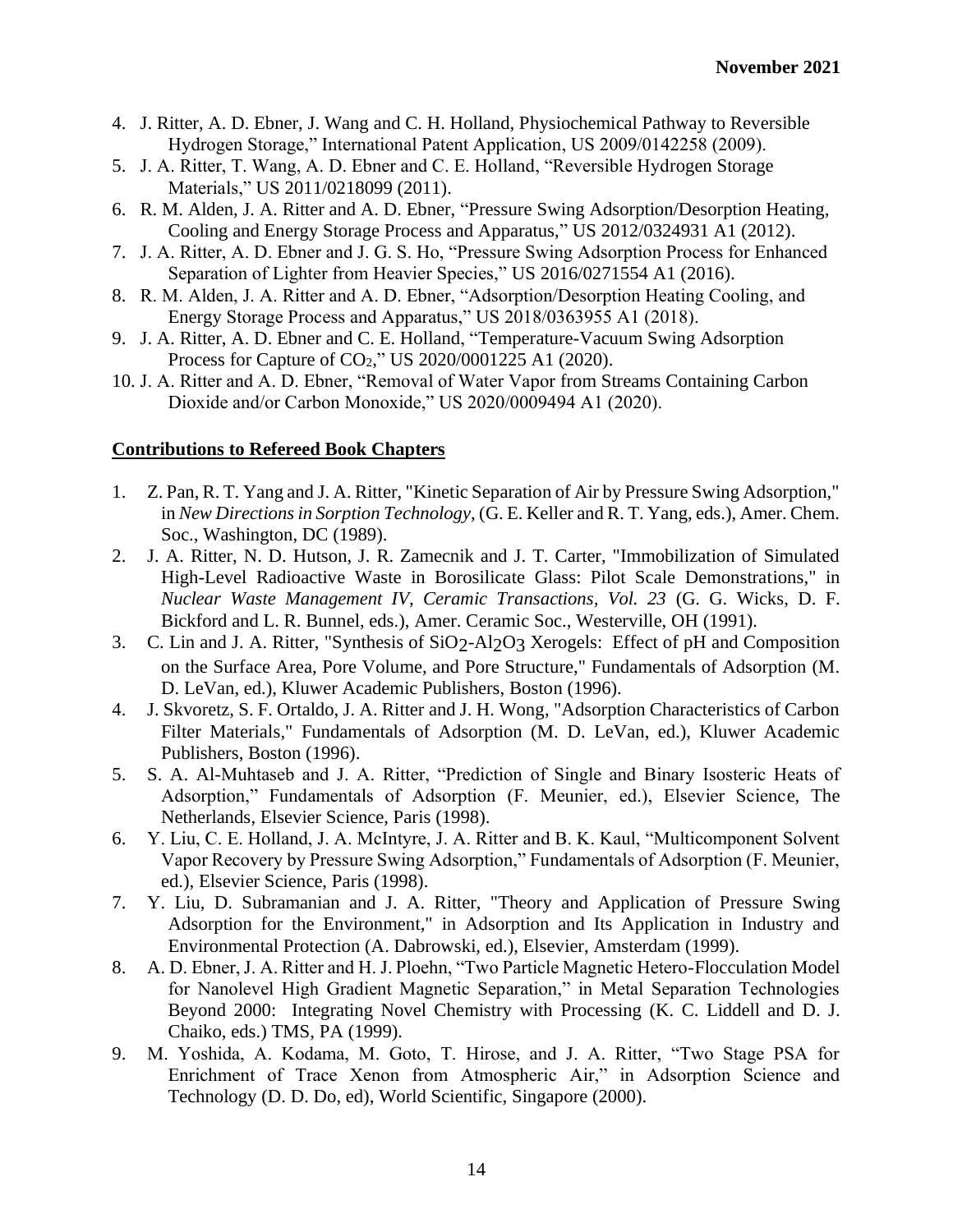4. J. Ritter, A. D. Ebner, J. Wang and C. H. Holland, Physiochemical Pathway to Reversible Hydrogen Storage," International Patent Application, US 2009/0142258 (2009).
5. J. A. Ritter, T. Wang, A. D. Ebner and C. E. Holland, "Reversible Hydrogen Storage Materials," US 2011/0218099 (2011).
6. R. M. Alden, J. A. Ritter and A. D. Ebner, "Pressure Swing Adsorption/Desorption Heating, Cooling and Energy Storage Process and Apparatus," US 2012/0324931 A1 (2012).
7. J. A. Ritter, A. D. Ebner and J. G. S. Ho, "Pressure Swing Adsorption Process for Enhanced Separation of Lighter from Heavier Species," US 2016/0271554 A1 (2016).
8. R. M. Alden, J. A. Ritter and A. D. Ebner, "Adsorption/Desorption Heating Cooling, and Energy Storage Process and Apparatus," US 2018/0363955 A1 (2018).
9. J. A. Ritter, A. D. Ebner and C. E. Holland, "Temperature-Vacuum Swing Adsorption Process for Capture of $CO_2$," US 2020/0001225 A1 (2020).
10. J. A. Ritter and A. D. Ebner, "Removal of Water Vapor from Streams Containing Carbon Dioxide and/or Carbon Monoxide," US 2020/0009494 A1 (2020).

## Contributions to Refereed Book Chapters

1. Z. Pan, R. T. Yang and J. A. Ritter, "Kinetic Separation of Air by Pressure Swing Adsorption," in *New Directions in Sorption Technology*, (G. E. Keller and R. T. Yang, eds.), Amer. Chem. Soc., Washington, DC (1989).
2. J. A. Ritter, N. D. Hutson, J. R. Zamecnik and J. T. Carter, "Immobilization of Simulated High-Level Radioactive Waste in Borosilicate Glass: Pilot Scale Demonstrations," in *Nuclear Waste Management IV, Ceramic Transactions, Vol. 23* (G. G. Wicks, D. F. Bickford and L. R. Bunnel, eds.), Amer. Ceramic Soc., Westerville, OH (1991).
3. C. Lin and J. A. Ritter, "Synthesis of $SiO_2$-$Al_2O_3$ Xerogels: Effect of pH and Composition on the Surface Area, Pore Volume, and Pore Structure," Fundamentals of Adsorption (M. D. LeVan, ed.), Kluwer Academic Publishers, Boston (1996).
4. J. Skvoretz, S. F. Ortaldo, J. A. Ritter and J. H. Wong, "Adsorption Characteristics of Carbon Filter Materials," Fundamentals of Adsorption (M. D. LeVan, ed.), Kluwer Academic Publishers, Boston (1996).
5. S. A. Al-Muhtaseb and J. A. Ritter, "Prediction of Single and Binary Isosteric Heats of Adsorption," Fundamentals of Adsorption (F. Meunier, ed.), Elsevier Science, The Netherlands, Elsevier Science, Paris (1998).
6. Y. Liu, C. E. Holland, J. A. McIntyre, J. A. Ritter and B. K. Kaul, "Multicomponent Solvent Vapor Recovery by Pressure Swing Adsorption," Fundamentals of Adsorption (F. Meunier, ed.), Elsevier Science, Paris (1998).
7. Y. Liu, D. Subramanian and J. A. Ritter, "Theory and Application of Pressure Swing Adsorption for the Environment," in Adsorption and Its Application in Industry and Environmental Protection (A. Dabrowski, ed.), Elsevier, Amsterdam (1999).
8. A. D. Ebner, J. A. Ritter and H. J. Ploehn, "Two Particle Magnetic Hetero-Flocculation Model for Nanolevel High Gradient Magnetic Separation," in Metal Separation Technologies Beyond 2000: Integrating Novel Chemistry with Processing (K. C. Liddell and D. J. Chaiko, eds.) TMS, PA (1999).
9. M. Yoshida, A. Kodama, M. Goto, T. Hirose, and J. A. Ritter, "Two Stage PSA for Enrichment of Trace Xenon from Atmospheric Air," in Adsorption Science and Technology (D. D. Do, ed), World Scientific, Singapore (2000).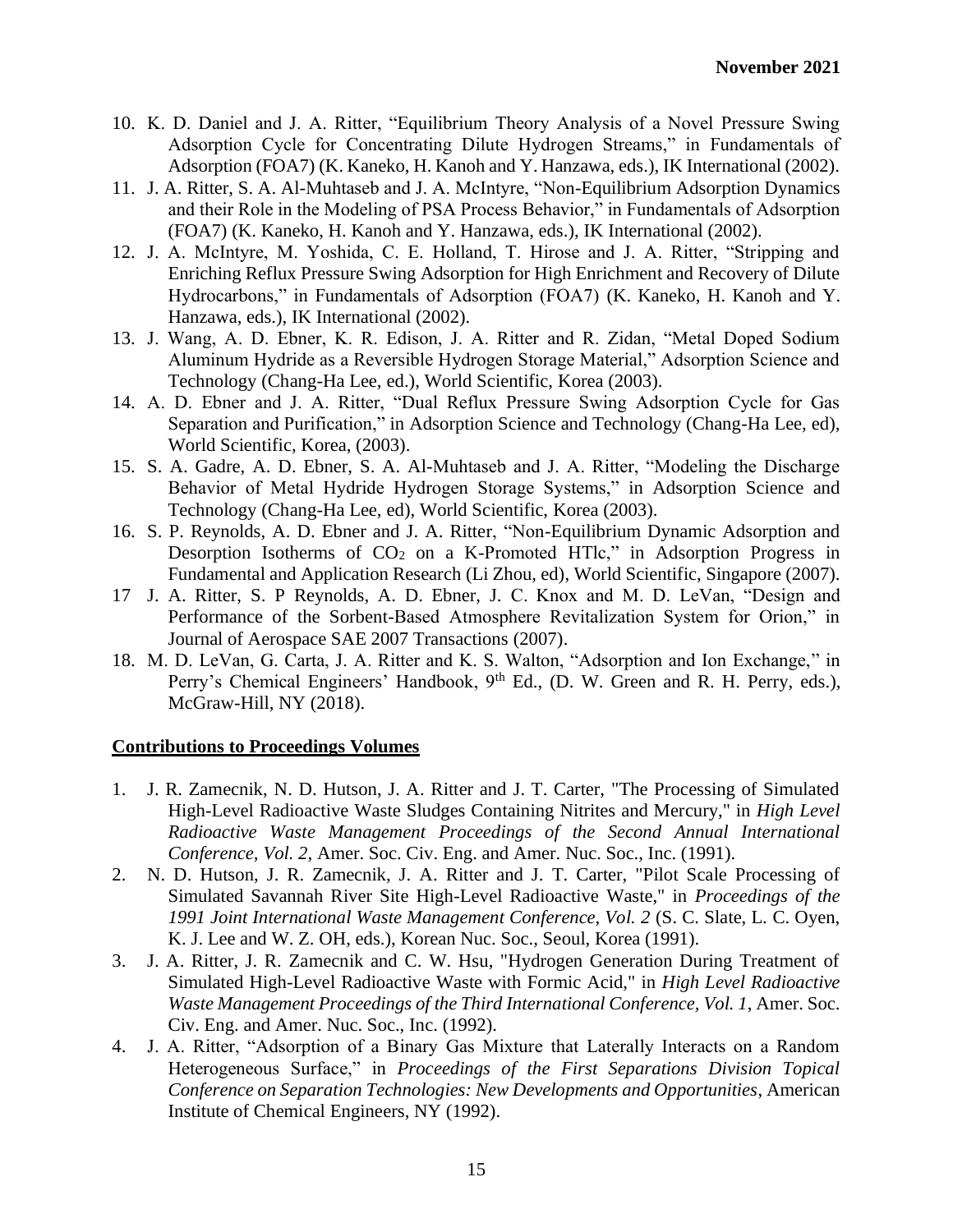10. K. D. Daniel and J. A. Ritter, "Equilibrium Theory Analysis of a Novel Pressure Swing Adsorption Cycle for Concentrating Dilute Hydrogen Streams," in Fundamentals of Adsorption (FOA7) (K. Kaneko, H. Kanoh and Y. Hanzawa, eds.), IK International (2002).
11. J. A. Ritter, S. A. Al-Muhtaseb and J. A. McIntyre, "Non-Equilibrium Adsorption Dynamics and their Role in the Modeling of PSA Process Behavior," in Fundamentals of Adsorption (FOA7) (K. Kaneko, H. Kanoh and Y. Hanzawa, eds.), IK International (2002).
12. J. A. McIntyre, M. Yoshida, C. E. Holland, T. Hirose and J. A. Ritter, "Stripping and Enriching Reflux Pressure Swing Adsorption for High Enrichment and Recovery of Dilute Hydrocarbons," in Fundamentals of Adsorption (FOA7) (K. Kaneko, H. Kanoh and Y. Hanzawa, eds.), IK International (2002).
13. J. Wang, A. D. Ebner, K. R. Edison, J. A. Ritter and R. Zidan, "Metal Doped Sodium Aluminum Hydride as a Reversible Hydrogen Storage Material," Adsorption Science and Technology (Chang-Ha Lee, ed.), World Scientific, Korea (2003).
14. A. D. Ebner and J. A. Ritter, "Dual Reflux Pressure Swing Adsorption Cycle for Gas Separation and Purification," in Adsorption Science and Technology (Chang-Ha Lee, ed), World Scientific, Korea, (2003).
15. S. A. Gadre, A. D. Ebner, S. A. Al-Muhtaseb and J. A. Ritter, "Modeling the Discharge Behavior of Metal Hydride Hydrogen Storage Systems," in Adsorption Science and Technology (Chang-Ha Lee, ed), World Scientific, Korea (2003).
16. S. P. Reynolds, A. D. Ebner and J. A. Ritter, "Non-Equilibrium Dynamic Adsorption and Desorption Isotherms of $CO_2$ on a K-Promoted HTlc," in Adsorption Progress in Fundamental and Application Research (Li Zhou, ed), World Scientific, Singapore (2007).
17. J. A. Ritter, S. P Reynolds, A. D. Ebner, J. C. Knox and M. D. LeVan, "Design and Performance of the Sorbent-Based Atmosphere Revitalization System for Orion," in Journal of Aerospace SAE 2007 Transactions (2007).
18. M. D. LeVan, G. Carta, J. A. Ritter and K. S. Walton, "Adsorption and Ion Exchange," in Perry's Chemical Engineers' Handbook, 9$^{th}$ Ed., (D. W. Green and R. H. Perry, eds.), McGraw-Hill, NY (2018).

## Contributions to Proceedings Volumes

1. J. R. Zamecnik, N. D. Hutson, J. A. Ritter and J. T. Carter, "The Processing of Simulated High-Level Radioactive Waste Sludges Containing Nitrites and Mercury," in *High Level Radioactive Waste Management Proceedings of the Second Annual International Conference, Vol. 2*, Amer. Soc. Civ. Eng. and Amer. Nuc. Soc., Inc. (1991).
2. N. D. Hutson, J. R. Zamecnik, J. A. Ritter and J. T. Carter, "Pilot Scale Processing of Simulated Savannah River Site High-Level Radioactive Waste," in *Proceedings of the 1991 Joint International Waste Management Conference, Vol. 2* (S. C. Slate, L. C. Oyen, K. J. Lee and W. Z. OH, eds.), Korean Nuc. Soc., Seoul, Korea (1991).
3. J. A. Ritter, J. R. Zamecnik and C. W. Hsu, "Hydrogen Generation During Treatment of Simulated High-Level Radioactive Waste with Formic Acid," in *High Level Radioactive Waste Management Proceedings of the Third International Conference, Vol. 1*, Amer. Soc. Civ. Eng. and Amer. Nuc. Soc., Inc. (1992).
4. J. A. Ritter, "Adsorption of a Binary Gas Mixture that Laterally Interacts on a Random Heterogeneous Surface," in *Proceedings of the First Separations Division Topical Conference on Separation Technologies: New Developments and Opportunities*, American Institute of Chemical Engineers, NY (1992).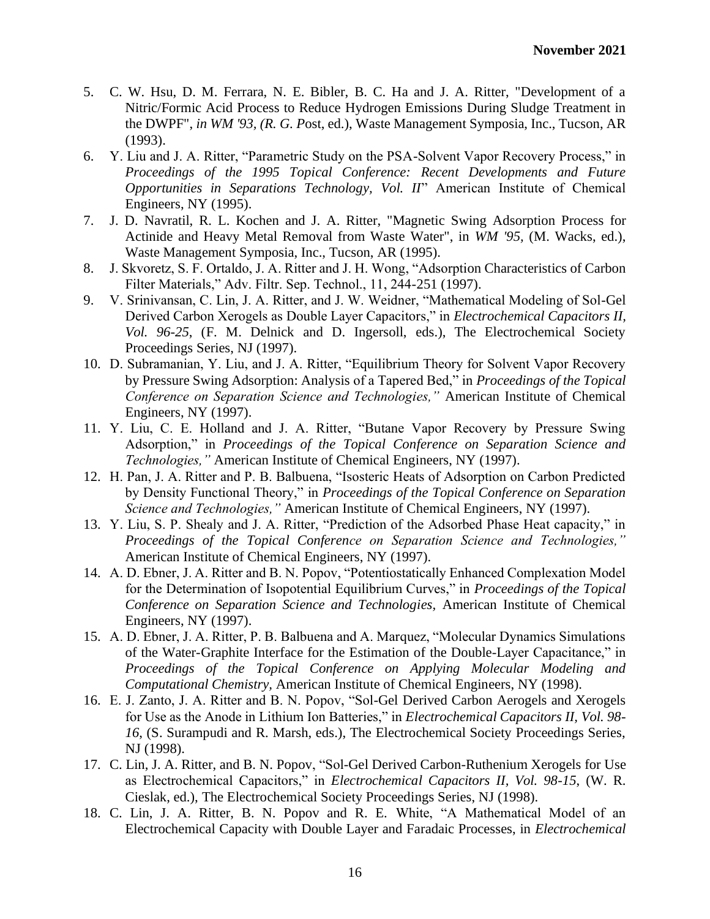5. C. W. Hsu, D. M. Ferrara, N. E. Bibler, B. C. Ha and J. A. Ritter, "Development of a Nitric/Formic Acid Process to Reduce Hydrogen Emissions During Sludge Treatment in the DWPF", *in WM '93, (R. G. P*ost, ed.), Waste Management Symposia, Inc., Tucson, AR (1993).
6. Y. Liu and J. A. Ritter, "Parametric Study on the PSA-Solvent Vapor Recovery Process," in *Proceedings of the 1995 Topical Conference: Recent Developments and Future Opportunities in Separations Technology, Vol. II*" American Institute of Chemical Engineers, NY (1995).
7. J. D. Navratil, R. L. Kochen and J. A. Ritter, "Magnetic Swing Adsorption Process for Actinide and Heavy Metal Removal from Waste Water", in *WM '95*, (M. Wacks, ed.), Waste Management Symposia, Inc., Tucson, AR (1995).
8. J. Skvoretz, S. F. Ortaldo, J. A. Ritter and J. H. Wong, "Adsorption Characteristics of Carbon Filter Materials," Adv. Filtr. Sep. Technol., 11, 244-251 (1997).
9. V. Srinivansan, C. Lin, J. A. Ritter, and J. W. Weidner, "Mathematical Modeling of Sol-Gel Derived Carbon Xerogels as Double Layer Capacitors," in *Electrochemical Capacitors II, Vol. 96-25*, (F. M. Delnick and D. Ingersoll, eds.), The Electrochemical Society Proceedings Series, NJ (1997).
10. D. Subramanian, Y. Liu, and J. A. Ritter, "Equilibrium Theory for Solvent Vapor Recovery by Pressure Swing Adsorption: Analysis of a Tapered Bed," in *Proceedings of the Topical Conference on Separation Science and Technologies,"* American Institute of Chemical Engineers, NY (1997).
11. Y. Liu, C. E. Holland and J. A. Ritter, "Butane Vapor Recovery by Pressure Swing Adsorption," in *Proceedings of the Topical Conference on Separation Science and Technologies,"* American Institute of Chemical Engineers, NY (1997).
12. H. Pan, J. A. Ritter and P. B. Balbuena, "Isosteric Heats of Adsorption on Carbon Predicted by Density Functional Theory," in *Proceedings of the Topical Conference on Separation Science and Technologies,"* American Institute of Chemical Engineers, NY (1997).
13. Y. Liu, S. P. Shealy and J. A. Ritter, "Prediction of the Adsorbed Phase Heat capacity," in *Proceedings of the Topical Conference on Separation Science and Technologies,"* American Institute of Chemical Engineers, NY (1997).
14. A. D. Ebner, J. A. Ritter and B. N. Popov, "Potentiostatically Enhanced Complexation Model for the Determination of Isopotential Equilibrium Curves," in *Proceedings of the Topical Conference on Separation Science and Technologies,* American Institute of Chemical Engineers, NY (1997).
15. A. D. Ebner, J. A. Ritter, P. B. Balbuena and A. Marquez, "Molecular Dynamics Simulations of the Water-Graphite Interface for the Estimation of the Double-Layer Capacitance," in *Proceedings of the Topical Conference on Applying Molecular Modeling and Computational Chemistry,* American Institute of Chemical Engineers, NY (1998).
16. E. J. Zanto, J. A. Ritter and B. N. Popov, "Sol-Gel Derived Carbon Aerogels and Xerogels for Use as the Anode in Lithium Ion Batteries," in *Electrochemical Capacitors II, Vol. 98-16*, (S. Surampudi and R. Marsh, eds.), The Electrochemical Society Proceedings Series, NJ (1998).
17. C. Lin, J. A. Ritter, and B. N. Popov, "Sol-Gel Derived Carbon-Ruthenium Xerogels for Use as Electrochemical Capacitors," in *Electrochemical Capacitors II, Vol. 98-15*, (W. R. Cieslak, ed.), The Electrochemical Society Proceedings Series, NJ (1998).
18. C. Lin, J. A. Ritter, B. N. Popov and R. E. White, "A Mathematical Model of an Electrochemical Capacity with Double Layer and Faradaic Processes, in *Electrochemical*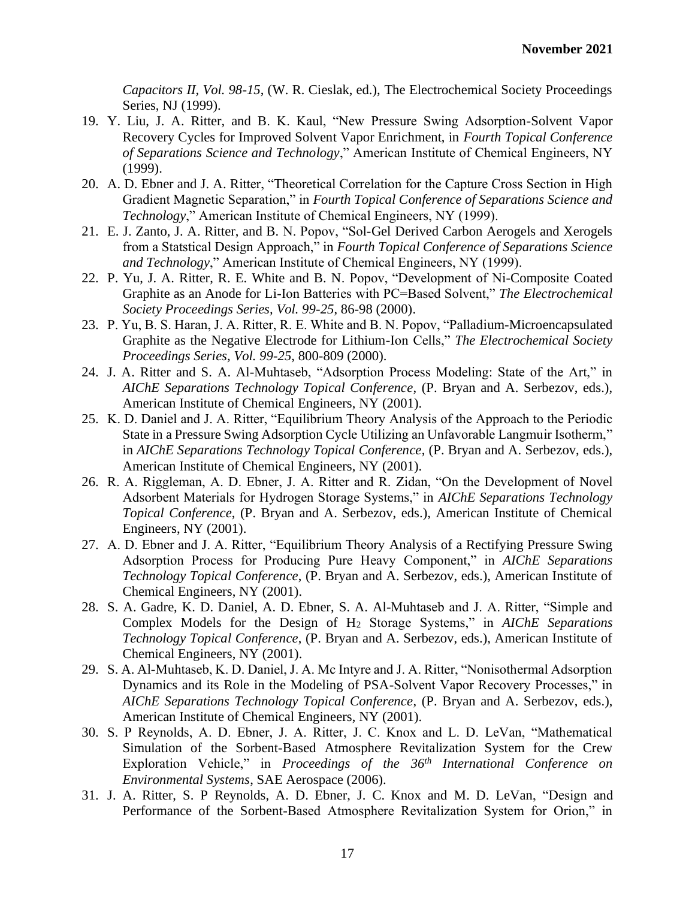*Capacitors II, Vol. 98-15*, (W. R. Cieslak, ed.), The Electrochemical Society Proceedings Series, NJ (1999).

19. Y. Liu, J. A. Ritter, and B. K. Kaul, "New Pressure Swing Adsorption-Solvent Vapor Recovery Cycles for Improved Solvent Vapor Enrichment, in *Fourth Topical Conference of Separations Science and Technology*," American Institute of Chemical Engineers, NY (1999).
20. A. D. Ebner and J. A. Ritter, "Theoretical Correlation for the Capture Cross Section in High Gradient Magnetic Separation," in *Fourth Topical Conference of Separations Science and Technology*," American Institute of Chemical Engineers, NY (1999).
21. E. J. Zanto, J. A. Ritter, and B. N. Popov, "Sol-Gel Derived Carbon Aerogels and Xerogels from a Statstical Design Approach," in *Fourth Topical Conference of Separations Science and Technology*," American Institute of Chemical Engineers, NY (1999).
22. P. Yu, J. A. Ritter, R. E. White and B. N. Popov, "Development of Ni-Composite Coated Graphite as an Anode for Li-Ion Batteries with PC=Based Solvent," *The Electrochemical Society Proceedings Series, Vol. 99-25*, 86-98 (2000).
23. P. Yu, B. S. Haran, J. A. Ritter, R. E. White and B. N. Popov, "Palladium-Microencapsulated Graphite as the Negative Electrode for Lithium-Ion Cells," *The Electrochemical Society Proceedings Series*, *Vol. 99-25*, 800-809 (2000).
24. J. A. Ritter and S. A. Al-Muhtaseb, "Adsorption Process Modeling: State of the Art," in *AIChE Separations Technology Topical Conference*, (P. Bryan and A. Serbezov, eds.), American Institute of Chemical Engineers, NY (2001).
25. K. D. Daniel and J. A. Ritter, "Equilibrium Theory Analysis of the Approach to the Periodic State in a Pressure Swing Adsorption Cycle Utilizing an Unfavorable Langmuir Isotherm," in *AIChE Separations Technology Topical Conference*, (P. Bryan and A. Serbezov, eds.), American Institute of Chemical Engineers, NY (2001).
26. R. A. Riggleman, A. D. Ebner, J. A. Ritter and R. Zidan, "On the Development of Novel Adsorbent Materials for Hydrogen Storage Systems," in *AIChE Separations Technology Topical Conference*, (P. Bryan and A. Serbezov, eds.), American Institute of Chemical Engineers, NY (2001).
27. A. D. Ebner and J. A. Ritter, "Equilibrium Theory Analysis of a Rectifying Pressure Swing Adsorption Process for Producing Pure Heavy Component," in *AIChE Separations Technology Topical Conference*, (P. Bryan and A. Serbezov, eds.), American Institute of Chemical Engineers, NY (2001).
28. S. A. Gadre, K. D. Daniel, A. D. Ebner, S. A. Al-Muhtaseb and J. A. Ritter, "Simple and Complex Models for the Design of $H_2$ Storage Systems," in *AIChE Separations Technology Topical Conference*, (P. Bryan and A. Serbezov, eds.), American Institute of Chemical Engineers, NY (2001).
29. S. A. Al-Muhtaseb, K. D. Daniel, J. A. Mc Intyre and J. A. Ritter, "Nonisothermal Adsorption Dynamics and its Role in the Modeling of PSA-Solvent Vapor Recovery Processes," in *AIChE Separations Technology Topical Conference*, (P. Bryan and A. Serbezov, eds.), American Institute of Chemical Engineers, NY (2001).
30. S. P Reynolds, A. D. Ebner, J. A. Ritter, J. C. Knox and L. D. LeVan, "Mathematical Simulation of the Sorbent-Based Atmosphere Revitalization System for the Crew Exploration Vehicle," in *Proceedings of the 36$^{th}$ International Conference on Environmental Systems*, SAE Aerospace (2006).
31. J. A. Ritter, S. P Reynolds, A. D. Ebner, J. C. Knox and M. D. LeVan, "Design and Performance of the Sorbent-Based Atmosphere Revitalization System for Orion," in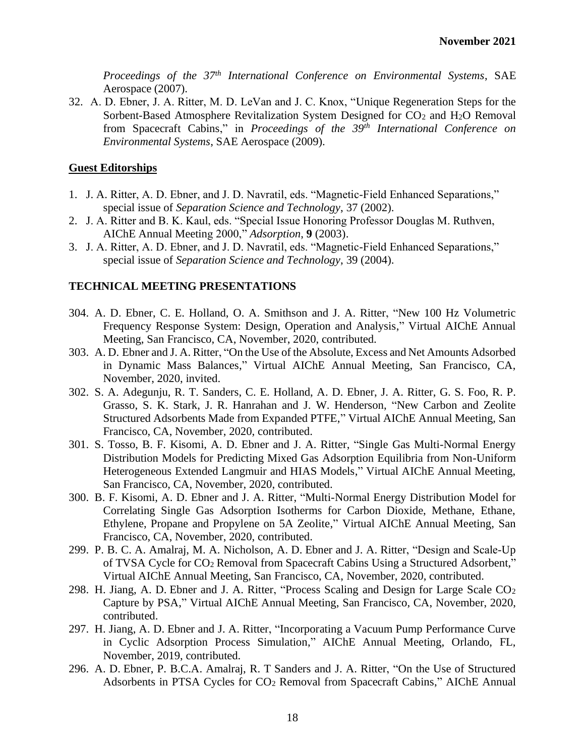*Proceedings of the 37th International Conference on Environmental Systems*, SAE Aerospace (2007).

32. A. D. Ebner, J. A. Ritter, M. D. LeVan and J. C. Knox, "Unique Regeneration Steps for the Sorbent-Based Atmosphere Revitalization System Designed for $CO_2$ and $H_2O$ Removal from Spacecraft Cabins," in *Proceedings of the 39th International Conference on Environmental Systems*, SAE Aerospace (2009).

## Guest Editorships

1. J. A. Ritter, A. D. Ebner, and J. D. Navratil, eds. "Magnetic-Field Enhanced Separations," special issue of *Separation Science and Technology*, 37 (2002).
2. J. A. Ritter and B. K. Kaul, eds. "Special Issue Honoring Professor Douglas M. Ruthven, AIChE Annual Meeting 2000," *Adsorption*, **9** (2003).
3. J. A. Ritter, A. D. Ebner, and J. D. Navratil, eds. "Magnetic-Field Enhanced Separations," special issue of *Separation Science and Technology*, 39 (2004).

## TECHNICAL MEETING PRESENTATIONS

304. A. D. Ebner, C. E. Holland, O. A. Smithson and J. A. Ritter, "New 100 Hz Volumetric Frequency Response System: Design, Operation and Analysis," Virtual AIChE Annual Meeting, San Francisco, CA, November, 2020, contributed.

303. A. D. Ebner and J. A. Ritter, "On the Use of the Absolute, Excess and Net Amounts Adsorbed in Dynamic Mass Balances," Virtual AIChE Annual Meeting, San Francisco, CA, November, 2020, invited.

302. S. A. Adegunju, R. T. Sanders, C. E. Holland, A. D. Ebner, J. A. Ritter, G. S. Foo, R. P. Grasso, S. K. Stark, J. R. Hanrahan and J. W. Henderson, "New Carbon and Zeolite Structured Adsorbents Made from Expanded PTFE," Virtual AIChE Annual Meeting, San Francisco, CA, November, 2020, contributed.

301. S. Tosso, B. F. Kisomi, A. D. Ebner and J. A. Ritter, "Single Gas Multi-Normal Energy Distribution Models for Predicting Mixed Gas Adsorption Equilibria from Non-Uniform Heterogeneous Extended Langmuir and HIAS Models," Virtual AIChE Annual Meeting, San Francisco, CA, November, 2020, contributed.

300. B. F. Kisomi, A. D. Ebner and J. A. Ritter, "Multi-Normal Energy Distribution Model for Correlating Single Gas Adsorption Isotherms for Carbon Dioxide, Methane, Ethane, Ethylene, Propane and Propylene on 5A Zeolite," Virtual AIChE Annual Meeting, San Francisco, CA, November, 2020, contributed.

299. P. B. C. A. Amalraj, M. A. Nicholson, A. D. Ebner and J. A. Ritter, "Design and Scale-Up of TVSA Cycle for $CO_2$ Removal from Spacecraft Cabins Using a Structured Adsorbent," Virtual AIChE Annual Meeting, San Francisco, CA, November, 2020, contributed.

298. H. Jiang, A. D. Ebner and J. A. Ritter, "Process Scaling and Design for Large Scale $CO_2$ Capture by PSA," Virtual AIChE Annual Meeting, San Francisco, CA, November, 2020, contributed.

297. H. Jiang, A. D. Ebner and J. A. Ritter, "Incorporating a Vacuum Pump Performance Curve in Cyclic Adsorption Process Simulation," AIChE Annual Meeting, Orlando, FL, November, 2019, contributed.

296. A. D. Ebner, P. B.C.A. Amalraj, R. T Sanders and J. A. Ritter, "On the Use of Structured Adsorbents in PTSA Cycles for $CO_2$ Removal from Spacecraft Cabins," AIChE Annual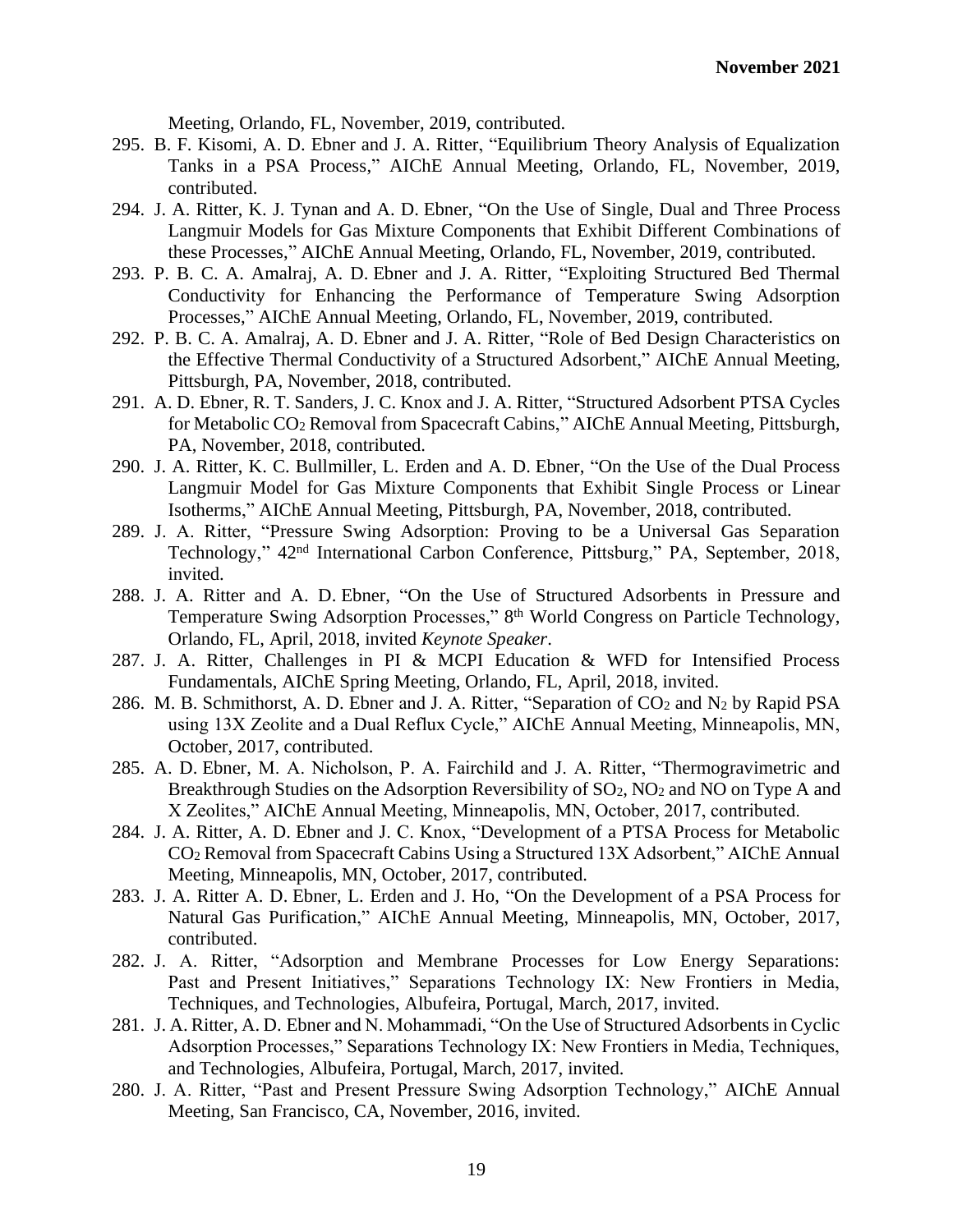Meeting, Orlando, FL, November, 2019, contributed.

295. B. F. Kisomi, A. D. Ebner and J. A. Ritter, “Equilibrium Theory Analysis of Equalization Tanks in a PSA Process,” AIChE Annual Meeting, Orlando, FL, November, 2019, contributed.

294. J. A. Ritter, K. J. Tynan and A. D. Ebner, “On the Use of Single, Dual and Three Process Langmuir Models for Gas Mixture Components that Exhibit Different Combinations of these Processes,” AIChE Annual Meeting, Orlando, FL, November, 2019, contributed.

293. P. B. C. A. Amalraj, A. D. Ebner and J. A. Ritter, “Exploiting Structured Bed Thermal Conductivity for Enhancing the Performance of Temperature Swing Adsorption Processes,” AIChE Annual Meeting, Orlando, FL, November, 2019, contributed.

292. P. B. C. A. Amalraj, A. D. Ebner and J. A. Ritter, “Role of Bed Design Characteristics on the Effective Thermal Conductivity of a Structured Adsorbent,” AIChE Annual Meeting, Pittsburgh, PA, November, 2018, contributed.

291. A. D. Ebner, R. T. Sanders, J. C. Knox and J. A. Ritter, “Structured Adsorbent PTSA Cycles for Metabolic $CO_2$ Removal from Spacecraft Cabins,” AIChE Annual Meeting, Pittsburgh, PA, November, 2018, contributed.

290. J. A. Ritter, K. C. Bullmiller, L. Erden and A. D. Ebner, “On the Use of the Dual Process Langmuir Model for Gas Mixture Components that Exhibit Single Process or Linear Isotherms,” AIChE Annual Meeting, Pittsburgh, PA, November, 2018, contributed.

289. J. A. Ritter, “Pressure Swing Adsorption: Proving to be a Universal Gas Separation Technology,” 42nd International Carbon Conference, Pittsburg,” PA, September, 2018, invited.

288. J. A. Ritter and A. D. Ebner, “On the Use of Structured Adsorbents in Pressure and Temperature Swing Adsorption Processes,” 8th World Congress on Particle Technology, Orlando, FL, April, 2018, invited *Keynote Speaker*.

287. J. A. Ritter, Challenges in PI & MCPI Education & WFD for Intensified Process Fundamentals, AIChE Spring Meeting, Orlando, FL, April, 2018, invited.

286. M. B. Schmithorst, A. D. Ebner and J. A. Ritter, “Separation of $CO_2$ and $N_2$ by Rapid PSA using 13X Zeolite and a Dual Reflux Cycle,” AIChE Annual Meeting, Minneapolis, MN, October, 2017, contributed.

285. A. D. Ebner, M. A. Nicholson, P. A. Fairchild and J. A. Ritter, “Thermogravimetric and Breakthrough Studies on the Adsorption Reversibility of $SO_2$, $NO_2$ and NO on Type A and X Zeolites,” AIChE Annual Meeting, Minneapolis, MN, October, 2017, contributed.

284. J. A. Ritter, A. D. Ebner and J. C. Knox, “Development of a PTSA Process for Metabolic $CO_2$ Removal from Spacecraft Cabins Using a Structured 13X Adsorbent,” AIChE Annual Meeting, Minneapolis, MN, October, 2017, contributed.

283. J. A. Ritter A. D. Ebner, L. Erden and J. Ho, “On the Development of a PSA Process for Natural Gas Purification,” AIChE Annual Meeting, Minneapolis, MN, October, 2017, contributed.

282. J. A. Ritter, “Adsorption and Membrane Processes for Low Energy Separations: Past and Present Initiatives,” Separations Technology IX: New Frontiers in Media, Techniques, and Technologies, Albufeira, Portugal, March, 2017, invited.

281. J. A. Ritter, A. D. Ebner and N. Mohammadi, “On the Use of Structured Adsorbents in Cyclic Adsorption Processes,” Separations Technology IX: New Frontiers in Media, Techniques, and Technologies, Albufeira, Portugal, March, 2017, invited.

280. J. A. Ritter, “Past and Present Pressure Swing Adsorption Technology,” AIChE Annual Meeting, San Francisco, CA, November, 2016, invited.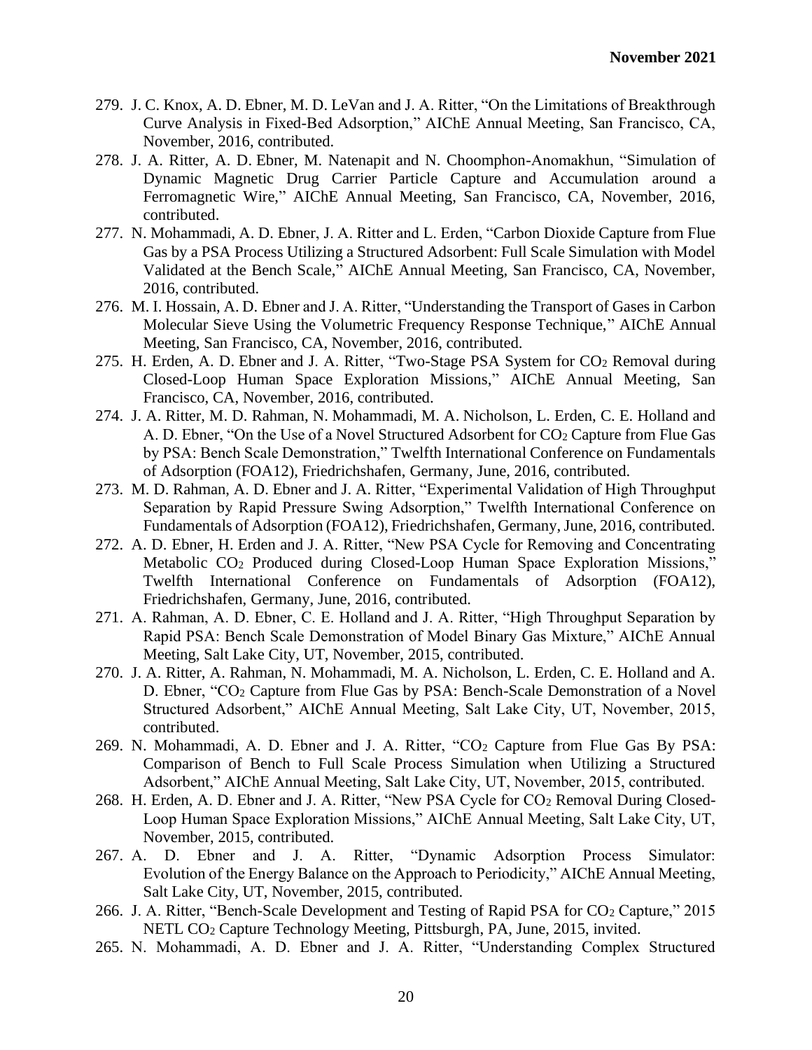279. J. C. Knox, A. D. Ebner, M. D. LeVan and J. A. Ritter, "On the Limitations of Breakthrough Curve Analysis in Fixed-Bed Adsorption," AIChE Annual Meeting, San Francisco, CA, November, 2016, contributed.
278. J. A. Ritter, A. D. Ebner, M. Natenapit and N. Choomphon-Anomakhun, "Simulation of Dynamic Magnetic Drug Carrier Particle Capture and Accumulation around a Ferromagnetic Wire," AIChE Annual Meeting, San Francisco, CA, November, 2016, contributed.
277. N. Mohammadi, A. D. Ebner, J. A. Ritter and L. Erden, "Carbon Dioxide Capture from Flue Gas by a PSA Process Utilizing a Structured Adsorbent: Full Scale Simulation with Model Validated at the Bench Scale," AIChE Annual Meeting, San Francisco, CA, November, 2016, contributed.
276. M. I. Hossain, A. D. Ebner and J. A. Ritter, "Understanding the Transport of Gases in Carbon Molecular Sieve Using the Volumetric Frequency Response Technique," AIChE Annual Meeting, San Francisco, CA, November, 2016, contributed.
275. H. Erden, A. D. Ebner and J. A. Ritter, "Two-Stage PSA System for $CO_2$ Removal during Closed-Loop Human Space Exploration Missions," AIChE Annual Meeting, San Francisco, CA, November, 2016, contributed.
274. J. A. Ritter, M. D. Rahman, N. Mohammadi, M. A. Nicholson, L. Erden, C. E. Holland and A. D. Ebner, "On the Use of a Novel Structured Adsorbent for $CO_2$ Capture from Flue Gas by PSA: Bench Scale Demonstration," Twelfth International Conference on Fundamentals of Adsorption (FOA12), Friedrichshafen, Germany, June, 2016, contributed.
273. M. D. Rahman, A. D. Ebner and J. A. Ritter, "Experimental Validation of High Throughput Separation by Rapid Pressure Swing Adsorption," Twelfth International Conference on Fundamentals of Adsorption (FOA12), Friedrichshafen, Germany, June, 2016, contributed.
272. A. D. Ebner, H. Erden and J. A. Ritter, "New PSA Cycle for Removing and Concentrating Metabolic $CO_2$ Produced during Closed-Loop Human Space Exploration Missions," Twelfth International Conference on Fundamentals of Adsorption (FOA12), Friedrichshafen, Germany, June, 2016, contributed.
271. A. Rahman, A. D. Ebner, C. E. Holland and J. A. Ritter, "High Throughput Separation by Rapid PSA: Bench Scale Demonstration of Model Binary Gas Mixture," AIChE Annual Meeting, Salt Lake City, UT, November, 2015, contributed.
270. J. A. Ritter, A. Rahman, N. Mohammadi, M. A. Nicholson, L. Erden, C. E. Holland and A. D. Ebner, "$CO_2$ Capture from Flue Gas by PSA: Bench-Scale Demonstration of a Novel Structured Adsorbent," AIChE Annual Meeting, Salt Lake City, UT, November, 2015, contributed.
269. N. Mohammadi, A. D. Ebner and J. A. Ritter, "$CO_2$ Capture from Flue Gas By PSA: Comparison of Bench to Full Scale Process Simulation when Utilizing a Structured Adsorbent," AIChE Annual Meeting, Salt Lake City, UT, November, 2015, contributed.
268. H. Erden, A. D. Ebner and J. A. Ritter, "New PSA Cycle for $CO_2$ Removal During Closed-Loop Human Space Exploration Missions," AIChE Annual Meeting, Salt Lake City, UT, November, 2015, contributed.
267. A. D. Ebner and J. A. Ritter, "Dynamic Adsorption Process Simulator: Evolution of the Energy Balance on the Approach to Periodicity," AIChE Annual Meeting, Salt Lake City, UT, November, 2015, contributed.
266. J. A. Ritter, "Bench-Scale Development and Testing of Rapid PSA for $CO_2$ Capture," 2015 NETL $CO_2$ Capture Technology Meeting, Pittsburgh, PA, June, 2015, invited.
265. N. Mohammadi, A. D. Ebner and J. A. Ritter, "Understanding Complex Structured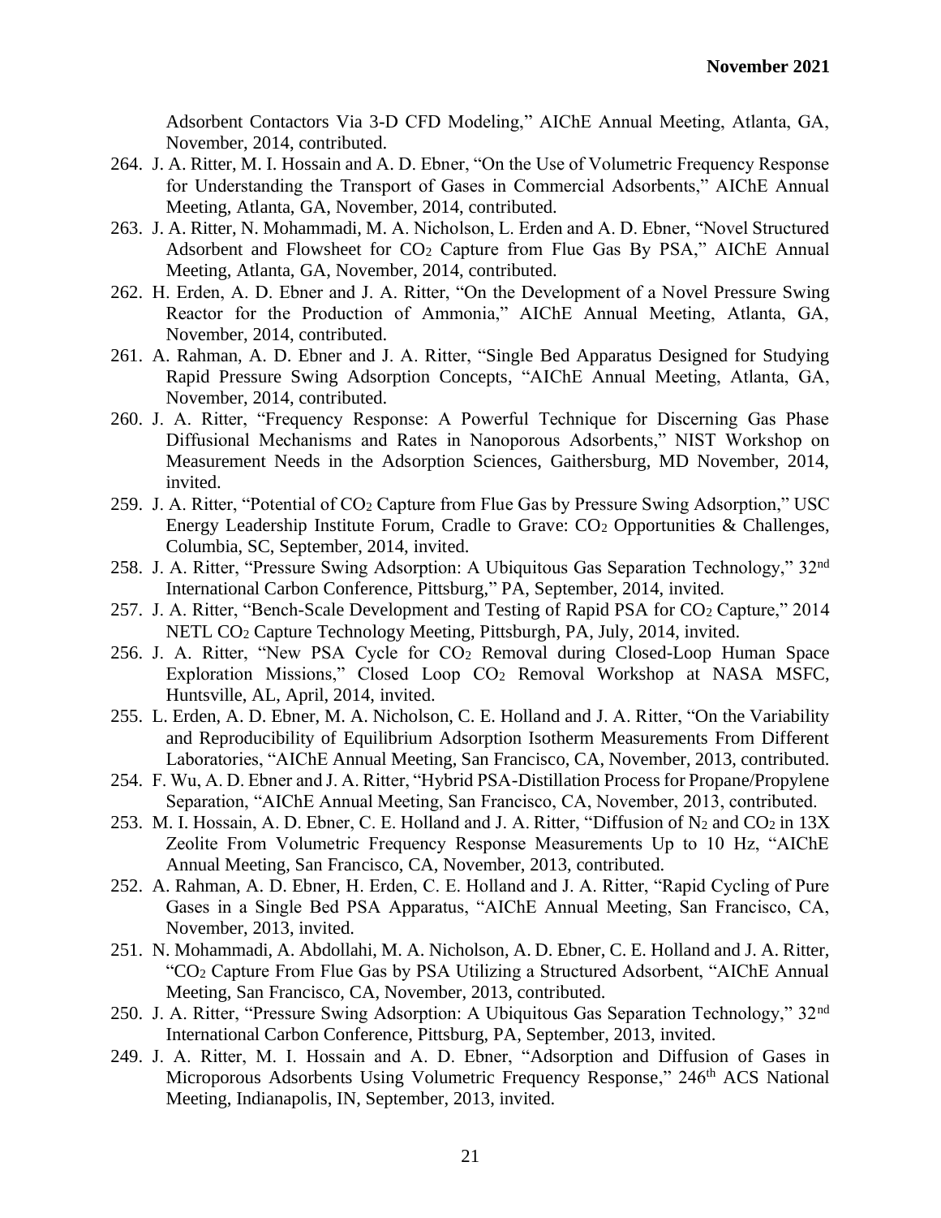Adsorbent Contactors Via 3-D CFD Modeling," AIChE Annual Meeting, Atlanta, GA, November, 2014, contributed.

264. J. A. Ritter, M. I. Hossain and A. D. Ebner, "On the Use of Volumetric Frequency Response for Understanding the Transport of Gases in Commercial Adsorbents," AIChE Annual Meeting, Atlanta, GA, November, 2014, contributed.
263. J. A. Ritter, N. Mohammadi, M. A. Nicholson, L. Erden and A. D. Ebner, "Novel Structured Adsorbent and Flowsheet for $CO_2$ Capture from Flue Gas By PSA," AIChE Annual Meeting, Atlanta, GA, November, 2014, contributed.
262. H. Erden, A. D. Ebner and J. A. Ritter, "On the Development of a Novel Pressure Swing Reactor for the Production of Ammonia," AIChE Annual Meeting, Atlanta, GA, November, 2014, contributed.
261. A. Rahman, A. D. Ebner and J. A. Ritter, "Single Bed Apparatus Designed for Studying Rapid Pressure Swing Adsorption Concepts, "AIChE Annual Meeting, Atlanta, GA, November, 2014, contributed.
260. J. A. Ritter, "Frequency Response: A Powerful Technique for Discerning Gas Phase Diffusional Mechanisms and Rates in Nanoporous Adsorbents," NIST Workshop on Measurement Needs in the Adsorption Sciences, Gaithersburg, MD November, 2014, invited.
259. J. A. Ritter, "Potential of $CO_2$ Capture from Flue Gas by Pressure Swing Adsorption," USC Energy Leadership Institute Forum, Cradle to Grave: $CO_2$ Opportunities & Challenges, Columbia, SC, September, 2014, invited.
258. J. A. Ritter, "Pressure Swing Adsorption: A Ubiquitous Gas Separation Technology," 32nd International Carbon Conference, Pittsburg," PA, September, 2014, invited.
257. J. A. Ritter, "Bench-Scale Development and Testing of Rapid PSA for $CO_2$ Capture," 2014 NETL $CO_2$ Capture Technology Meeting, Pittsburgh, PA, July, 2014, invited.
256. J. A. Ritter, "New PSA Cycle for $CO_2$ Removal during Closed-Loop Human Space Exploration Missions," Closed Loop $CO_2$ Removal Workshop at NASA MSFC, Huntsville, AL, April, 2014, invited.
255. L. Erden, A. D. Ebner, M. A. Nicholson, C. E. Holland and J. A. Ritter, "On the Variability and Reproducibility of Equilibrium Adsorption Isotherm Measurements From Different Laboratories, "AIChE Annual Meeting, San Francisco, CA, November, 2013, contributed.
254. F. Wu, A. D. Ebner and J. A. Ritter, "Hybrid PSA-Distillation Process for Propane/Propylene Separation, "AIChE Annual Meeting, San Francisco, CA, November, 2013, contributed.
253. M. I. Hossain, A. D. Ebner, C. E. Holland and J. A. Ritter, "Diffusion of $N_2$ and $CO_2$ in 13X Zeolite From Volumetric Frequency Response Measurements Up to 10 Hz, "AIChE Annual Meeting, San Francisco, CA, November, 2013, contributed.
252. A. Rahman, A. D. Ebner, H. Erden, C. E. Holland and J. A. Ritter, "Rapid Cycling of Pure Gases in a Single Bed PSA Apparatus, "AIChE Annual Meeting, San Francisco, CA, November, 2013, invited.
251. N. Mohammadi, A. Abdollahi, M. A. Nicholson, A. D. Ebner, C. E. Holland and J. A. Ritter, "$CO_2$ Capture From Flue Gas by PSA Utilizing a Structured Adsorbent, "AIChE Annual Meeting, San Francisco, CA, November, 2013, contributed.
250. J. A. Ritter, "Pressure Swing Adsorption: A Ubiquitous Gas Separation Technology," 32nd International Carbon Conference, Pittsburg, PA, September, 2013, invited.
249. J. A. Ritter, M. I. Hossain and A. D. Ebner, "Adsorption and Diffusion of Gases in Microporous Adsorbents Using Volumetric Frequency Response," 246th ACS National Meeting, Indianapolis, IN, September, 2013, invited.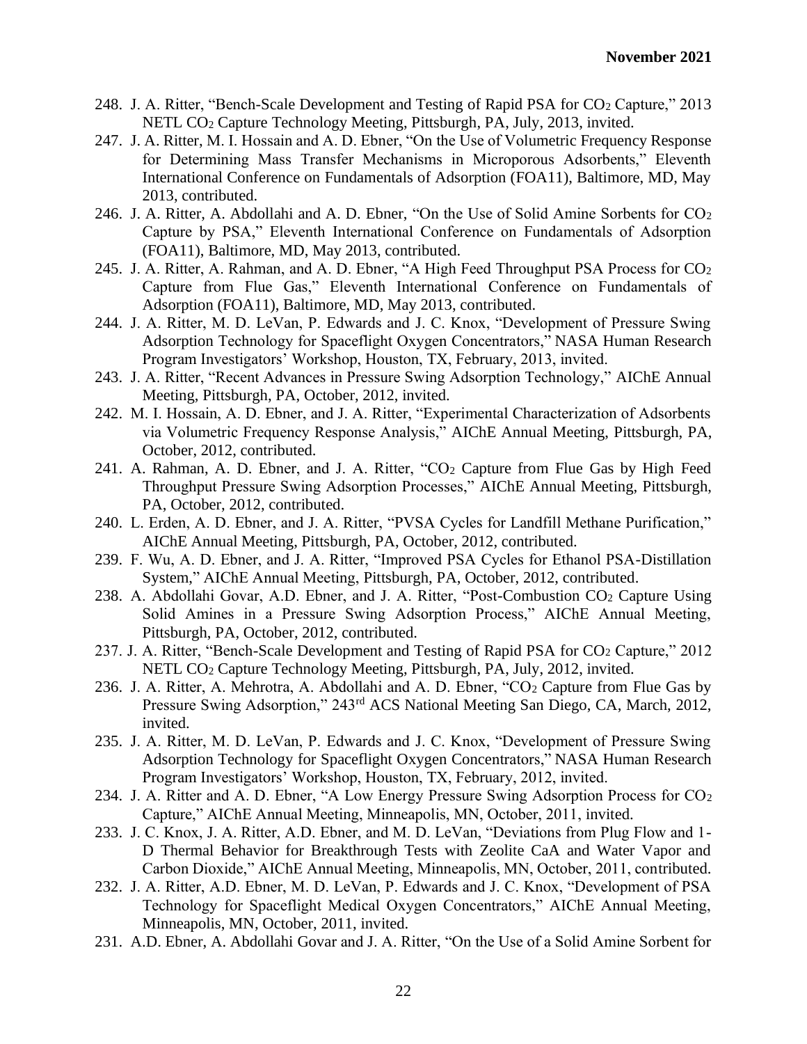248. J. A. Ritter, "Bench-Scale Development and Testing of Rapid PSA for $CO_2$ Capture," 2013 NETL $CO_2$ Capture Technology Meeting, Pittsburgh, PA, July, 2013, invited.
247. J. A. Ritter, M. I. Hossain and A. D. Ebner, "On the Use of Volumetric Frequency Response for Determining Mass Transfer Mechanisms in Microporous Adsorbents," Eleventh International Conference on Fundamentals of Adsorption (FOA11), Baltimore, MD, May 2013, contributed.
246. J. A. Ritter, A. Abdollahi and A. D. Ebner, "On the Use of Solid Amine Sorbents for $CO_2$ Capture by PSA," Eleventh International Conference on Fundamentals of Adsorption (FOA11), Baltimore, MD, May 2013, contributed.
245. J. A. Ritter, A. Rahman, and A. D. Ebner, "A High Feed Throughput PSA Process for $CO_2$ Capture from Flue Gas," Eleventh International Conference on Fundamentals of Adsorption (FOA11), Baltimore, MD, May 2013, contributed.
244. J. A. Ritter, M. D. LeVan, P. Edwards and J. C. Knox, "Development of Pressure Swing Adsorption Technology for Spaceflight Oxygen Concentrators," NASA Human Research Program Investigators' Workshop, Houston, TX, February, 2013, invited.
243. J. A. Ritter, "Recent Advances in Pressure Swing Adsorption Technology," AIChE Annual Meeting, Pittsburgh, PA, October, 2012, invited.
242. M. I. Hossain, A. D. Ebner, and J. A. Ritter, "Experimental Characterization of Adsorbents via Volumetric Frequency Response Analysis," AIChE Annual Meeting, Pittsburgh, PA, October, 2012, contributed.
241. A. Rahman, A. D. Ebner, and J. A. Ritter, "$CO_2$ Capture from Flue Gas by High Feed Throughput Pressure Swing Adsorption Processes," AIChE Annual Meeting, Pittsburgh, PA, October, 2012, contributed.
240. L. Erden, A. D. Ebner, and J. A. Ritter, "PVSA Cycles for Landfill Methane Purification," AIChE Annual Meeting, Pittsburgh, PA, October, 2012, contributed.
239. F. Wu, A. D. Ebner, and J. A. Ritter, "Improved PSA Cycles for Ethanol PSA-Distillation System," AIChE Annual Meeting, Pittsburgh, PA, October, 2012, contributed.
238. A. Abdollahi Govar, A.D. Ebner, and J. A. Ritter, "Post-Combustion $CO_2$ Capture Using Solid Amines in a Pressure Swing Adsorption Process," AIChE Annual Meeting, Pittsburgh, PA, October, 2012, contributed.
237. J. A. Ritter, "Bench-Scale Development and Testing of Rapid PSA for $CO_2$ Capture," 2012 NETL $CO_2$ Capture Technology Meeting, Pittsburgh, PA, July, 2012, invited.
236. J. A. Ritter, A. Mehrotra, A. Abdollahi and A. D. Ebner, "$CO_2$ Capture from Flue Gas by Pressure Swing Adsorption," 243$^{rd}$ ACS National Meeting San Diego, CA, March, 2012, invited.
235. J. A. Ritter, M. D. LeVan, P. Edwards and J. C. Knox, "Development of Pressure Swing Adsorption Technology for Spaceflight Oxygen Concentrators," NASA Human Research Program Investigators' Workshop, Houston, TX, February, 2012, invited.
234. J. A. Ritter and A. D. Ebner, "A Low Energy Pressure Swing Adsorption Process for $CO_2$ Capture," AIChE Annual Meeting, Minneapolis, MN, October, 2011, invited.
233. J. C. Knox, J. A. Ritter, A.D. Ebner, and M. D. LeVan, "Deviations from Plug Flow and 1-D Thermal Behavior for Breakthrough Tests with Zeolite CaA and Water Vapor and Carbon Dioxide," AIChE Annual Meeting, Minneapolis, MN, October, 2011, contributed.
232. J. A. Ritter, A.D. Ebner, M. D. LeVan, P. Edwards and J. C. Knox, "Development of PSA Technology for Spaceflight Medical Oxygen Concentrators," AIChE Annual Meeting, Minneapolis, MN, October, 2011, invited.
231. A.D. Ebner, A. Abdollahi Govar and J. A. Ritter, "On the Use of a Solid Amine Sorbent for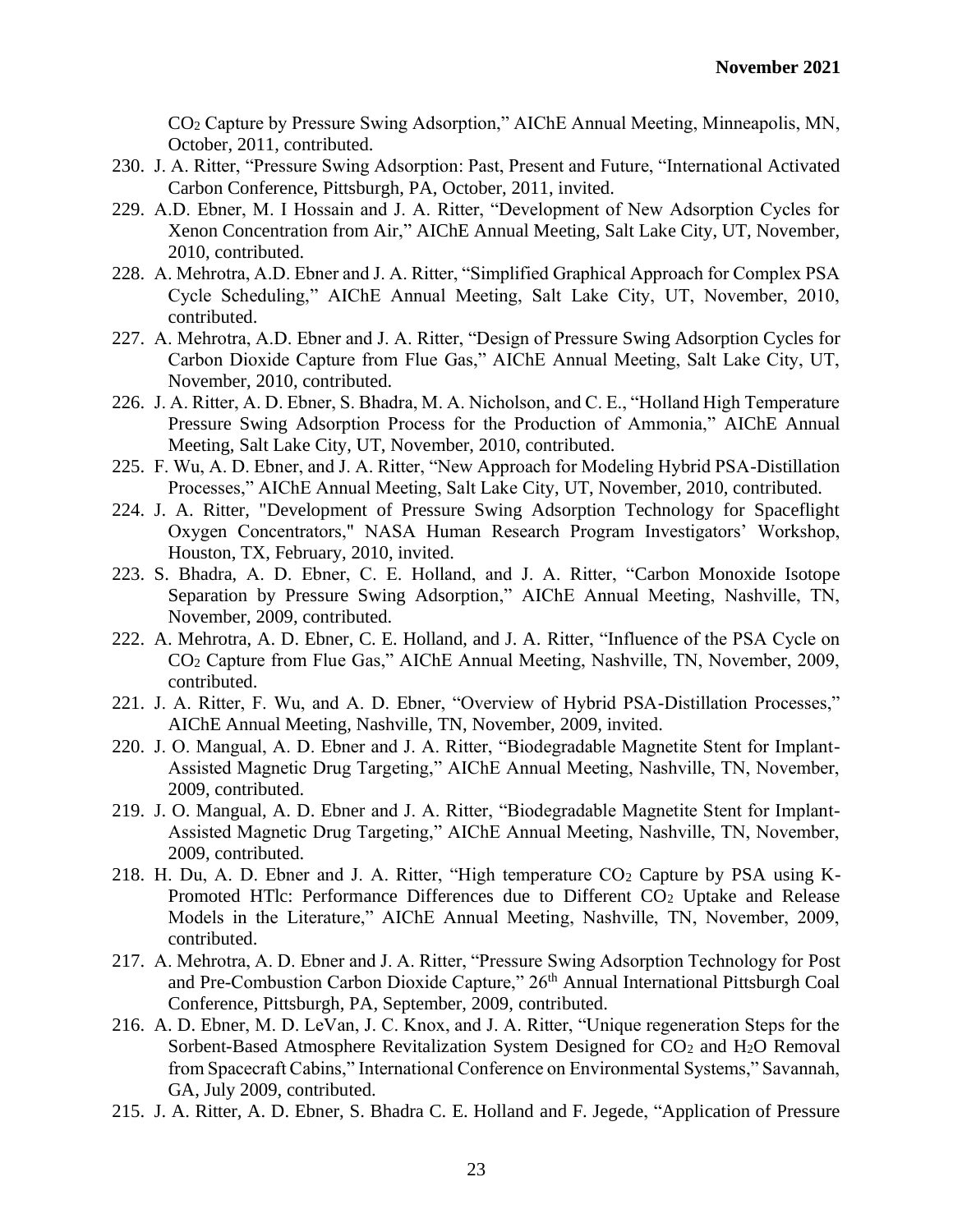$CO_2$ Capture by Pressure Swing Adsorption," AIChE Annual Meeting, Minneapolis, MN, October, 2011, contributed.

230. J. A. Ritter, "Pressure Swing Adsorption: Past, Present and Future, "International Activated Carbon Conference, Pittsburgh, PA, October, 2011, invited.
229. A.D. Ebner, M. I Hossain and J. A. Ritter, "Development of New Adsorption Cycles for Xenon Concentration from Air," AIChE Annual Meeting, Salt Lake City, UT, November, 2010, contributed.
228. A. Mehrotra, A.D. Ebner and J. A. Ritter, "Simplified Graphical Approach for Complex PSA Cycle Scheduling," AIChE Annual Meeting, Salt Lake City, UT, November, 2010, contributed.
227. A. Mehrotra, A.D. Ebner and J. A. Ritter, "Design of Pressure Swing Adsorption Cycles for Carbon Dioxide Capture from Flue Gas," AIChE Annual Meeting, Salt Lake City, UT, November, 2010, contributed.
226. J. A. Ritter, A. D. Ebner, S. Bhadra, M. A. Nicholson, and C. E., "Holland High Temperature Pressure Swing Adsorption Process for the Production of Ammonia," AIChE Annual Meeting, Salt Lake City, UT, November, 2010, contributed.
225. F. Wu, A. D. Ebner, and J. A. Ritter, "New Approach for Modeling Hybrid PSA-Distillation Processes," AIChE Annual Meeting, Salt Lake City, UT, November, 2010, contributed.
224. J. A. Ritter, "Development of Pressure Swing Adsorption Technology for Spaceflight Oxygen Concentrators," NASA Human Research Program Investigators' Workshop, Houston, TX, February, 2010, invited.
223. S. Bhadra, A. D. Ebner, C. E. Holland, and J. A. Ritter, "Carbon Monoxide Isotope Separation by Pressure Swing Adsorption," AIChE Annual Meeting, Nashville, TN, November, 2009, contributed.
222. A. Mehrotra, A. D. Ebner, C. E. Holland, and J. A. Ritter, "Influence of the PSA Cycle on $CO_2$ Capture from Flue Gas," AIChE Annual Meeting, Nashville, TN, November, 2009, contributed.
221. J. A. Ritter, F. Wu, and A. D. Ebner, "Overview of Hybrid PSA-Distillation Processes," AIChE Annual Meeting, Nashville, TN, November, 2009, invited.
220. J. O. Mangual, A. D. Ebner and J. A. Ritter, "Biodegradable Magnetite Stent for Implant-Assisted Magnetic Drug Targeting," AIChE Annual Meeting, Nashville, TN, November, 2009, contributed.
219. J. O. Mangual, A. D. Ebner and J. A. Ritter, "Biodegradable Magnetite Stent for Implant-Assisted Magnetic Drug Targeting," AIChE Annual Meeting, Nashville, TN, November, 2009, contributed.
218. H. Du, A. D. Ebner and J. A. Ritter, "High temperature $CO_2$ Capture by PSA using K-Promoted HTlc: Performance Differences due to Different $CO_2$ Uptake and Release Models in the Literature," AIChE Annual Meeting, Nashville, TN, November, 2009, contributed.
217. A. Mehrotra, A. D. Ebner and J. A. Ritter, "Pressure Swing Adsorption Technology for Post and Pre-Combustion Carbon Dioxide Capture," 26th Annual International Pittsburgh Coal Conference, Pittsburgh, PA, September, 2009, contributed.
216. A. D. Ebner, M. D. LeVan, J. C. Knox, and J. A. Ritter, "Unique regeneration Steps for the Sorbent-Based Atmosphere Revitalization System Designed for $CO_2$ and $H_2O$ Removal from Spacecraft Cabins," International Conference on Environmental Systems," Savannah, GA, July 2009, contributed.
215. J. A. Ritter, A. D. Ebner, S. Bhadra C. E. Holland and F. Jegede, "Application of Pressure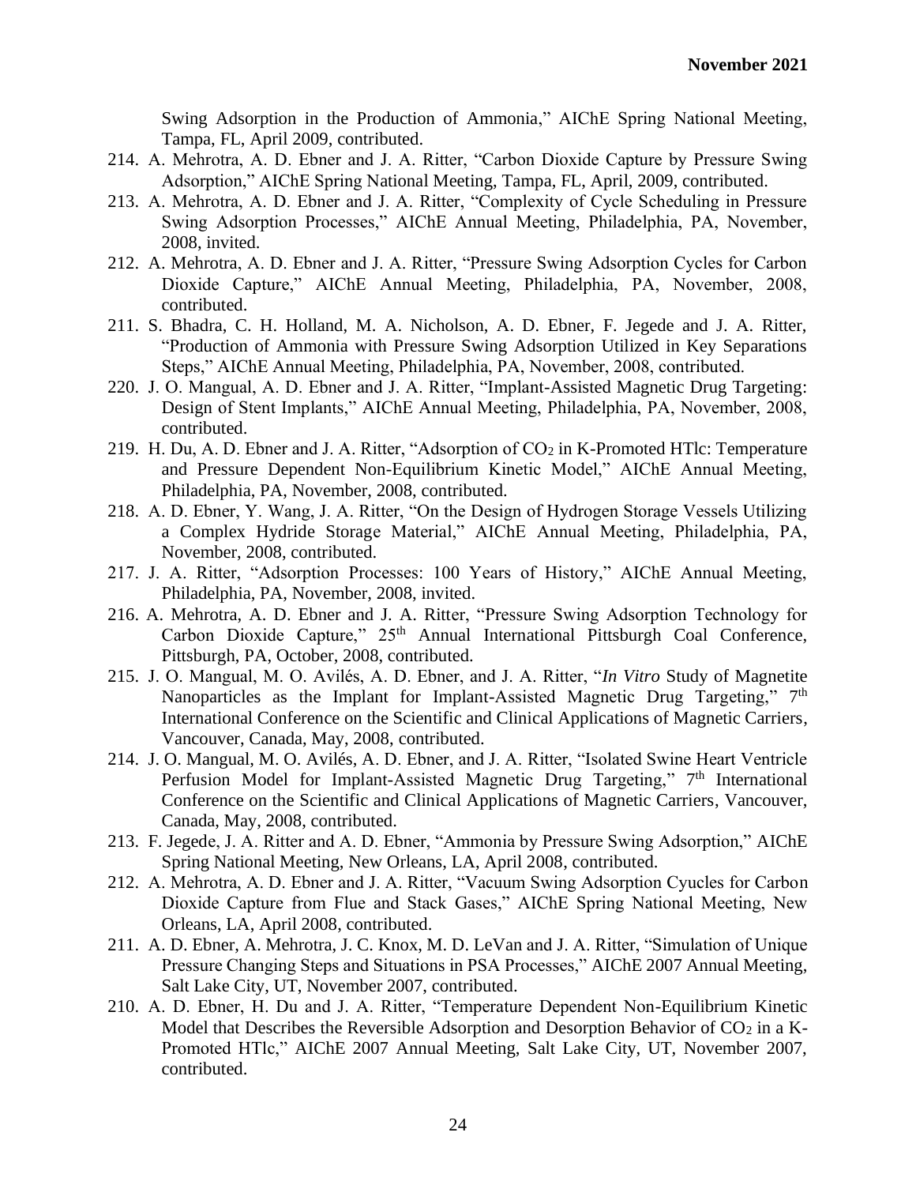Swing Adsorption in the Production of Ammonia," AIChE Spring National Meeting, Tampa, FL, April 2009, contributed.

214. A. Mehrotra, A. D. Ebner and J. A. Ritter, "Carbon Dioxide Capture by Pressure Swing Adsorption," AIChE Spring National Meeting, Tampa, FL, April, 2009, contributed.

213. A. Mehrotra, A. D. Ebner and J. A. Ritter, "Complexity of Cycle Scheduling in Pressure Swing Adsorption Processes," AIChE Annual Meeting, Philadelphia, PA, November, 2008, invited.

212. A. Mehrotra, A. D. Ebner and J. A. Ritter, "Pressure Swing Adsorption Cycles for Carbon Dioxide Capture," AIChE Annual Meeting, Philadelphia, PA, November, 2008, contributed.

211. S. Bhadra, C. H. Holland, M. A. Nicholson, A. D. Ebner, F. Jegede and J. A. Ritter, "Production of Ammonia with Pressure Swing Adsorption Utilized in Key Separations Steps," AIChE Annual Meeting, Philadelphia, PA, November, 2008, contributed.

220. J. O. Mangual, A. D. Ebner and J. A. Ritter, "Implant-Assisted Magnetic Drug Targeting: Design of Stent Implants," AIChE Annual Meeting, Philadelphia, PA, November, 2008, contributed.

219. H. Du, A. D. Ebner and J. A. Ritter, "Adsorption of $CO_2$ in K-Promoted HTlc: Temperature and Pressure Dependent Non-Equilibrium Kinetic Model," AIChE Annual Meeting, Philadelphia, PA, November, 2008, contributed.

218. A. D. Ebner, Y. Wang, J. A. Ritter, "On the Design of Hydrogen Storage Vessels Utilizing a Complex Hydride Storage Material," AIChE Annual Meeting, Philadelphia, PA, November, 2008, contributed.

217. J. A. Ritter, "Adsorption Processes: 100 Years of History," AIChE Annual Meeting, Philadelphia, PA, November, 2008, invited.

216. A. Mehrotra, A. D. Ebner and J. A. Ritter, "Pressure Swing Adsorption Technology for Carbon Dioxide Capture," 25th Annual International Pittsburgh Coal Conference, Pittsburgh, PA, October, 2008, contributed.

215. J. O. Mangual, M. O. Avilés, A. D. Ebner, and J. A. Ritter, "*In Vitro* Study of Magnetite Nanoparticles as the Implant for Implant-Assisted Magnetic Drug Targeting," 7th International Conference on the Scientific and Clinical Applications of Magnetic Carriers, Vancouver, Canada, May, 2008, contributed.

214. J. O. Mangual, M. O. Avilés, A. D. Ebner, and J. A. Ritter, "Isolated Swine Heart Ventricle Perfusion Model for Implant-Assisted Magnetic Drug Targeting," 7th International Conference on the Scientific and Clinical Applications of Magnetic Carriers, Vancouver, Canada, May, 2008, contributed.

213. F. Jegede, J. A. Ritter and A. D. Ebner, "Ammonia by Pressure Swing Adsorption," AIChE Spring National Meeting, New Orleans, LA, April 2008, contributed.

212. A. Mehrotra, A. D. Ebner and J. A. Ritter, "Vacuum Swing Adsorption Cyucles for Carbon Dioxide Capture from Flue and Stack Gases," AIChE Spring National Meeting, New Orleans, LA, April 2008, contributed.

211. A. D. Ebner, A. Mehrotra, J. C. Knox, M. D. LeVan and J. A. Ritter, "Simulation of Unique Pressure Changing Steps and Situations in PSA Processes," AIChE 2007 Annual Meeting, Salt Lake City, UT, November 2007, contributed.

210. A. D. Ebner, H. Du and J. A. Ritter, "Temperature Dependent Non-Equilibrium Kinetic Model that Describes the Reversible Adsorption and Desorption Behavior of $CO_2$ in a K-Promoted HTlc," AIChE 2007 Annual Meeting, Salt Lake City, UT, November 2007, contributed.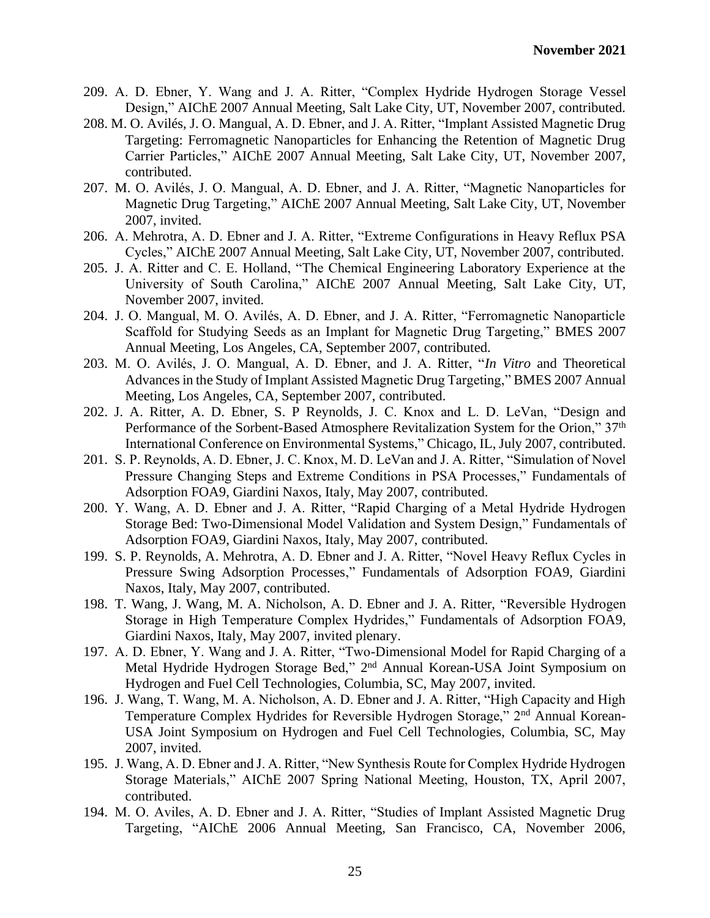209. A. D. Ebner, Y. Wang and J. A. Ritter, "Complex Hydride Hydrogen Storage Vessel Design," AIChE 2007 Annual Meeting, Salt Lake City, UT, November 2007, contributed.

208. M. O. Avilés, J. O. Mangual, A. D. Ebner, and J. A. Ritter, "Implant Assisted Magnetic Drug Targeting: Ferromagnetic Nanoparticles for Enhancing the Retention of Magnetic Drug Carrier Particles," AIChE 2007 Annual Meeting, Salt Lake City, UT, November 2007, contributed.

207. M. O. Avilés, J. O. Mangual, A. D. Ebner, and J. A. Ritter, "Magnetic Nanoparticles for Magnetic Drug Targeting," AIChE 2007 Annual Meeting, Salt Lake City, UT, November 2007, invited.

206. A. Mehrotra, A. D. Ebner and J. A. Ritter, "Extreme Configurations in Heavy Reflux PSA Cycles," AIChE 2007 Annual Meeting, Salt Lake City, UT, November 2007, contributed.

205. J. A. Ritter and C. E. Holland, "The Chemical Engineering Laboratory Experience at the University of South Carolina," AIChE 2007 Annual Meeting, Salt Lake City, UT, November 2007, invited.

204. J. O. Mangual, M. O. Avilés, A. D. Ebner, and J. A. Ritter, "Ferromagnetic Nanoparticle Scaffold for Studying Seeds as an Implant for Magnetic Drug Targeting," BMES 2007 Annual Meeting, Los Angeles, CA, September 2007, contributed.

203. M. O. Avilés, J. O. Mangual, A. D. Ebner, and J. A. Ritter, "*In Vitro* and Theoretical Advances in the Study of Implant Assisted Magnetic Drug Targeting," BMES 2007 Annual Meeting, Los Angeles, CA, September 2007, contributed.

202. J. A. Ritter, A. D. Ebner, S. P Reynolds, J. C. Knox and L. D. LeVan, "Design and Performance of the Sorbent-Based Atmosphere Revitalization System for the Orion," 37th International Conference on Environmental Systems," Chicago, IL, July 2007, contributed.

201. S. P. Reynolds, A. D. Ebner, J. C. Knox, M. D. LeVan and J. A. Ritter, "Simulation of Novel Pressure Changing Steps and Extreme Conditions in PSA Processes," Fundamentals of Adsorption FOA9, Giardini Naxos, Italy, May 2007, contributed.

200. Y. Wang, A. D. Ebner and J. A. Ritter, "Rapid Charging of a Metal Hydride Hydrogen Storage Bed: Two-Dimensional Model Validation and System Design," Fundamentals of Adsorption FOA9, Giardini Naxos, Italy, May 2007, contributed.

199. S. P. Reynolds, A. Mehrotra, A. D. Ebner and J. A. Ritter, "Novel Heavy Reflux Cycles in Pressure Swing Adsorption Processes," Fundamentals of Adsorption FOA9, Giardini Naxos, Italy, May 2007, contributed.

198. T. Wang, J. Wang, M. A. Nicholson, A. D. Ebner and J. A. Ritter, "Reversible Hydrogen Storage in High Temperature Complex Hydrides," Fundamentals of Adsorption FOA9, Giardini Naxos, Italy, May 2007, invited plenary.

197. A. D. Ebner, Y. Wang and J. A. Ritter, "Two-Dimensional Model for Rapid Charging of a Metal Hydride Hydrogen Storage Bed," 2nd Annual Korean-USA Joint Symposium on Hydrogen and Fuel Cell Technologies, Columbia, SC, May 2007, invited.

196. J. Wang, T. Wang, M. A. Nicholson, A. D. Ebner and J. A. Ritter, "High Capacity and High Temperature Complex Hydrides for Reversible Hydrogen Storage," 2nd Annual Korean-USA Joint Symposium on Hydrogen and Fuel Cell Technologies, Columbia, SC, May 2007, invited.

195. J. Wang, A. D. Ebner and J. A. Ritter, "New Synthesis Route for Complex Hydride Hydrogen Storage Materials," AIChE 2007 Spring National Meeting, Houston, TX, April 2007, contributed.

194. M. O. Aviles, A. D. Ebner and J. A. Ritter, "Studies of Implant Assisted Magnetic Drug Targeting, "AIChE 2006 Annual Meeting, San Francisco, CA, November 2006,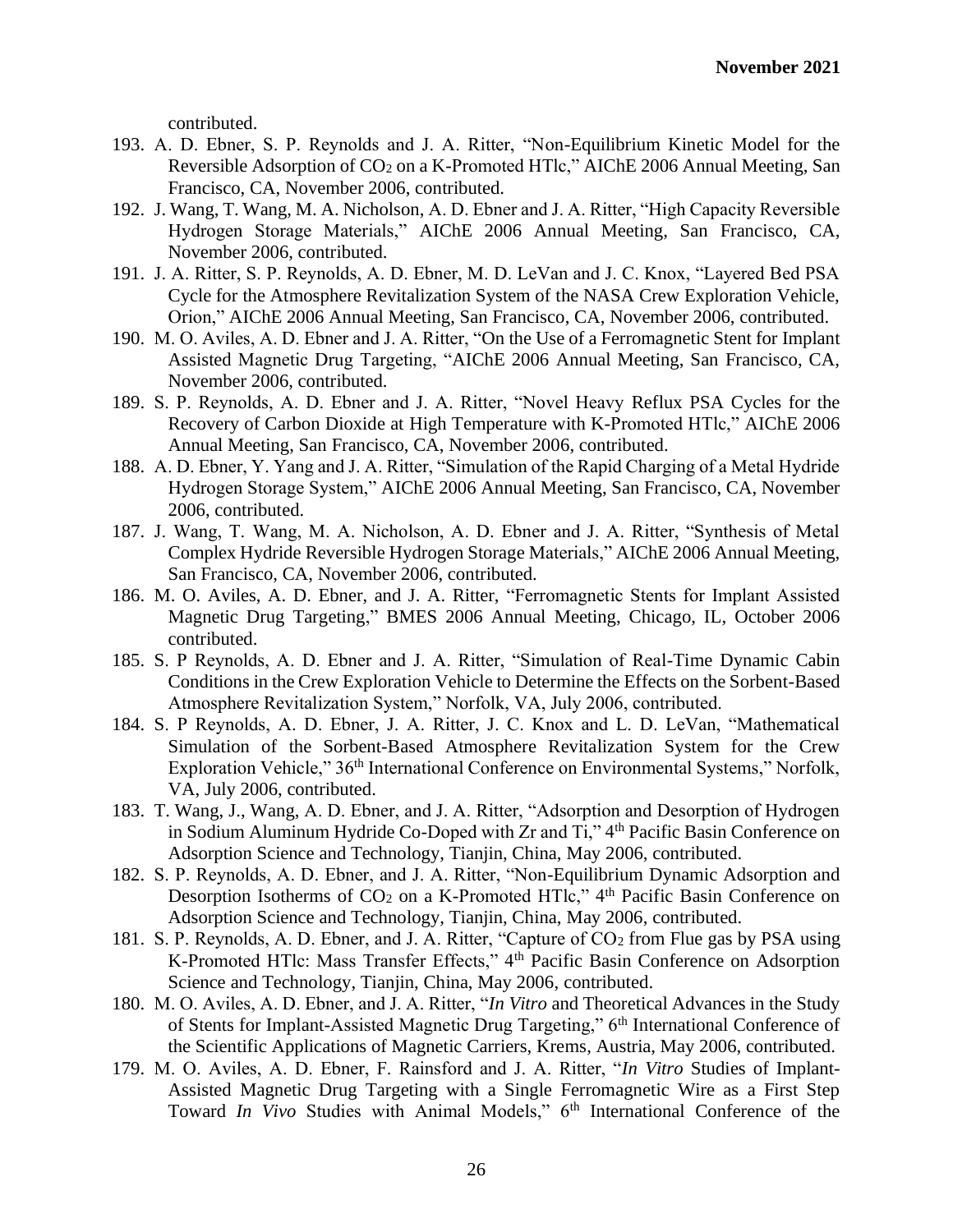contributed.

193. A. D. Ebner, S. P. Reynolds and J. A. Ritter, "Non-Equilibrium Kinetic Model for the Reversible Adsorption of $CO_2$ on a K-Promoted HTlc," AIChE 2006 Annual Meeting, San Francisco, CA, November 2006, contributed.
192. J. Wang, T. Wang, M. A. Nicholson, A. D. Ebner and J. A. Ritter, "High Capacity Reversible Hydrogen Storage Materials," AIChE 2006 Annual Meeting, San Francisco, CA, November 2006, contributed.
191. J. A. Ritter, S. P. Reynolds, A. D. Ebner, M. D. LeVan and J. C. Knox, "Layered Bed PSA Cycle for the Atmosphere Revitalization System of the NASA Crew Exploration Vehicle, Orion," AIChE 2006 Annual Meeting, San Francisco, CA, November 2006, contributed.
190. M. O. Aviles, A. D. Ebner and J. A. Ritter, "On the Use of a Ferromagnetic Stent for Implant Assisted Magnetic Drug Targeting, "AIChE 2006 Annual Meeting, San Francisco, CA, November 2006, contributed.
189. S. P. Reynolds, A. D. Ebner and J. A. Ritter, "Novel Heavy Reflux PSA Cycles for the Recovery of Carbon Dioxide at High Temperature with K-Promoted HTlc," AIChE 2006 Annual Meeting, San Francisco, CA, November 2006, contributed.
188. A. D. Ebner, Y. Yang and J. A. Ritter, "Simulation of the Rapid Charging of a Metal Hydride Hydrogen Storage System," AIChE 2006 Annual Meeting, San Francisco, CA, November 2006, contributed.
187. J. Wang, T. Wang, M. A. Nicholson, A. D. Ebner and J. A. Ritter, "Synthesis of Metal Complex Hydride Reversible Hydrogen Storage Materials," AIChE 2006 Annual Meeting, San Francisco, CA, November 2006, contributed.
186. M. O. Aviles, A. D. Ebner, and J. A. Ritter, "Ferromagnetic Stents for Implant Assisted Magnetic Drug Targeting," BMES 2006 Annual Meeting, Chicago, IL, October 2006 contributed.
185. S. P Reynolds, A. D. Ebner and J. A. Ritter, "Simulation of Real-Time Dynamic Cabin Conditions in the Crew Exploration Vehicle to Determine the Effects on the Sorbent-Based Atmosphere Revitalization System," Norfolk, VA, July 2006, contributed.
184. S. P Reynolds, A. D. Ebner, J. A. Ritter, J. C. Knox and L. D. LeVan, "Mathematical Simulation of the Sorbent-Based Atmosphere Revitalization System for the Crew Exploration Vehicle," 36th International Conference on Environmental Systems," Norfolk, VA, July 2006, contributed.
183. T. Wang, J., Wang, A. D. Ebner, and J. A. Ritter, "Adsorption and Desorption of Hydrogen in Sodium Aluminum Hydride Co-Doped with Zr and Ti," 4th Pacific Basin Conference on Adsorption Science and Technology, Tianjin, China, May 2006, contributed.
182. S. P. Reynolds, A. D. Ebner, and J. A. Ritter, "Non-Equilibrium Dynamic Adsorption and Desorption Isotherms of $CO_2$ on a K-Promoted HTlc," 4th Pacific Basin Conference on Adsorption Science and Technology, Tianjin, China, May 2006, contributed.
181. S. P. Reynolds, A. D. Ebner, and J. A. Ritter, "Capture of $CO_2$ from Flue gas by PSA using K-Promoted HTlc: Mass Transfer Effects," 4th Pacific Basin Conference on Adsorption Science and Technology, Tianjin, China, May 2006, contributed.
180. M. O. Aviles, A. D. Ebner, and J. A. Ritter, "*In Vitro* and Theoretical Advances in the Study of Stents for Implant-Assisted Magnetic Drug Targeting," 6th International Conference of the Scientific Applications of Magnetic Carriers, Krems, Austria, May 2006, contributed.
179. M. O. Aviles, A. D. Ebner, F. Rainsford and J. A. Ritter, "*In Vitro* Studies of Implant-Assisted Magnetic Drug Targeting with a Single Ferromagnetic Wire as a First Step Toward *In Vivo* Studies with Animal Models," 6th International Conference of the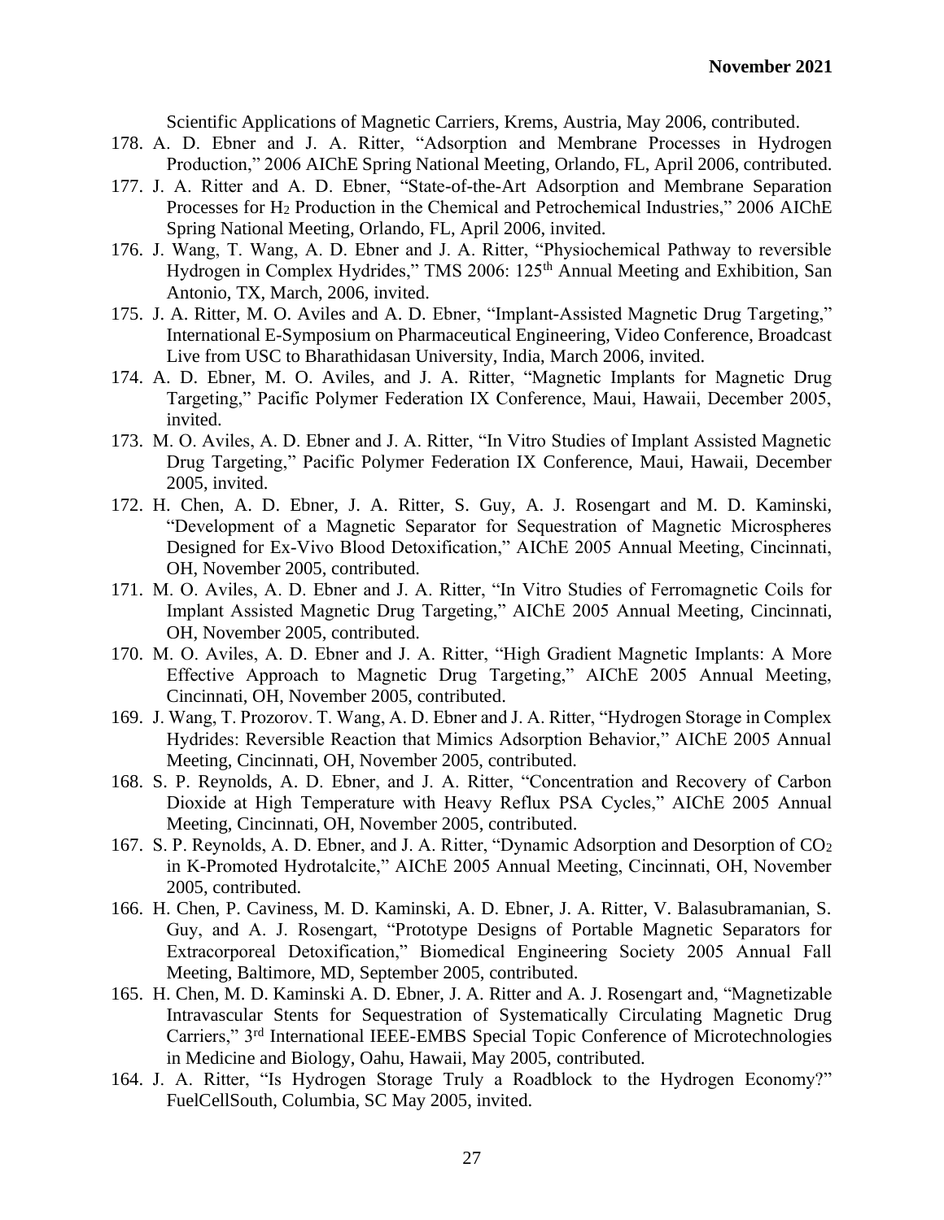Scientific Applications of Magnetic Carriers, Krems, Austria, May 2006, contributed.

178. A. D. Ebner and J. A. Ritter, "Adsorption and Membrane Processes in Hydrogen Production," 2006 AIChE Spring National Meeting, Orlando, FL, April 2006, contributed.
177. J. A. Ritter and A. D. Ebner, "State-of-the-Art Adsorption and Membrane Separation Processes for $H_2$ Production in the Chemical and Petrochemical Industries," 2006 AIChE Spring National Meeting, Orlando, FL, April 2006, invited.
176. J. Wang, T. Wang, A. D. Ebner and J. A. Ritter, "Physiochemical Pathway to reversible Hydrogen in Complex Hydrides," TMS 2006: 125th Annual Meeting and Exhibition, San Antonio, TX, March, 2006, invited.
175. J. A. Ritter, M. O. Aviles and A. D. Ebner, "Implant-Assisted Magnetic Drug Targeting," International E-Symposium on Pharmaceutical Engineering, Video Conference, Broadcast Live from USC to Bharathidasan University, India, March 2006, invited.
174. A. D. Ebner, M. O. Aviles, and J. A. Ritter, "Magnetic Implants for Magnetic Drug Targeting," Pacific Polymer Federation IX Conference, Maui, Hawaii, December 2005, invited.
173. M. O. Aviles, A. D. Ebner and J. A. Ritter, "In Vitro Studies of Implant Assisted Magnetic Drug Targeting," Pacific Polymer Federation IX Conference, Maui, Hawaii, December 2005, invited.
172. H. Chen, A. D. Ebner, J. A. Ritter, S. Guy, A. J. Rosengart and M. D. Kaminski, "Development of a Magnetic Separator for Sequestration of Magnetic Microspheres Designed for Ex-Vivo Blood Detoxification," AIChE 2005 Annual Meeting, Cincinnati, OH, November 2005, contributed.
171. M. O. Aviles, A. D. Ebner and J. A. Ritter, "In Vitro Studies of Ferromagnetic Coils for Implant Assisted Magnetic Drug Targeting," AIChE 2005 Annual Meeting, Cincinnati, OH, November 2005, contributed.
170. M. O. Aviles, A. D. Ebner and J. A. Ritter, "High Gradient Magnetic Implants: A More Effective Approach to Magnetic Drug Targeting," AIChE 2005 Annual Meeting, Cincinnati, OH, November 2005, contributed.
169. J. Wang, T. Prozorov. T. Wang, A. D. Ebner and J. A. Ritter, "Hydrogen Storage in Complex Hydrides: Reversible Reaction that Mimics Adsorption Behavior," AIChE 2005 Annual Meeting, Cincinnati, OH, November 2005, contributed.
168. S. P. Reynolds, A. D. Ebner, and J. A. Ritter, "Concentration and Recovery of Carbon Dioxide at High Temperature with Heavy Reflux PSA Cycles," AIChE 2005 Annual Meeting, Cincinnati, OH, November 2005, contributed.
167. S. P. Reynolds, A. D. Ebner, and J. A. Ritter, "Dynamic Adsorption and Desorption of $CO_2$ in K-Promoted Hydrotalcite," AIChE 2005 Annual Meeting, Cincinnati, OH, November 2005, contributed.
166. H. Chen, P. Caviness, M. D. Kaminski, A. D. Ebner, J. A. Ritter, V. Balasubramanian, S. Guy, and A. J. Rosengart, "Prototype Designs of Portable Magnetic Separators for Extracorporeal Detoxification," Biomedical Engineering Society 2005 Annual Fall Meeting, Baltimore, MD, September 2005, contributed.
165. H. Chen, M. D. Kaminski A. D. Ebner, J. A. Ritter and A. J. Rosengart and, "Magnetizable Intravascular Stents for Sequestration of Systematically Circulating Magnetic Drug Carriers," 3rd International IEEE-EMBS Special Topic Conference of Microtechnologies in Medicine and Biology, Oahu, Hawaii, May 2005, contributed.
164. J. A. Ritter, "Is Hydrogen Storage Truly a Roadblock to the Hydrogen Economy?" FuelCellSouth, Columbia, SC May 2005, invited.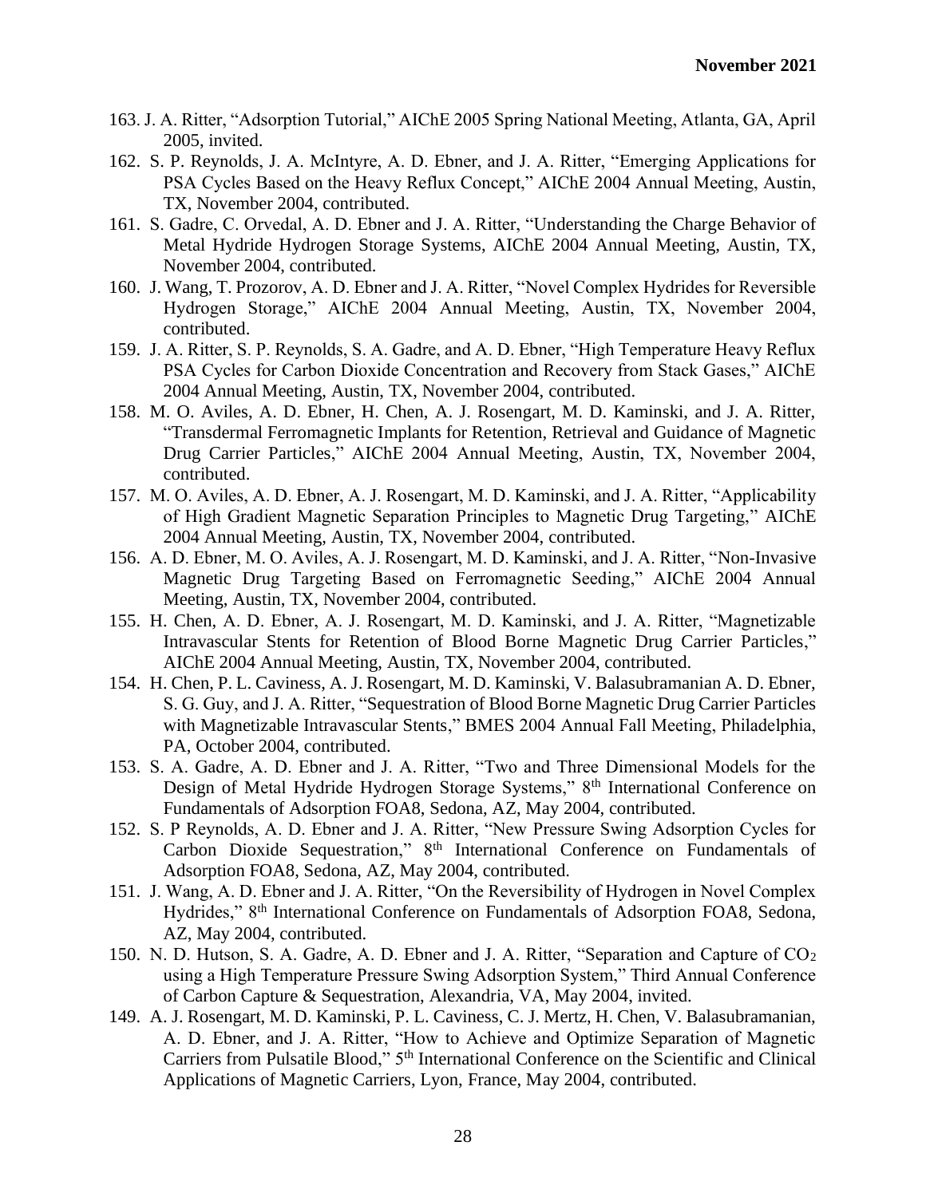163. J. A. Ritter, "Adsorption Tutorial," AIChE 2005 Spring National Meeting, Atlanta, GA, April 2005, invited.

162. S. P. Reynolds, J. A. McIntyre, A. D. Ebner, and J. A. Ritter, "Emerging Applications for PSA Cycles Based on the Heavy Reflux Concept," AIChE 2004 Annual Meeting, Austin, TX, November 2004, contributed.

161. S. Gadre, C. Orvedal, A. D. Ebner and J. A. Ritter, "Understanding the Charge Behavior of Metal Hydride Hydrogen Storage Systems, AIChE 2004 Annual Meeting, Austin, TX, November 2004, contributed.

160. J. Wang, T. Prozorov, A. D. Ebner and J. A. Ritter, "Novel Complex Hydrides for Reversible Hydrogen Storage," AIChE 2004 Annual Meeting, Austin, TX, November 2004, contributed.

159. J. A. Ritter, S. P. Reynolds, S. A. Gadre, and A. D. Ebner, "High Temperature Heavy Reflux PSA Cycles for Carbon Dioxide Concentration and Recovery from Stack Gases," AIChE 2004 Annual Meeting, Austin, TX, November 2004, contributed.

158. M. O. Aviles, A. D. Ebner, H. Chen, A. J. Rosengart, M. D. Kaminski, and J. A. Ritter, "Transdermal Ferromagnetic Implants for Retention, Retrieval and Guidance of Magnetic Drug Carrier Particles," AIChE 2004 Annual Meeting, Austin, TX, November 2004, contributed.

157. M. O. Aviles, A. D. Ebner, A. J. Rosengart, M. D. Kaminski, and J. A. Ritter, "Applicability of High Gradient Magnetic Separation Principles to Magnetic Drug Targeting," AIChE 2004 Annual Meeting, Austin, TX, November 2004, contributed.

156. A. D. Ebner, M. O. Aviles, A. J. Rosengart, M. D. Kaminski, and J. A. Ritter, "Non-Invasive Magnetic Drug Targeting Based on Ferromagnetic Seeding," AIChE 2004 Annual Meeting, Austin, TX, November 2004, contributed.

155. H. Chen, A. D. Ebner, A. J. Rosengart, M. D. Kaminski, and J. A. Ritter, "Magnetizable Intravascular Stents for Retention of Blood Borne Magnetic Drug Carrier Particles," AIChE 2004 Annual Meeting, Austin, TX, November 2004, contributed.

154. H. Chen, P. L. Caviness, A. J. Rosengart, M. D. Kaminski, V. Balasubramanian A. D. Ebner, S. G. Guy, and J. A. Ritter, "Sequestration of Blood Borne Magnetic Drug Carrier Particles with Magnetizable Intravascular Stents," BMES 2004 Annual Fall Meeting, Philadelphia, PA, October 2004, contributed.

153. S. A. Gadre, A. D. Ebner and J. A. Ritter, "Two and Three Dimensional Models for the Design of Metal Hydride Hydrogen Storage Systems," 8th International Conference on Fundamentals of Adsorption FOA8, Sedona, AZ, May 2004, contributed.

152. S. P Reynolds, A. D. Ebner and J. A. Ritter, "New Pressure Swing Adsorption Cycles for Carbon Dioxide Sequestration," 8th International Conference on Fundamentals of Adsorption FOA8, Sedona, AZ, May 2004, contributed.

151. J. Wang, A. D. Ebner and J. A. Ritter, "On the Reversibility of Hydrogen in Novel Complex Hydrides," 8th International Conference on Fundamentals of Adsorption FOA8, Sedona, AZ, May 2004, contributed.

150. N. D. Hutson, S. A. Gadre, A. D. Ebner and J. A. Ritter, "Separation and Capture of $CO_2$ using a High Temperature Pressure Swing Adsorption System," Third Annual Conference of Carbon Capture & Sequestration, Alexandria, VA, May 2004, invited.

149. A. J. Rosengart, M. D. Kaminski, P. L. Caviness, C. J. Mertz, H. Chen, V. Balasubramanian, A. D. Ebner, and J. A. Ritter, "How to Achieve and Optimize Separation of Magnetic Carriers from Pulsatile Blood," 5th International Conference on the Scientific and Clinical Applications of Magnetic Carriers, Lyon, France, May 2004, contributed.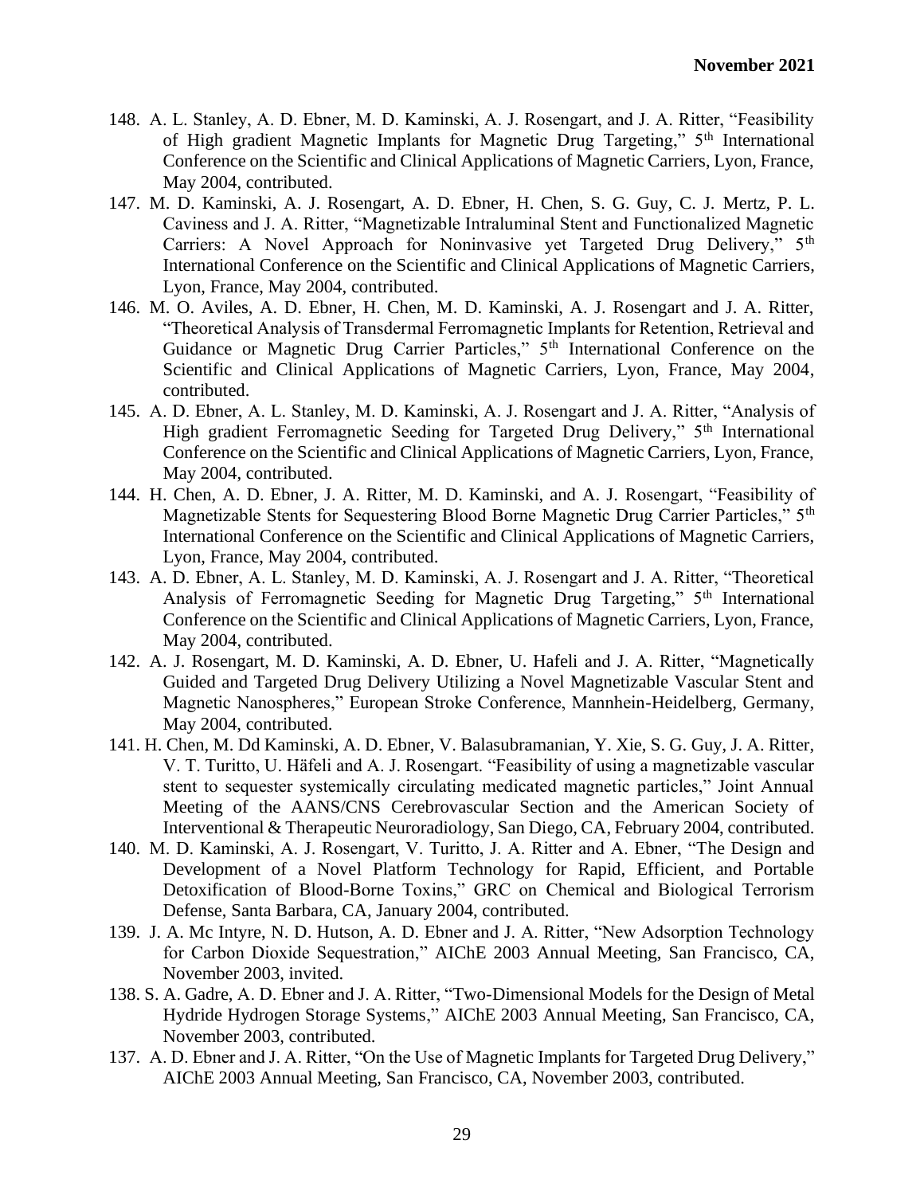148. A. L. Stanley, A. D. Ebner, M. D. Kaminski, A. J. Rosengart, and J. A. Ritter, "Feasibility of High gradient Magnetic Implants for Magnetic Drug Targeting," 5th International Conference on the Scientific and Clinical Applications of Magnetic Carriers, Lyon, France, May 2004, contributed.

147. M. D. Kaminski, A. J. Rosengart, A. D. Ebner, H. Chen, S. G. Guy, C. J. Mertz, P. L. Caviness and J. A. Ritter, "Magnetizable Intraluminal Stent and Functionalized Magnetic Carriers: A Novel Approach for Noninvasive yet Targeted Drug Delivery," 5th International Conference on the Scientific and Clinical Applications of Magnetic Carriers, Lyon, France, May 2004, contributed.

146. M. O. Aviles, A. D. Ebner, H. Chen, M. D. Kaminski, A. J. Rosengart and J. A. Ritter, "Theoretical Analysis of Transdermal Ferromagnetic Implants for Retention, Retrieval and Guidance or Magnetic Drug Carrier Particles," 5th International Conference on the Scientific and Clinical Applications of Magnetic Carriers, Lyon, France, May 2004, contributed.

145. A. D. Ebner, A. L. Stanley, M. D. Kaminski, A. J. Rosengart and J. A. Ritter, "Analysis of High gradient Ferromagnetic Seeding for Targeted Drug Delivery," 5th International Conference on the Scientific and Clinical Applications of Magnetic Carriers, Lyon, France, May 2004, contributed.

144. H. Chen, A. D. Ebner, J. A. Ritter, M. D. Kaminski, and A. J. Rosengart, "Feasibility of Magnetizable Stents for Sequestering Blood Borne Magnetic Drug Carrier Particles," 5th International Conference on the Scientific and Clinical Applications of Magnetic Carriers, Lyon, France, May 2004, contributed.

143. A. D. Ebner, A. L. Stanley, M. D. Kaminski, A. J. Rosengart and J. A. Ritter, "Theoretical Analysis of Ferromagnetic Seeding for Magnetic Drug Targeting," 5th International Conference on the Scientific and Clinical Applications of Magnetic Carriers, Lyon, France, May 2004, contributed.

142. A. J. Rosengart, M. D. Kaminski, A. D. Ebner, U. Hafeli and J. A. Ritter, "Magnetically Guided and Targeted Drug Delivery Utilizing a Novel Magnetizable Vascular Stent and Magnetic Nanospheres," European Stroke Conference, Mannhein-Heidelberg, Germany, May 2004, contributed.

141. H. Chen, M. Dd Kaminski, A. D. Ebner, V. Balasubramanian, Y. Xie, S. G. Guy, J. A. Ritter, V. T. Turitto, U. Häfeli and A. J. Rosengart. "Feasibility of using a magnetizable vascular stent to sequester systemically circulating medicated magnetic particles," Joint Annual Meeting of the AANS/CNS Cerebrovascular Section and the American Society of Interventional & Therapeutic Neuroradiology, San Diego, CA, February 2004, contributed.

140. M. D. Kaminski, A. J. Rosengart, V. Turitto, J. A. Ritter and A. Ebner, "The Design and Development of a Novel Platform Technology for Rapid, Efficient, and Portable Detoxification of Blood-Borne Toxins," GRC on Chemical and Biological Terrorism Defense, Santa Barbara, CA, January 2004, contributed.

139. J. A. Mc Intyre, N. D. Hutson, A. D. Ebner and J. A. Ritter, "New Adsorption Technology for Carbon Dioxide Sequestration," AIChE 2003 Annual Meeting, San Francisco, CA, November 2003, invited.

138. S. A. Gadre, A. D. Ebner and J. A. Ritter, "Two-Dimensional Models for the Design of Metal Hydride Hydrogen Storage Systems," AIChE 2003 Annual Meeting, San Francisco, CA, November 2003, contributed.

137. A. D. Ebner and J. A. Ritter, "On the Use of Magnetic Implants for Targeted Drug Delivery," AIChE 2003 Annual Meeting, San Francisco, CA, November 2003, contributed.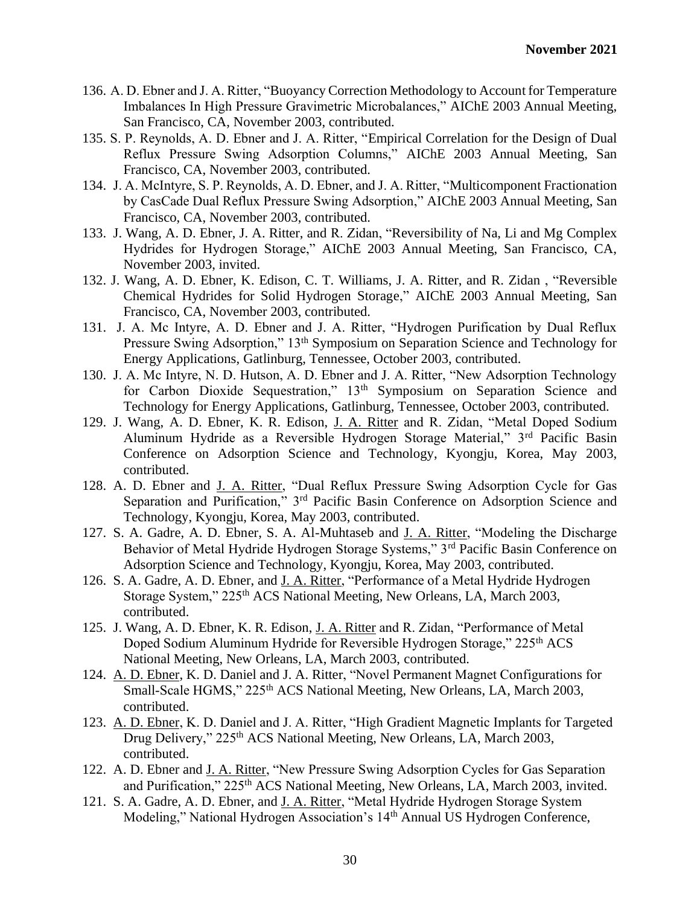136. A. D. Ebner and J. A. Ritter, "Buoyancy Correction Methodology to Account for Temperature Imbalances In High Pressure Gravimetric Microbalances," AIChE 2003 Annual Meeting, San Francisco, CA, November 2003, contributed.

135. S. P. Reynolds, A. D. Ebner and J. A. Ritter, "Empirical Correlation for the Design of Dual Reflux Pressure Swing Adsorption Columns," AIChE 2003 Annual Meeting, San Francisco, CA, November 2003, contributed.

134. J. A. McIntyre, S. P. Reynolds, A. D. Ebner, and J. A. Ritter, "Multicomponent Fractionation by CasCade Dual Reflux Pressure Swing Adsorption," AIChE 2003 Annual Meeting, San Francisco, CA, November 2003, contributed.

133. J. Wang, A. D. Ebner, J. A. Ritter, and R. Zidan, "Reversibility of Na, Li and Mg Complex Hydrides for Hydrogen Storage," AIChE 2003 Annual Meeting, San Francisco, CA, November 2003, invited.

132. J. Wang, A. D. Ebner, K. Edison, C. T. Williams, J. A. Ritter, and R. Zidan , "Reversible Chemical Hydrides for Solid Hydrogen Storage," AIChE 2003 Annual Meeting, San Francisco, CA, November 2003, contributed.

131. J. A. Mc Intyre, A. D. Ebner and J. A. Ritter, "Hydrogen Purification by Dual Reflux Pressure Swing Adsorption," 13th Symposium on Separation Science and Technology for Energy Applications, Gatlinburg, Tennessee, October 2003, contributed.

130. J. A. Mc Intyre, N. D. Hutson, A. D. Ebner and J. A. Ritter, "New Adsorption Technology for Carbon Dioxide Sequestration," 13th Symposium on Separation Science and Technology for Energy Applications, Gatlinburg, Tennessee, October 2003, contributed.

129. J. Wang, A. D. Ebner, K. R. Edison, J. A. Ritter and R. Zidan, "Metal Doped Sodium Aluminum Hydride as a Reversible Hydrogen Storage Material," 3rd Pacific Basin Conference on Adsorption Science and Technology, Kyongju, Korea, May 2003, contributed.

128. A. D. Ebner and J. A. Ritter, "Dual Reflux Pressure Swing Adsorption Cycle for Gas Separation and Purification," 3rd Pacific Basin Conference on Adsorption Science and Technology, Kyongju, Korea, May 2003, contributed.

127. S. A. Gadre, A. D. Ebner, S. A. Al-Muhtaseb and J. A. Ritter, "Modeling the Discharge Behavior of Metal Hydride Hydrogen Storage Systems," 3rd Pacific Basin Conference on Adsorption Science and Technology, Kyongju, Korea, May 2003, contributed.

126. S. A. Gadre, A. D. Ebner, and J. A. Ritter, "Performance of a Metal Hydride Hydrogen Storage System," 225th ACS National Meeting, New Orleans, LA, March 2003, contributed.

125. J. Wang, A. D. Ebner, K. R. Edison, J. A. Ritter and R. Zidan, "Performance of Metal Doped Sodium Aluminum Hydride for Reversible Hydrogen Storage," 225th ACS National Meeting, New Orleans, LA, March 2003, contributed.

124. A. D. Ebner, K. D. Daniel and J. A. Ritter, "Novel Permanent Magnet Configurations for Small-Scale HGMS," 225th ACS National Meeting, New Orleans, LA, March 2003, contributed.

123. A. D. Ebner, K. D. Daniel and J. A. Ritter, "High Gradient Magnetic Implants for Targeted Drug Delivery," 225th ACS National Meeting, New Orleans, LA, March 2003, contributed.

122. A. D. Ebner and J. A. Ritter, "New Pressure Swing Adsorption Cycles for Gas Separation and Purification," 225th ACS National Meeting, New Orleans, LA, March 2003, invited.

121. S. A. Gadre, A. D. Ebner, and J. A. Ritter, "Metal Hydride Hydrogen Storage System Modeling," National Hydrogen Association's 14th Annual US Hydrogen Conference,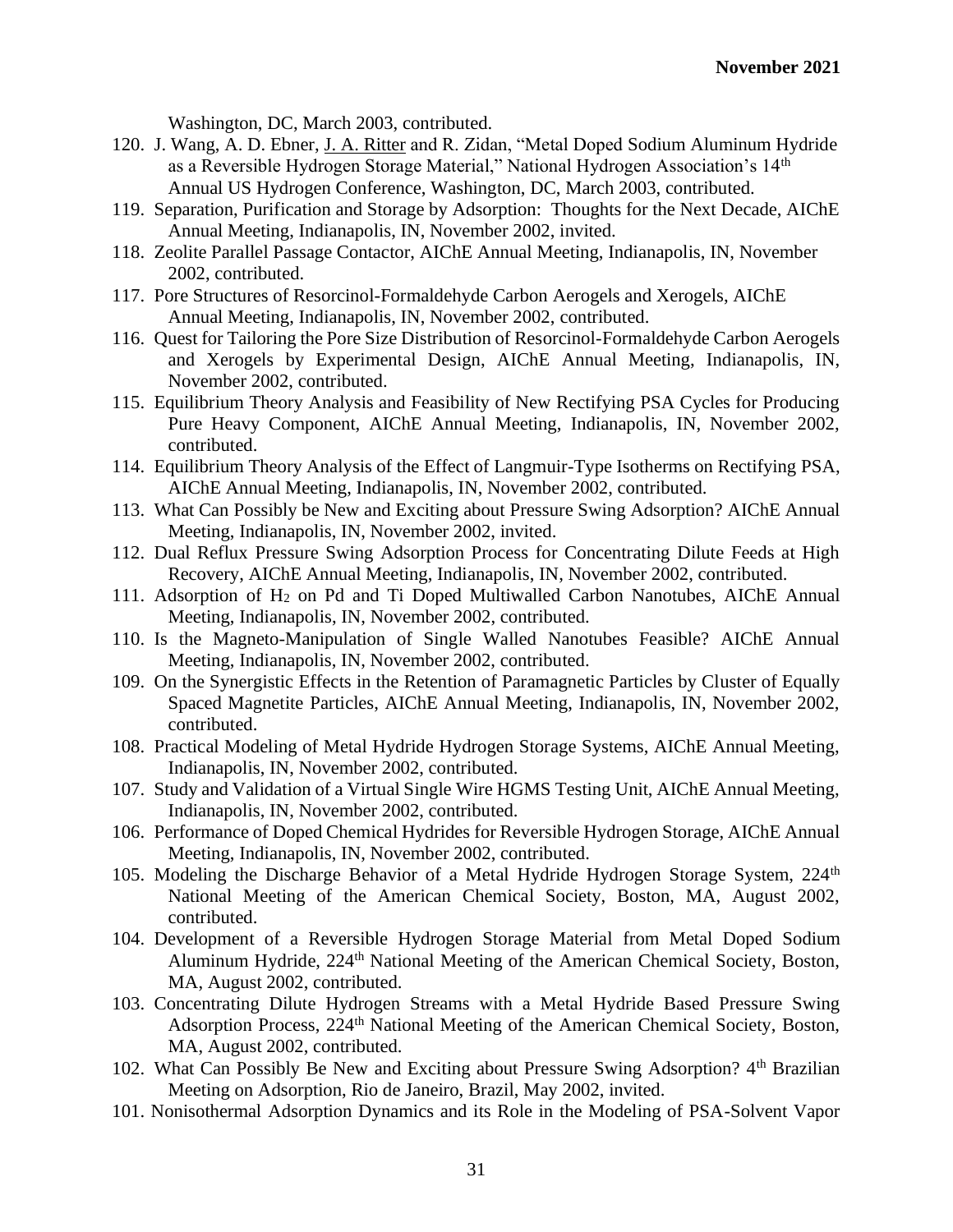Washington, DC, March 2003, contributed.

120. J. Wang, A. D. Ebner, J. A. Ritter and R. Zidan, "Metal Doped Sodium Aluminum Hydride as a Reversible Hydrogen Storage Material," National Hydrogen Association's 14th Annual US Hydrogen Conference, Washington, DC, March 2003, contributed.
119. Separation, Purification and Storage by Adsorption: Thoughts for the Next Decade, AIChE Annual Meeting, Indianapolis, IN, November 2002, invited.
118. Zeolite Parallel Passage Contactor, AIChE Annual Meeting, Indianapolis, IN, November 2002, contributed.
117. Pore Structures of Resorcinol-Formaldehyde Carbon Aerogels and Xerogels, AIChE Annual Meeting, Indianapolis, IN, November 2002, contributed.
116. Quest for Tailoring the Pore Size Distribution of Resorcinol-Formaldehyde Carbon Aerogels and Xerogels by Experimental Design, AIChE Annual Meeting, Indianapolis, IN, November 2002, contributed.
115. Equilibrium Theory Analysis and Feasibility of New Rectifying PSA Cycles for Producing Pure Heavy Component, AIChE Annual Meeting, Indianapolis, IN, November 2002, contributed.
114. Equilibrium Theory Analysis of the Effect of Langmuir-Type Isotherms on Rectifying PSA, AIChE Annual Meeting, Indianapolis, IN, November 2002, contributed.
113. What Can Possibly be New and Exciting about Pressure Swing Adsorption? AIChE Annual Meeting, Indianapolis, IN, November 2002, invited.
112. Dual Reflux Pressure Swing Adsorption Process for Concentrating Dilute Feeds at High Recovery, AIChE Annual Meeting, Indianapolis, IN, November 2002, contributed.
111. Adsorption of $H_2$ on Pd and Ti Doped Multiwalled Carbon Nanotubes, AIChE Annual Meeting, Indianapolis, IN, November 2002, contributed.
110. Is the Magneto-Manipulation of Single Walled Nanotubes Feasible? AIChE Annual Meeting, Indianapolis, IN, November 2002, contributed.
109. On the Synergistic Effects in the Retention of Paramagnetic Particles by Cluster of Equally Spaced Magnetite Particles, AIChE Annual Meeting, Indianapolis, IN, November 2002, contributed.
108. Practical Modeling of Metal Hydride Hydrogen Storage Systems, AIChE Annual Meeting, Indianapolis, IN, November 2002, contributed.
107. Study and Validation of a Virtual Single Wire HGMS Testing Unit, AIChE Annual Meeting, Indianapolis, IN, November 2002, contributed.
106. Performance of Doped Chemical Hydrides for Reversible Hydrogen Storage, AIChE Annual Meeting, Indianapolis, IN, November 2002, contributed.
105. Modeling the Discharge Behavior of a Metal Hydride Hydrogen Storage System, 224th National Meeting of the American Chemical Society, Boston, MA, August 2002, contributed.
104. Development of a Reversible Hydrogen Storage Material from Metal Doped Sodium Aluminum Hydride, 224th National Meeting of the American Chemical Society, Boston, MA, August 2002, contributed.
103. Concentrating Dilute Hydrogen Streams with a Metal Hydride Based Pressure Swing Adsorption Process, 224th National Meeting of the American Chemical Society, Boston, MA, August 2002, contributed.
102. What Can Possibly Be New and Exciting about Pressure Swing Adsorption? 4th Brazilian Meeting on Adsorption, Rio de Janeiro, Brazil, May 2002, invited.
101. Nonisothermal Adsorption Dynamics and its Role in the Modeling of PSA-Solvent Vapor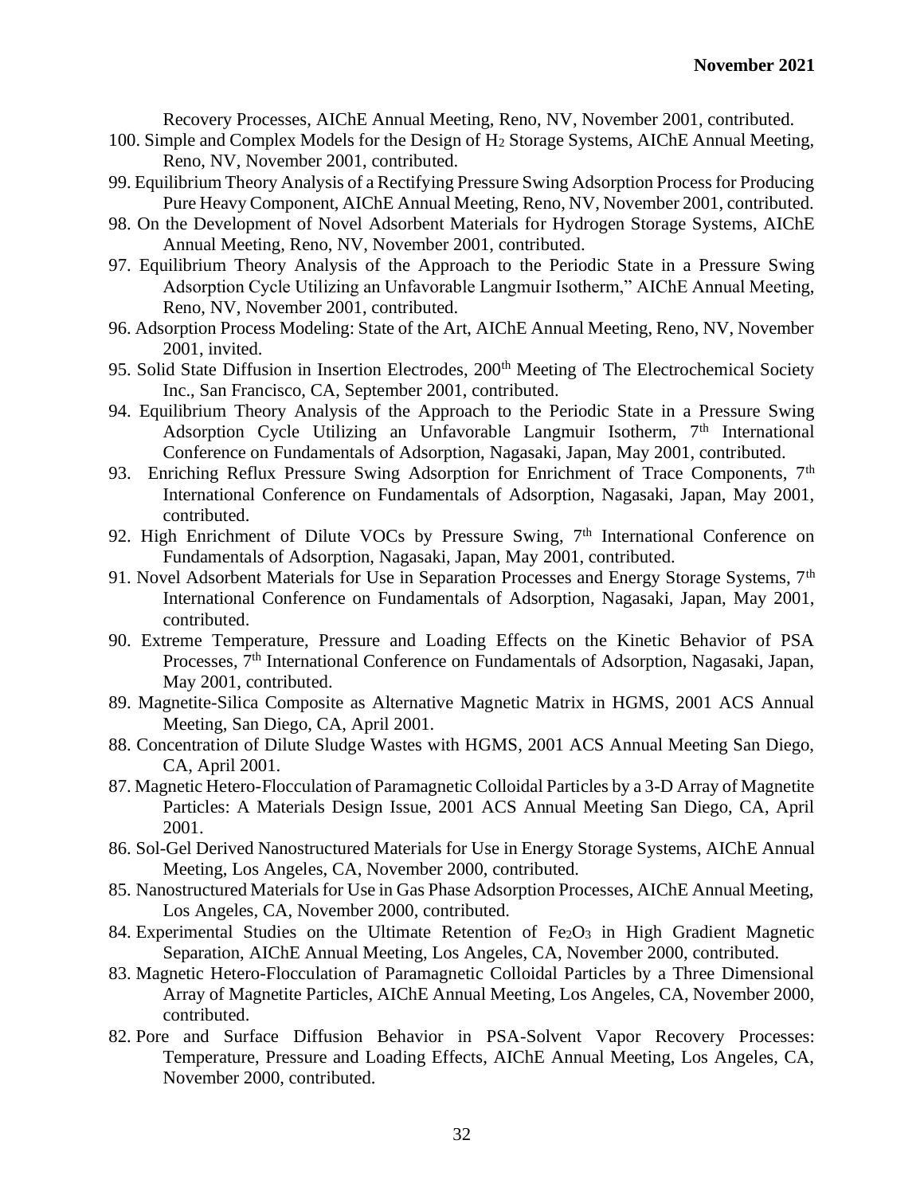Recovery Processes, AIChE Annual Meeting, Reno, NV, November 2001, contributed.

100. Simple and Complex Models for the Design of $H_2$ Storage Systems, AIChE Annual Meeting, Reno, NV, November 2001, contributed.
99. Equilibrium Theory Analysis of a Rectifying Pressure Swing Adsorption Process for Producing Pure Heavy Component, AIChE Annual Meeting, Reno, NV, November 2001, contributed.
98. On the Development of Novel Adsorbent Materials for Hydrogen Storage Systems, AIChE Annual Meeting, Reno, NV, November 2001, contributed.
97. Equilibrium Theory Analysis of the Approach to the Periodic State in a Pressure Swing Adsorption Cycle Utilizing an Unfavorable Langmuir Isotherm," AIChE Annual Meeting, Reno, NV, November 2001, contributed.
96. Adsorption Process Modeling: State of the Art, AIChE Annual Meeting, Reno, NV, November 2001, invited.
95. Solid State Diffusion in Insertion Electrodes, 200th Meeting of The Electrochemical Society Inc., San Francisco, CA, September 2001, contributed.
94. Equilibrium Theory Analysis of the Approach to the Periodic State in a Pressure Swing Adsorption Cycle Utilizing an Unfavorable Langmuir Isotherm, 7th International Conference on Fundamentals of Adsorption, Nagasaki, Japan, May 2001, contributed.
93. Enriching Reflux Pressure Swing Adsorption for Enrichment of Trace Components, 7th International Conference on Fundamentals of Adsorption, Nagasaki, Japan, May 2001, contributed.
92. High Enrichment of Dilute VOCs by Pressure Swing, 7th International Conference on Fundamentals of Adsorption, Nagasaki, Japan, May 2001, contributed.
91. Novel Adsorbent Materials for Use in Separation Processes and Energy Storage Systems, 7th International Conference on Fundamentals of Adsorption, Nagasaki, Japan, May 2001, contributed.
90. Extreme Temperature, Pressure and Loading Effects on the Kinetic Behavior of PSA Processes, 7th International Conference on Fundamentals of Adsorption, Nagasaki, Japan, May 2001, contributed.
89. Magnetite-Silica Composite as Alternative Magnetic Matrix in HGMS, 2001 ACS Annual Meeting, San Diego, CA, April 2001.
88. Concentration of Dilute Sludge Wastes with HGMS, 2001 ACS Annual Meeting San Diego, CA, April 2001.
87. Magnetic Hetero-Flocculation of Paramagnetic Colloidal Particles by a 3-D Array of Magnetite Particles: A Materials Design Issue, 2001 ACS Annual Meeting San Diego, CA, April 2001.
86. Sol-Gel Derived Nanostructured Materials for Use in Energy Storage Systems, AIChE Annual Meeting, Los Angeles, CA, November 2000, contributed.
85. Nanostructured Materials for Use in Gas Phase Adsorption Processes, AIChE Annual Meeting, Los Angeles, CA, November 2000, contributed.
84. Experimental Studies on the Ultimate Retention of $Fe_2O_3$ in High Gradient Magnetic Separation, AIChE Annual Meeting, Los Angeles, CA, November 2000, contributed.
83. Magnetic Hetero-Flocculation of Paramagnetic Colloidal Particles by a Three Dimensional Array of Magnetite Particles, AIChE Annual Meeting, Los Angeles, CA, November 2000, contributed.
82. Pore and Surface Diffusion Behavior in PSA-Solvent Vapor Recovery Processes: Temperature, Pressure and Loading Effects, AIChE Annual Meeting, Los Angeles, CA, November 2000, contributed.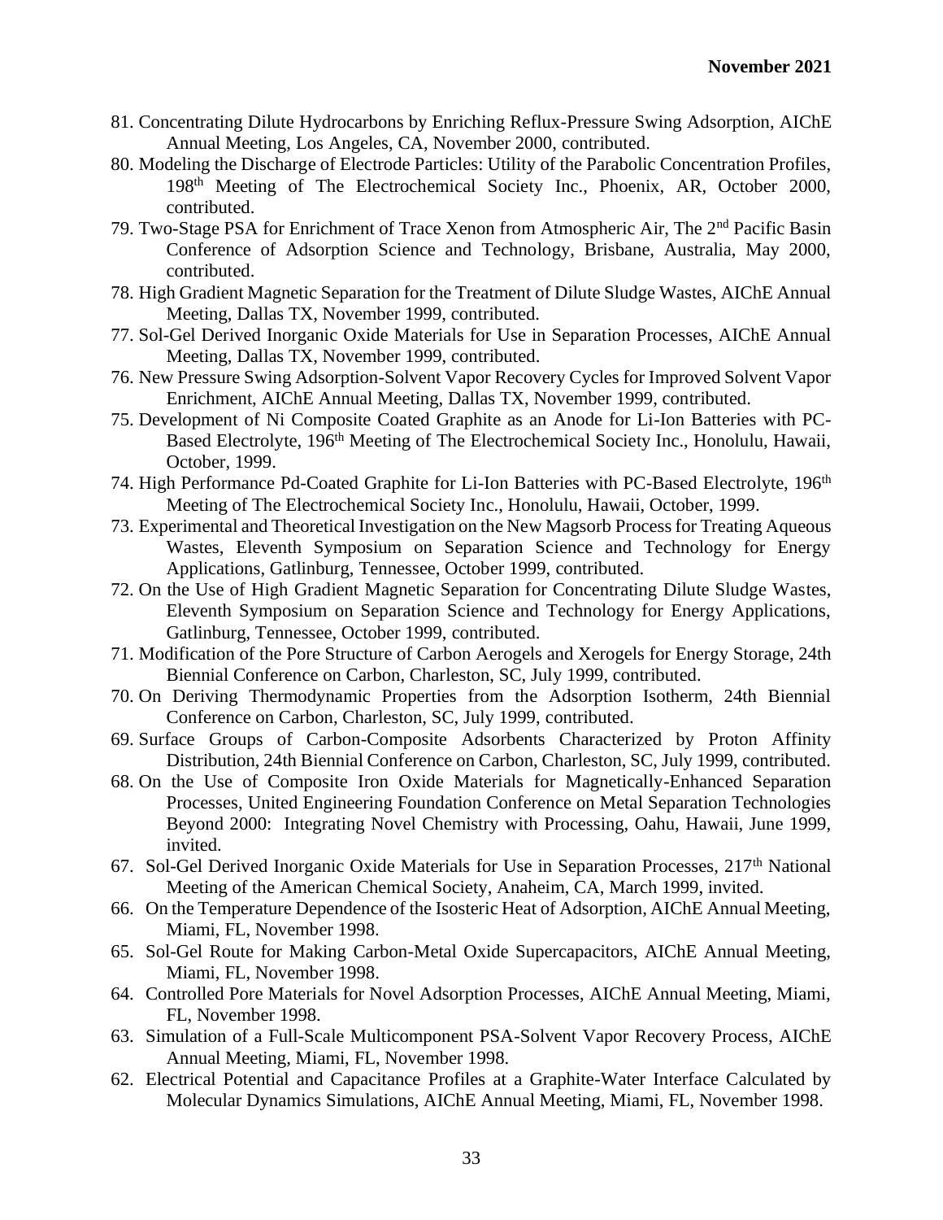81. Concentrating Dilute Hydrocarbons by Enriching Reflux-Pressure Swing Adsorption, AIChE Annual Meeting, Los Angeles, CA, November 2000, contributed.
80. Modeling the Discharge of Electrode Particles: Utility of the Parabolic Concentration Profiles, 198th Meeting of The Electrochemical Society Inc., Phoenix, AR, October 2000, contributed.
79. Two-Stage PSA for Enrichment of Trace Xenon from Atmospheric Air, The 2nd Pacific Basin Conference of Adsorption Science and Technology, Brisbane, Australia, May 2000, contributed.
78. High Gradient Magnetic Separation for the Treatment of Dilute Sludge Wastes, AIChE Annual Meeting, Dallas TX, November 1999, contributed.
77. Sol-Gel Derived Inorganic Oxide Materials for Use in Separation Processes, AIChE Annual Meeting, Dallas TX, November 1999, contributed.
76. New Pressure Swing Adsorption-Solvent Vapor Recovery Cycles for Improved Solvent Vapor Enrichment, AIChE Annual Meeting, Dallas TX, November 1999, contributed.
75. Development of Ni Composite Coated Graphite as an Anode for Li-Ion Batteries with PC-Based Electrolyte, 196th Meeting of The Electrochemical Society Inc., Honolulu, Hawaii, October, 1999.
74. High Performance Pd-Coated Graphite for Li-Ion Batteries with PC-Based Electrolyte, 196th Meeting of The Electrochemical Society Inc., Honolulu, Hawaii, October, 1999.
73. Experimental and Theoretical Investigation on the New Magsorb Process for Treating Aqueous Wastes, Eleventh Symposium on Separation Science and Technology for Energy Applications, Gatlinburg, Tennessee, October 1999, contributed.
72. On the Use of High Gradient Magnetic Separation for Concentrating Dilute Sludge Wastes, Eleventh Symposium on Separation Science and Technology for Energy Applications, Gatlinburg, Tennessee, October 1999, contributed.
71. Modification of the Pore Structure of Carbon Aerogels and Xerogels for Energy Storage, 24th Biennial Conference on Carbon, Charleston, SC, July 1999, contributed.
70. On Deriving Thermodynamic Properties from the Adsorption Isotherm, 24th Biennial Conference on Carbon, Charleston, SC, July 1999, contributed.
69. Surface Groups of Carbon-Composite Adsorbents Characterized by Proton Affinity Distribution, 24th Biennial Conference on Carbon, Charleston, SC, July 1999, contributed.
68. On the Use of Composite Iron Oxide Materials for Magnetically-Enhanced Separation Processes, United Engineering Foundation Conference on Metal Separation Technologies Beyond 2000: Integrating Novel Chemistry with Processing, Oahu, Hawaii, June 1999, invited.
67. Sol-Gel Derived Inorganic Oxide Materials for Use in Separation Processes, 217th National Meeting of the American Chemical Society, Anaheim, CA, March 1999, invited.
66. On the Temperature Dependence of the Isosteric Heat of Adsorption, AIChE Annual Meeting, Miami, FL, November 1998.
65. Sol-Gel Route for Making Carbon-Metal Oxide Supercapacitors, AIChE Annual Meeting, Miami, FL, November 1998.
64. Controlled Pore Materials for Novel Adsorption Processes, AIChE Annual Meeting, Miami, FL, November 1998.
63. Simulation of a Full-Scale Multicomponent PSA-Solvent Vapor Recovery Process, AIChE Annual Meeting, Miami, FL, November 1998.
62. Electrical Potential and Capacitance Profiles at a Graphite-Water Interface Calculated by Molecular Dynamics Simulations, AIChE Annual Meeting, Miami, FL, November 1998.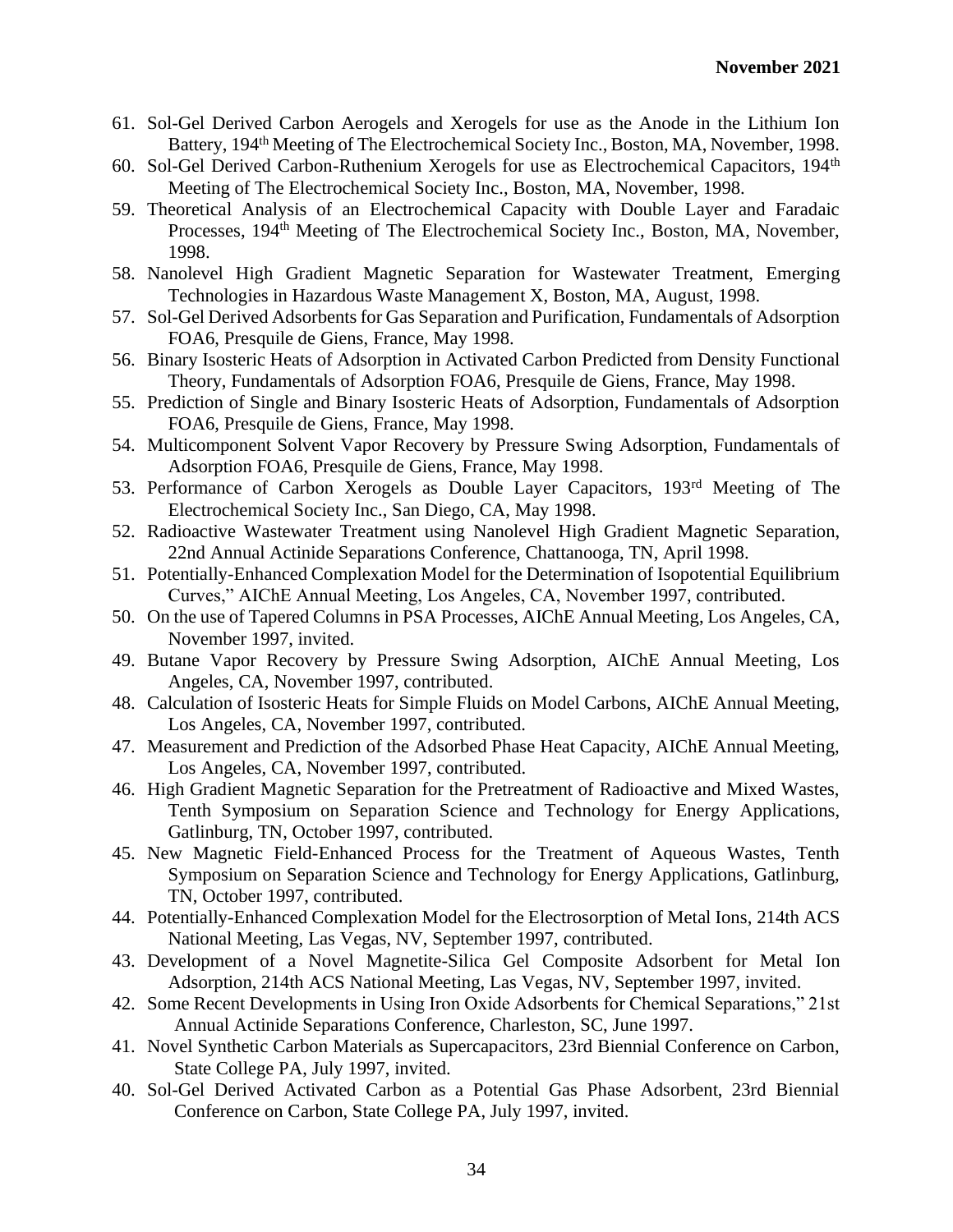61. Sol-Gel Derived Carbon Aerogels and Xerogels for use as the Anode in the Lithium Ion Battery, 194th Meeting of The Electrochemical Society Inc., Boston, MA, November, 1998.
60. Sol-Gel Derived Carbon-Ruthenium Xerogels for use as Electrochemical Capacitors, 194th Meeting of The Electrochemical Society Inc., Boston, MA, November, 1998.
59. Theoretical Analysis of an Electrochemical Capacity with Double Layer and Faradaic Processes, 194th Meeting of The Electrochemical Society Inc., Boston, MA, November, 1998.
58. Nanolevel High Gradient Magnetic Separation for Wastewater Treatment, Emerging Technologies in Hazardous Waste Management X, Boston, MA, August, 1998.
57. Sol-Gel Derived Adsorbents for Gas Separation and Purification, Fundamentals of Adsorption FOA6, Presquile de Giens, France, May 1998.
56. Binary Isosteric Heats of Adsorption in Activated Carbon Predicted from Density Functional Theory, Fundamentals of Adsorption FOA6, Presquile de Giens, France, May 1998.
55. Prediction of Single and Binary Isosteric Heats of Adsorption, Fundamentals of Adsorption FOA6, Presquile de Giens, France, May 1998.
54. Multicomponent Solvent Vapor Recovery by Pressure Swing Adsorption, Fundamentals of Adsorption FOA6, Presquile de Giens, France, May 1998.
53. Performance of Carbon Xerogels as Double Layer Capacitors, 193rd Meeting of The Electrochemical Society Inc., San Diego, CA, May 1998.
52. Radioactive Wastewater Treatment using Nanolevel High Gradient Magnetic Separation, 22nd Annual Actinide Separations Conference, Chattanooga, TN, April 1998.
51. Potentially-Enhanced Complexation Model for the Determination of Isopotential Equilibrium Curves," AIChE Annual Meeting, Los Angeles, CA, November 1997, contributed.
50. On the use of Tapered Columns in PSA Processes, AIChE Annual Meeting, Los Angeles, CA, November 1997, invited.
49. Butane Vapor Recovery by Pressure Swing Adsorption, AIChE Annual Meeting, Los Angeles, CA, November 1997, contributed.
48. Calculation of Isosteric Heats for Simple Fluids on Model Carbons, AIChE Annual Meeting, Los Angeles, CA, November 1997, contributed.
47. Measurement and Prediction of the Adsorbed Phase Heat Capacity, AIChE Annual Meeting, Los Angeles, CA, November 1997, contributed.
46. High Gradient Magnetic Separation for the Pretreatment of Radioactive and Mixed Wastes, Tenth Symposium on Separation Science and Technology for Energy Applications, Gatlinburg, TN, October 1997, contributed.
45. New Magnetic Field-Enhanced Process for the Treatment of Aqueous Wastes, Tenth Symposium on Separation Science and Technology for Energy Applications, Gatlinburg, TN, October 1997, contributed.
44. Potentially-Enhanced Complexation Model for the Electrosorption of Metal Ions, 214th ACS National Meeting, Las Vegas, NV, September 1997, contributed.
43. Development of a Novel Magnetite-Silica Gel Composite Adsorbent for Metal Ion Adsorption, 214th ACS National Meeting, Las Vegas, NV, September 1997, invited.
42. Some Recent Developments in Using Iron Oxide Adsorbents for Chemical Separations," 21st Annual Actinide Separations Conference, Charleston, SC, June 1997.
41. Novel Synthetic Carbon Materials as Supercapacitors, 23rd Biennial Conference on Carbon, State College PA, July 1997, invited.
40. Sol-Gel Derived Activated Carbon as a Potential Gas Phase Adsorbent, 23rd Biennial Conference on Carbon, State College PA, July 1997, invited.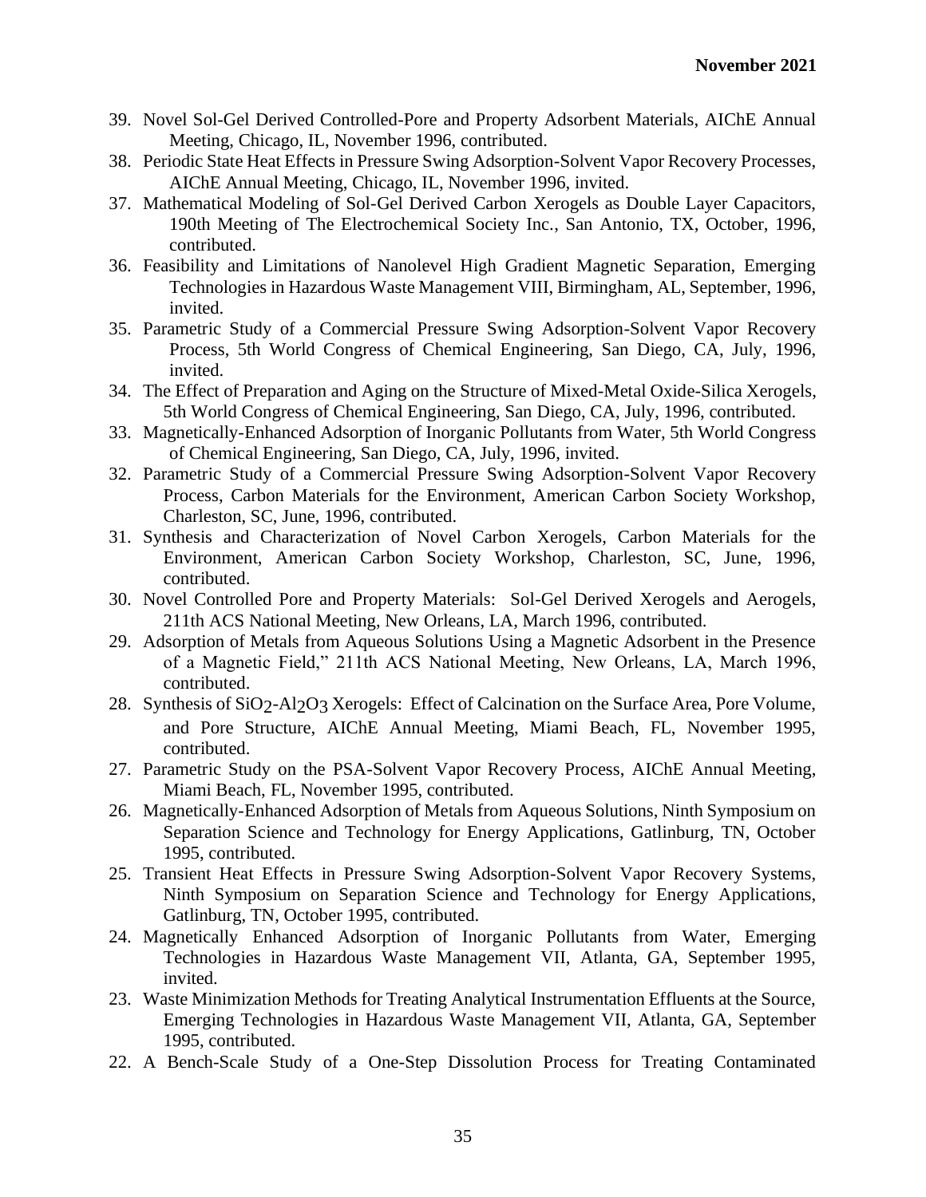39. Novel Sol-Gel Derived Controlled-Pore and Property Adsorbent Materials, AIChE Annual Meeting, Chicago, IL, November 1996, contributed.
38. Periodic State Heat Effects in Pressure Swing Adsorption-Solvent Vapor Recovery Processes, AIChE Annual Meeting, Chicago, IL, November 1996, invited.
37. Mathematical Modeling of Sol-Gel Derived Carbon Xerogels as Double Layer Capacitors, 190th Meeting of The Electrochemical Society Inc., San Antonio, TX, October, 1996, contributed.
36. Feasibility and Limitations of Nanolevel High Gradient Magnetic Separation, Emerging Technologies in Hazardous Waste Management VIII, Birmingham, AL, September, 1996, invited.
35. Parametric Study of a Commercial Pressure Swing Adsorption-Solvent Vapor Recovery Process, 5th World Congress of Chemical Engineering, San Diego, CA, July, 1996, invited.
34. The Effect of Preparation and Aging on the Structure of Mixed-Metal Oxide-Silica Xerogels, 5th World Congress of Chemical Engineering, San Diego, CA, July, 1996, contributed.
33. Magnetically-Enhanced Adsorption of Inorganic Pollutants from Water, 5th World Congress of Chemical Engineering, San Diego, CA, July, 1996, invited.
32. Parametric Study of a Commercial Pressure Swing Adsorption-Solvent Vapor Recovery Process, Carbon Materials for the Environment, American Carbon Society Workshop, Charleston, SC, June, 1996, contributed.
31. Synthesis and Characterization of Novel Carbon Xerogels, Carbon Materials for the Environment, American Carbon Society Workshop, Charleston, SC, June, 1996, contributed.
30. Novel Controlled Pore and Property Materials: Sol-Gel Derived Xerogels and Aerogels, 211th ACS National Meeting, New Orleans, LA, March 1996, contributed.
29. Adsorption of Metals from Aqueous Solutions Using a Magnetic Adsorbent in the Presence of a Magnetic Field," 211th ACS National Meeting, New Orleans, LA, March 1996, contributed.
28. Synthesis of $SiO_2$-$Al_2O_3$ Xerogels: Effect of Calcination on the Surface Area, Pore Volume, and Pore Structure, AIChE Annual Meeting, Miami Beach, FL, November 1995, contributed.
27. Parametric Study on the PSA-Solvent Vapor Recovery Process, AIChE Annual Meeting, Miami Beach, FL, November 1995, contributed.
26. Magnetically-Enhanced Adsorption of Metals from Aqueous Solutions, Ninth Symposium on Separation Science and Technology for Energy Applications, Gatlinburg, TN, October 1995, contributed.
25. Transient Heat Effects in Pressure Swing Adsorption-Solvent Vapor Recovery Systems, Ninth Symposium on Separation Science and Technology for Energy Applications, Gatlinburg, TN, October 1995, contributed.
24. Magnetically Enhanced Adsorption of Inorganic Pollutants from Water, Emerging Technologies in Hazardous Waste Management VII, Atlanta, GA, September 1995, invited.
23. Waste Minimization Methods for Treating Analytical Instrumentation Effluents at the Source, Emerging Technologies in Hazardous Waste Management VII, Atlanta, GA, September 1995, contributed.
22. A Bench-Scale Study of a One-Step Dissolution Process for Treating Contaminated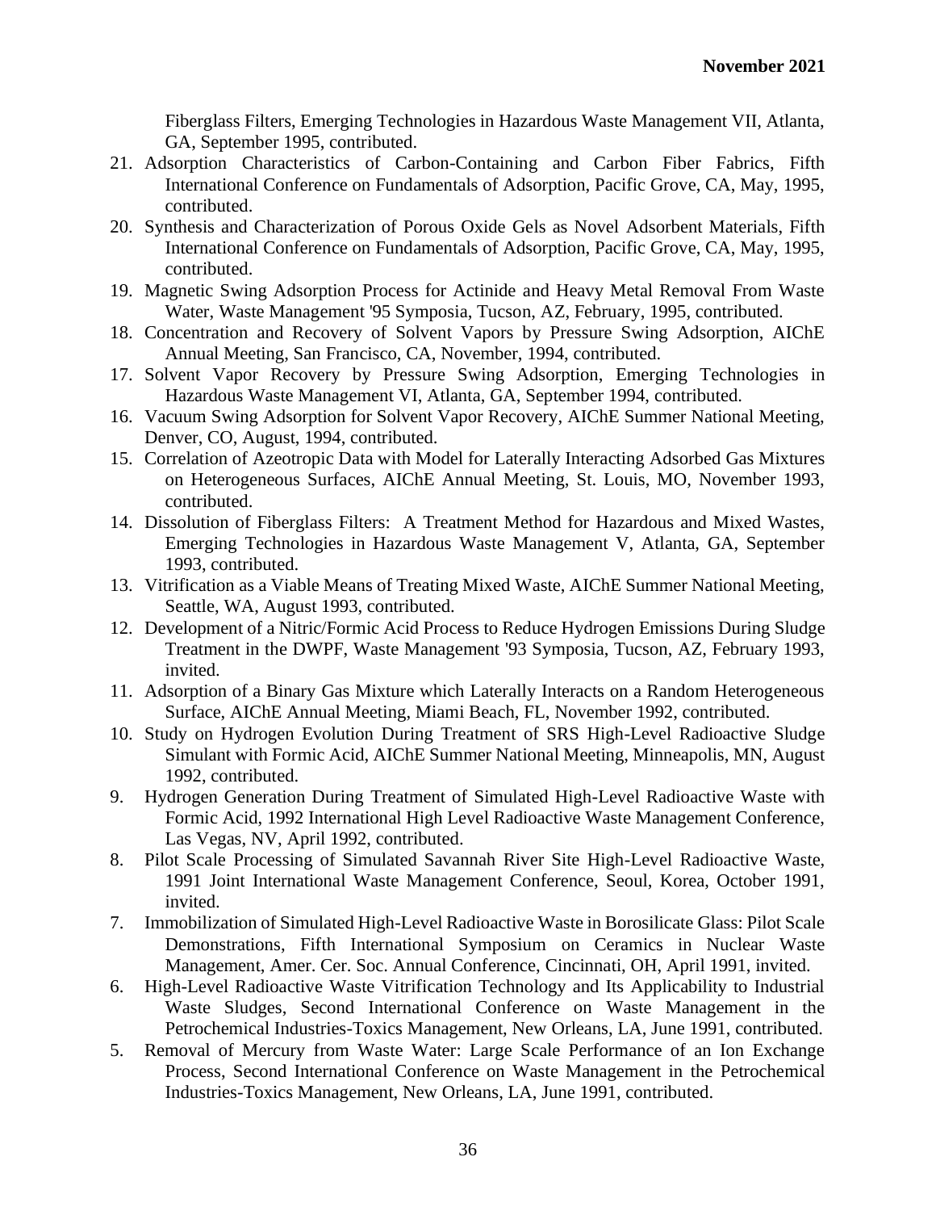Fiberglass Filters, Emerging Technologies in Hazardous Waste Management VII, Atlanta, GA, September 1995, contributed.

21. Adsorption Characteristics of Carbon-Containing and Carbon Fiber Fabrics, Fifth International Conference on Fundamentals of Adsorption, Pacific Grove, CA, May, 1995, contributed.
20. Synthesis and Characterization of Porous Oxide Gels as Novel Adsorbent Materials, Fifth International Conference on Fundamentals of Adsorption, Pacific Grove, CA, May, 1995, contributed.
19. Magnetic Swing Adsorption Process for Actinide and Heavy Metal Removal From Waste Water, Waste Management '95 Symposia, Tucson, AZ, February, 1995, contributed.
18. Concentration and Recovery of Solvent Vapors by Pressure Swing Adsorption, AIChE Annual Meeting, San Francisco, CA, November, 1994, contributed.
17. Solvent Vapor Recovery by Pressure Swing Adsorption, Emerging Technologies in Hazardous Waste Management VI, Atlanta, GA, September 1994, contributed.
16. Vacuum Swing Adsorption for Solvent Vapor Recovery, AIChE Summer National Meeting, Denver, CO, August, 1994, contributed.
15. Correlation of Azeotropic Data with Model for Laterally Interacting Adsorbed Gas Mixtures on Heterogeneous Surfaces, AIChE Annual Meeting, St. Louis, MO, November 1993, contributed.
14. Dissolution of Fiberglass Filters: A Treatment Method for Hazardous and Mixed Wastes, Emerging Technologies in Hazardous Waste Management V, Atlanta, GA, September 1993, contributed.
13. Vitrification as a Viable Means of Treating Mixed Waste, AIChE Summer National Meeting, Seattle, WA, August 1993, contributed.
12. Development of a Nitric/Formic Acid Process to Reduce Hydrogen Emissions During Sludge Treatment in the DWPF, Waste Management '93 Symposia, Tucson, AZ, February 1993, invited.
11. Adsorption of a Binary Gas Mixture which Laterally Interacts on a Random Heterogeneous Surface, AIChE Annual Meeting, Miami Beach, FL, November 1992, contributed.
10. Study on Hydrogen Evolution During Treatment of SRS High-Level Radioactive Sludge Simulant with Formic Acid, AIChE Summer National Meeting, Minneapolis, MN, August 1992, contributed.
9. Hydrogen Generation During Treatment of Simulated High-Level Radioactive Waste with Formic Acid, 1992 International High Level Radioactive Waste Management Conference, Las Vegas, NV, April 1992, contributed.
8. Pilot Scale Processing of Simulated Savannah River Site High-Level Radioactive Waste, 1991 Joint International Waste Management Conference, Seoul, Korea, October 1991, invited.
7. Immobilization of Simulated High-Level Radioactive Waste in Borosilicate Glass: Pilot Scale Demonstrations, Fifth International Symposium on Ceramics in Nuclear Waste Management, Amer. Cer. Soc. Annual Conference, Cincinnati, OH, April 1991, invited.
6. High-Level Radioactive Waste Vitrification Technology and Its Applicability to Industrial Waste Sludges, Second International Conference on Waste Management in the Petrochemical Industries-Toxics Management, New Orleans, LA, June 1991, contributed.
5. Removal of Mercury from Waste Water: Large Scale Performance of an Ion Exchange Process, Second International Conference on Waste Management in the Petrochemical Industries-Toxics Management, New Orleans, LA, June 1991, contributed.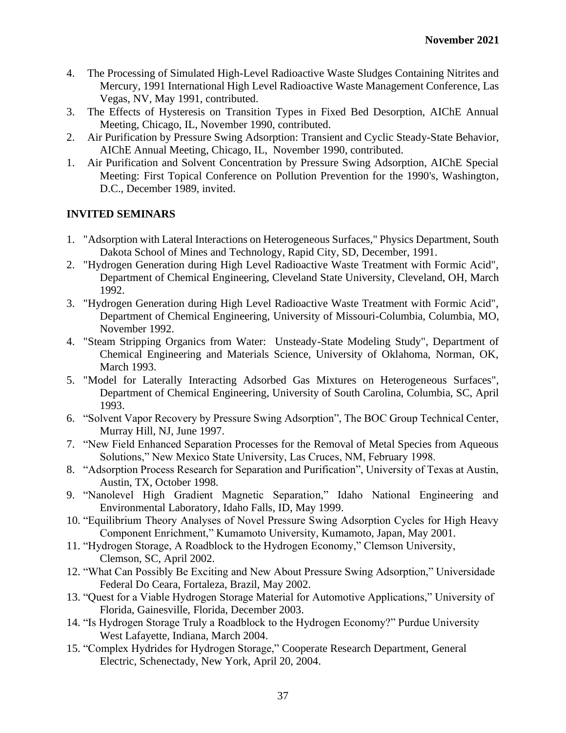4. The Processing of Simulated High-Level Radioactive Waste Sludges Containing Nitrites and Mercury, 1991 International High Level Radioactive Waste Management Conference, Las Vegas, NV, May 1991, contributed.
3. The Effects of Hysteresis on Transition Types in Fixed Bed Desorption, AIChE Annual Meeting, Chicago, IL, November 1990, contributed.
2. Air Purification by Pressure Swing Adsorption: Transient and Cyclic Steady-State Behavior, AIChE Annual Meeting, Chicago, IL, November 1990, contributed.
1. Air Purification and Solvent Concentration by Pressure Swing Adsorption, AIChE Special Meeting: First Topical Conference on Pollution Prevention for the 1990's, Washington, D.C., December 1989, invited.

## INVITED SEMINARS

1. "Adsorption with Lateral Interactions on Heterogeneous Surfaces," Physics Department, South Dakota School of Mines and Technology, Rapid City, SD, December, 1991.
2. "Hydrogen Generation during High Level Radioactive Waste Treatment with Formic Acid", Department of Chemical Engineering, Cleveland State University, Cleveland, OH, March 1992.
3. "Hydrogen Generation during High Level Radioactive Waste Treatment with Formic Acid", Department of Chemical Engineering, University of Missouri-Columbia, Columbia, MO, November 1992.
4. "Steam Stripping Organics from Water: Unsteady-State Modeling Study", Department of Chemical Engineering and Materials Science, University of Oklahoma, Norman, OK, March 1993.
5. "Model for Laterally Interacting Adsorbed Gas Mixtures on Heterogeneous Surfaces", Department of Chemical Engineering, University of South Carolina, Columbia, SC, April 1993.
6. "Solvent Vapor Recovery by Pressure Swing Adsorption", The BOC Group Technical Center, Murray Hill, NJ, June 1997.
7. "New Field Enhanced Separation Processes for the Removal of Metal Species from Aqueous Solutions," New Mexico State University, Las Cruces, NM, February 1998.
8. "Adsorption Process Research for Separation and Purification", University of Texas at Austin, Austin, TX, October 1998.
9. "Nanolevel High Gradient Magnetic Separation," Idaho National Engineering and Environmental Laboratory, Idaho Falls, ID, May 1999.
10. "Equilibrium Theory Analyses of Novel Pressure Swing Adsorption Cycles for High Heavy Component Enrichment," Kumamoto University, Kumamoto, Japan, May 2001.
11. "Hydrogen Storage, A Roadblock to the Hydrogen Economy," Clemson University, Clemson, SC, April 2002.
12. "What Can Possibly Be Exciting and New About Pressure Swing Adsorption," Universidade Federal Do Ceara, Fortaleza, Brazil, May 2002.
13. "Quest for a Viable Hydrogen Storage Material for Automotive Applications," University of Florida, Gainesville, Florida, December 2003.
14. "Is Hydrogen Storage Truly a Roadblock to the Hydrogen Economy?" Purdue University West Lafayette, Indiana, March 2004.
15. "Complex Hydrides for Hydrogen Storage," Cooperate Research Department, General Electric, Schenectady, New York, April 20, 2004.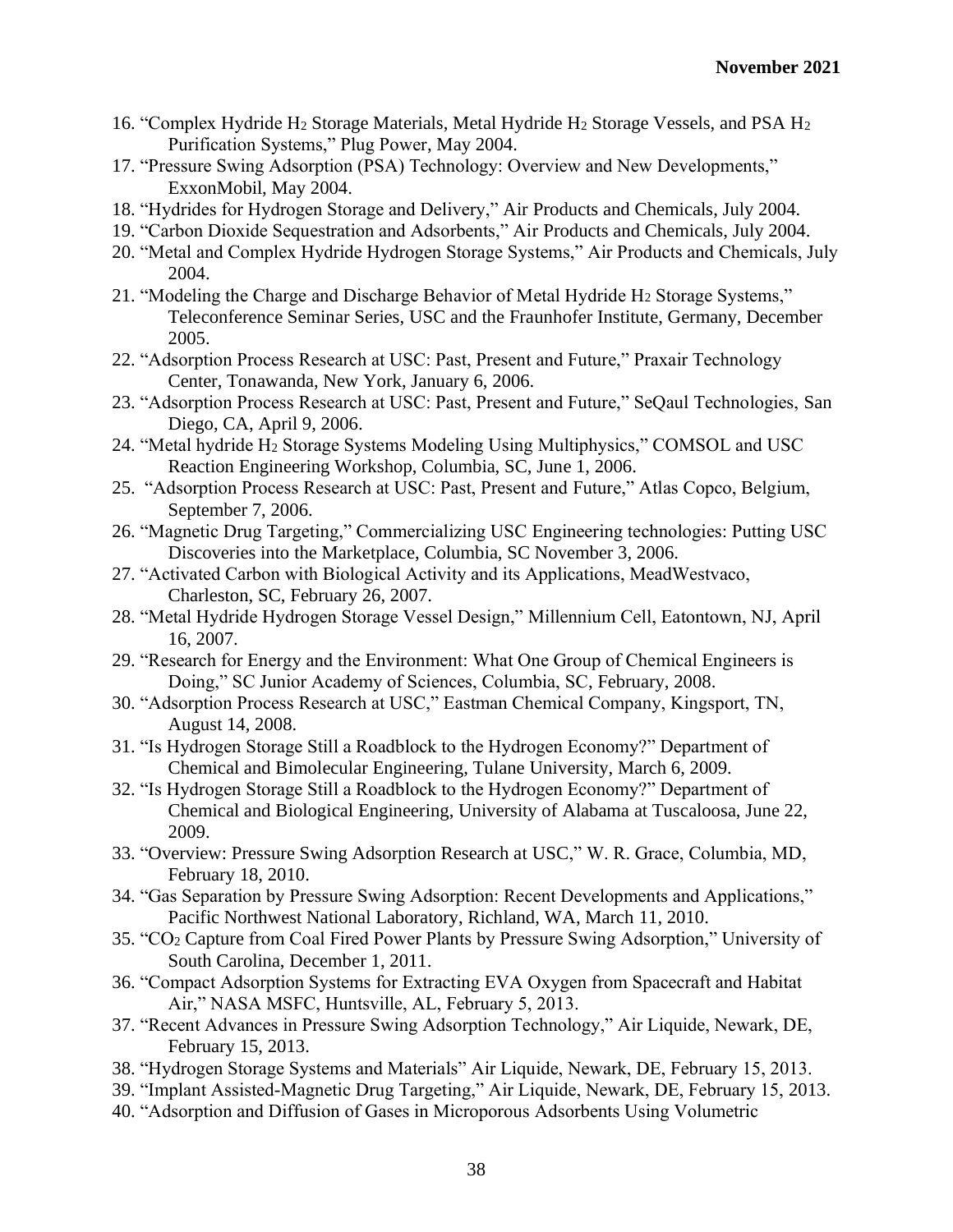16. "Complex Hydride $H_2$ Storage Materials, Metal Hydride $H_2$ Storage Vessels, and PSA $H_2$ Purification Systems," Plug Power, May 2004.
17. "Pressure Swing Adsorption (PSA) Technology: Overview and New Developments," ExxonMobil, May 2004.
18. "Hydrides for Hydrogen Storage and Delivery," Air Products and Chemicals, July 2004.
19. "Carbon Dioxide Sequestration and Adsorbents," Air Products and Chemicals, July 2004.
20. "Metal and Complex Hydride Hydrogen Storage Systems," Air Products and Chemicals, July 2004.
21. "Modeling the Charge and Discharge Behavior of Metal Hydride $H_2$ Storage Systems," Teleconference Seminar Series, USC and the Fraunhofer Institute, Germany, December 2005.
22. "Adsorption Process Research at USC: Past, Present and Future," Praxair Technology Center, Tonawanda, New York, January 6, 2006.
23. "Adsorption Process Research at USC: Past, Present and Future," SeQaul Technologies, San Diego, CA, April 9, 2006.
24. "Metal hydride $H_2$ Storage Systems Modeling Using Multiphysics," COMSOL and USC Reaction Engineering Workshop, Columbia, SC, June 1, 2006.
25. "Adsorption Process Research at USC: Past, Present and Future," Atlas Copco, Belgium, September 7, 2006.
26. "Magnetic Drug Targeting," Commercializing USC Engineering technologies: Putting USC Discoveries into the Marketplace, Columbia, SC November 3, 2006.
27. "Activated Carbon with Biological Activity and its Applications, MeadWestvaco, Charleston, SC, February 26, 2007.
28. "Metal Hydride Hydrogen Storage Vessel Design," Millennium Cell, Eatontown, NJ, April 16, 2007.
29. "Research for Energy and the Environment: What One Group of Chemical Engineers is Doing," SC Junior Academy of Sciences, Columbia, SC, February, 2008.
30. "Adsorption Process Research at USC," Eastman Chemical Company, Kingsport, TN, August 14, 2008.
31. "Is Hydrogen Storage Still a Roadblock to the Hydrogen Economy?" Department of Chemical and Bimolecular Engineering, Tulane University, March 6, 2009.
32. "Is Hydrogen Storage Still a Roadblock to the Hydrogen Economy?" Department of Chemical and Biological Engineering, University of Alabama at Tuscaloosa, June 22, 2009.
33. "Overview: Pressure Swing Adsorption Research at USC," W. R. Grace, Columbia, MD, February 18, 2010.
34. "Gas Separation by Pressure Swing Adsorption: Recent Developments and Applications," Pacific Northwest National Laboratory, Richland, WA, March 11, 2010.
35. "$CO_2$ Capture from Coal Fired Power Plants by Pressure Swing Adsorption," University of South Carolina, December 1, 2011.
36. "Compact Adsorption Systems for Extracting EVA Oxygen from Spacecraft and Habitat Air," NASA MSFC, Huntsville, AL, February 5, 2013.
37. "Recent Advances in Pressure Swing Adsorption Technology," Air Liquide, Newark, DE, February 15, 2013.
38. "Hydrogen Storage Systems and Materials" Air Liquide, Newark, DE, February 15, 2013.
39. "Implant Assisted-Magnetic Drug Targeting," Air Liquide, Newark, DE, February 15, 2013.
40. "Adsorption and Diffusion of Gases in Microporous Adsorbents Using Volumetric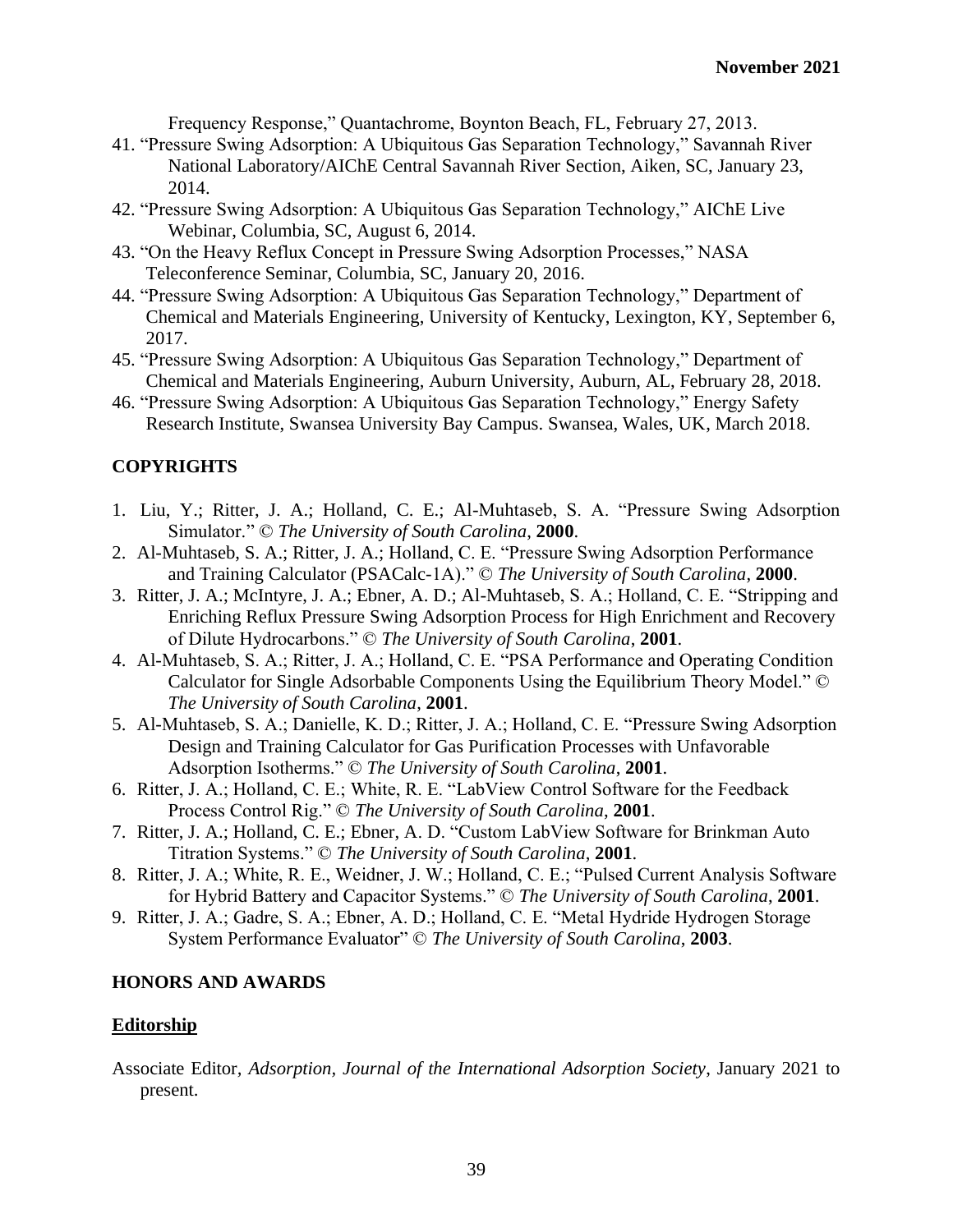Frequency Response," Quantachrome, Boynton Beach, FL, February 27, 2013.

41. "Pressure Swing Adsorption: A Ubiquitous Gas Separation Technology," Savannah River National Laboratory/AIChE Central Savannah River Section, Aiken, SC, January 23, 2014.
42. "Pressure Swing Adsorption: A Ubiquitous Gas Separation Technology," AIChE Live Webinar, Columbia, SC, August 6, 2014.
43. "On the Heavy Reflux Concept in Pressure Swing Adsorption Processes," NASA Teleconference Seminar, Columbia, SC, January 20, 2016.
44. "Pressure Swing Adsorption: A Ubiquitous Gas Separation Technology," Department of Chemical and Materials Engineering, University of Kentucky, Lexington, KY, September 6, 2017.
45. "Pressure Swing Adsorption: A Ubiquitous Gas Separation Technology," Department of Chemical and Materials Engineering, Auburn University, Auburn, AL, February 28, 2018.
46. "Pressure Swing Adsorption: A Ubiquitous Gas Separation Technology," Energy Safety Research Institute, Swansea University Bay Campus. Swansea, Wales, UK, March 2018.

## COPYRIGHTS

1. Liu, Y.; Ritter, J. A.; Holland, C. E.; Al-Muhtaseb, S. A. "Pressure Swing Adsorption Simulator." © *The University of South Carolina*, **2000**.
2. Al-Muhtaseb, S. A.; Ritter, J. A.; Holland, C. E. "Pressure Swing Adsorption Performance and Training Calculator (PSACalc-1A)." © *The University of South Carolina*, **2000**.
3. Ritter, J. A.; McIntyre, J. A.; Ebner, A. D.; Al-Muhtaseb, S. A.; Holland, C. E. "Stripping and Enriching Reflux Pressure Swing Adsorption Process for High Enrichment and Recovery of Dilute Hydrocarbons." © *The University of South Carolina*, **2001**.
4. Al-Muhtaseb, S. A.; Ritter, J. A.; Holland, C. E. "PSA Performance and Operating Condition Calculator for Single Adsorbable Components Using the Equilibrium Theory Model." © *The University of South Carolina*, **2001**.
5. Al-Muhtaseb, S. A.; Danielle, K. D.; Ritter, J. A.; Holland, C. E. "Pressure Swing Adsorption Design and Training Calculator for Gas Purification Processes with Unfavorable Adsorption Isotherms." © *The University of South Carolina*, **2001**.
6. Ritter, J. A.; Holland, C. E.; White, R. E. "LabView Control Software for the Feedback Process Control Rig." © *The University of South Carolina*, **2001**.
7. Ritter, J. A.; Holland, C. E.; Ebner, A. D. "Custom LabView Software for Brinkman Auto Titration Systems." © *The University of South Carolina*, **2001**.
8. Ritter, J. A.; White, R. E., Weidner, J. W.; Holland, C. E.; "Pulsed Current Analysis Software for Hybrid Battery and Capacitor Systems." © *The University of South Carolina*, **2001**.
9. Ritter, J. A.; Gadre, S. A.; Ebner, A. D.; Holland, C. E. "Metal Hydride Hydrogen Storage System Performance Evaluator" © *The University of South Carolina*, **2003**.

## HONORS AND AWARDS

### Editorship

Associate Editor, *Adsorption, Journal of the International Adsorption Society*, January 2021 to present.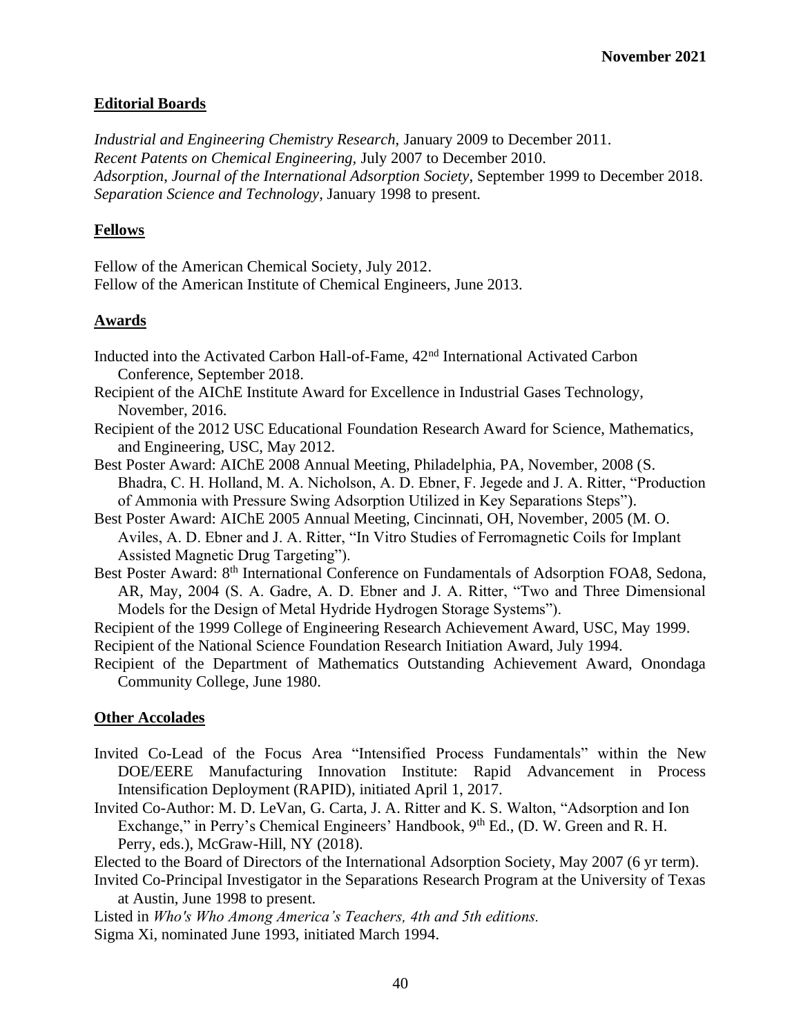**November 2021**

## Editorial Boards

*Industrial and Engineering Chemistry Research*, January 2009 to December 2011.
*Recent Patents on Chemical Engineering*, July 2007 to December 2010.
*Adsorption*, *Journal of the International Adsorption Society*, September 1999 to December 2018.
*Separation Science and Technology*, January 1998 to present.

## Fellows

Fellow of the American Chemical Society, July 2012.
Fellow of the American Institute of Chemical Engineers, June 2013.

## Awards

Inducted into the Activated Carbon Hall-of-Fame, 42nd International Activated Carbon Conference, September 2018.

Recipient of the AIChE Institute Award for Excellence in Industrial Gases Technology, November, 2016.

Recipient of the 2012 USC Educational Foundation Research Award for Science, Mathematics, and Engineering, USC, May 2012.

Best Poster Award: AIChE 2008 Annual Meeting, Philadelphia, PA, November, 2008 (S. Bhadra, C. H. Holland, M. A. Nicholson, A. D. Ebner, F. Jegede and J. A. Ritter, "Production of Ammonia with Pressure Swing Adsorption Utilized in Key Separations Steps").

Best Poster Award: AIChE 2005 Annual Meeting, Cincinnati, OH, November, 2005 (M. O. Aviles, A. D. Ebner and J. A. Ritter, "In Vitro Studies of Ferromagnetic Coils for Implant Assisted Magnetic Drug Targeting").

Best Poster Award: 8th International Conference on Fundamentals of Adsorption FOA8, Sedona, AR, May, 2004 (S. A. Gadre, A. D. Ebner and J. A. Ritter, "Two and Three Dimensional Models for the Design of Metal Hydride Hydrogen Storage Systems").

Recipient of the 1999 College of Engineering Research Achievement Award, USC, May 1999.

Recipient of the National Science Foundation Research Initiation Award, July 1994.

Recipient of the Department of Mathematics Outstanding Achievement Award, Onondaga Community College, June 1980.

## Other Accolades

Invited Co-Lead of the Focus Area "Intensified Process Fundamentals" within the New DOE/EERE Manufacturing Innovation Institute: Rapid Advancement in Process Intensification Deployment (RAPID), initiated April 1, 2017.

Invited Co-Author: M. D. LeVan, G. Carta, J. A. Ritter and K. S. Walton, "Adsorption and Ion Exchange," in Perry's Chemical Engineers' Handbook, 9th Ed., (D. W. Green and R. H. Perry, eds.), McGraw-Hill, NY (2018).

Elected to the Board of Directors of the International Adsorption Society, May 2007 (6 yr term).

Invited Co-Principal Investigator in the Separations Research Program at the University of Texas at Austin, June 1998 to present.

Listed in *Who's Who Among America's Teachers, 4th and 5th editions.*

Sigma Xi, nominated June 1993, initiated March 1994.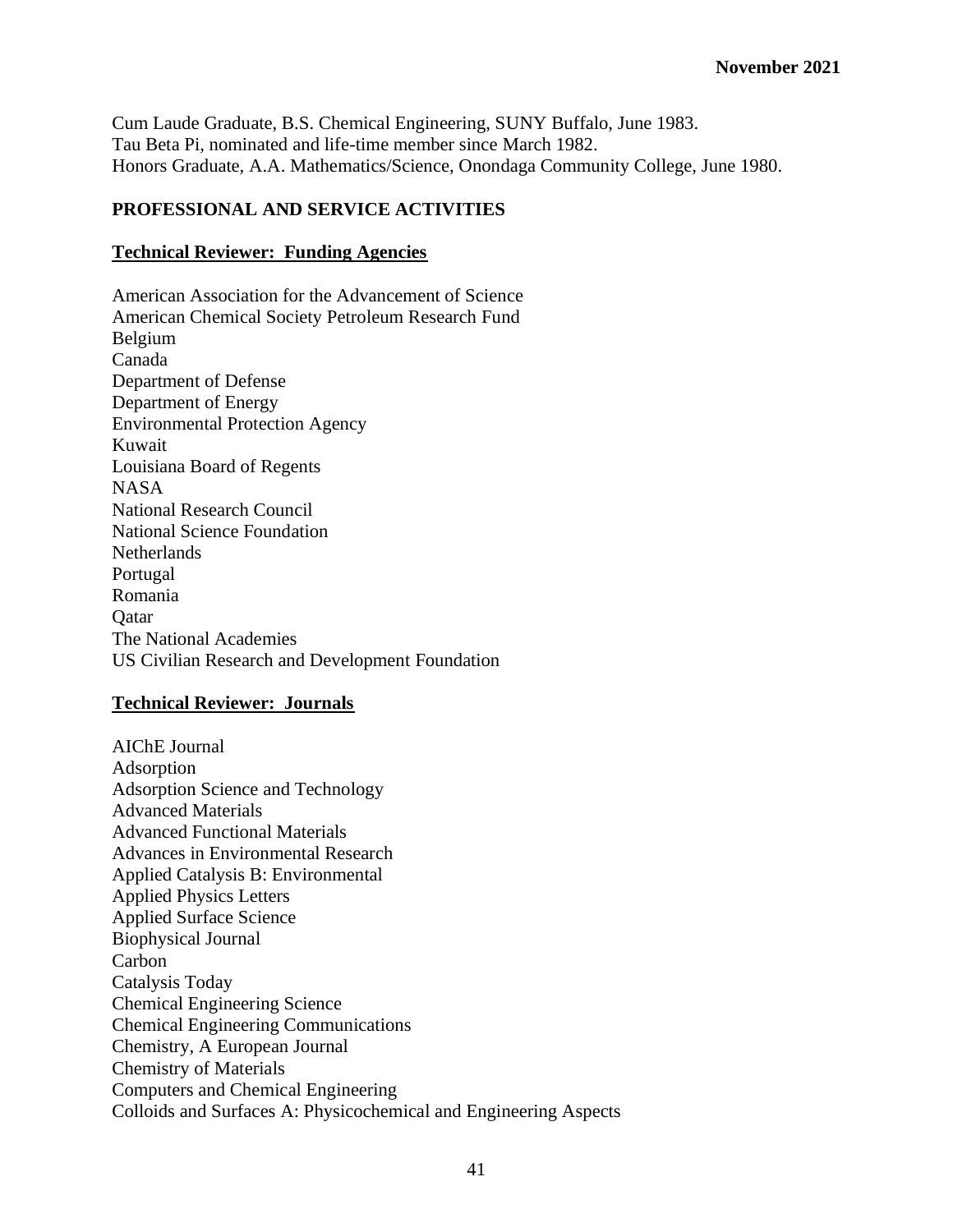Cum Laude Graduate, B.S. Chemical Engineering, SUNY Buffalo, June 1983.
Tau Beta Pi, nominated and life-time member since March 1982.
Honors Graduate, A.A. Mathematics/Science, Onondaga Community College, June 1980.

## PROFESSIONAL AND SERVICE ACTIVITIES

### Technical Reviewer: Funding Agencies

American Association for the Advancement of Science
American Chemical Society Petroleum Research Fund
Belgium
Canada
Department of Defense
Department of Energy
Environmental Protection Agency
Kuwait
Louisiana Board of Regents
NASA
National Research Council
National Science Foundation
Netherlands
Portugal
Romania
Qatar
The National Academies
US Civilian Research and Development Foundation

### Technical Reviewer: Journals

AIChE Journal
Adsorption
Adsorption Science and Technology
Advanced Materials
Advanced Functional Materials
Advances in Environmental Research
Applied Catalysis B: Environmental
Applied Physics Letters
Applied Surface Science
Biophysical Journal
Carbon
Catalysis Today
Chemical Engineering Science
Chemical Engineering Communications
Chemistry, A European Journal
Chemistry of Materials
Computers and Chemical Engineering
Colloids and Surfaces A: Physicochemical and Engineering Aspects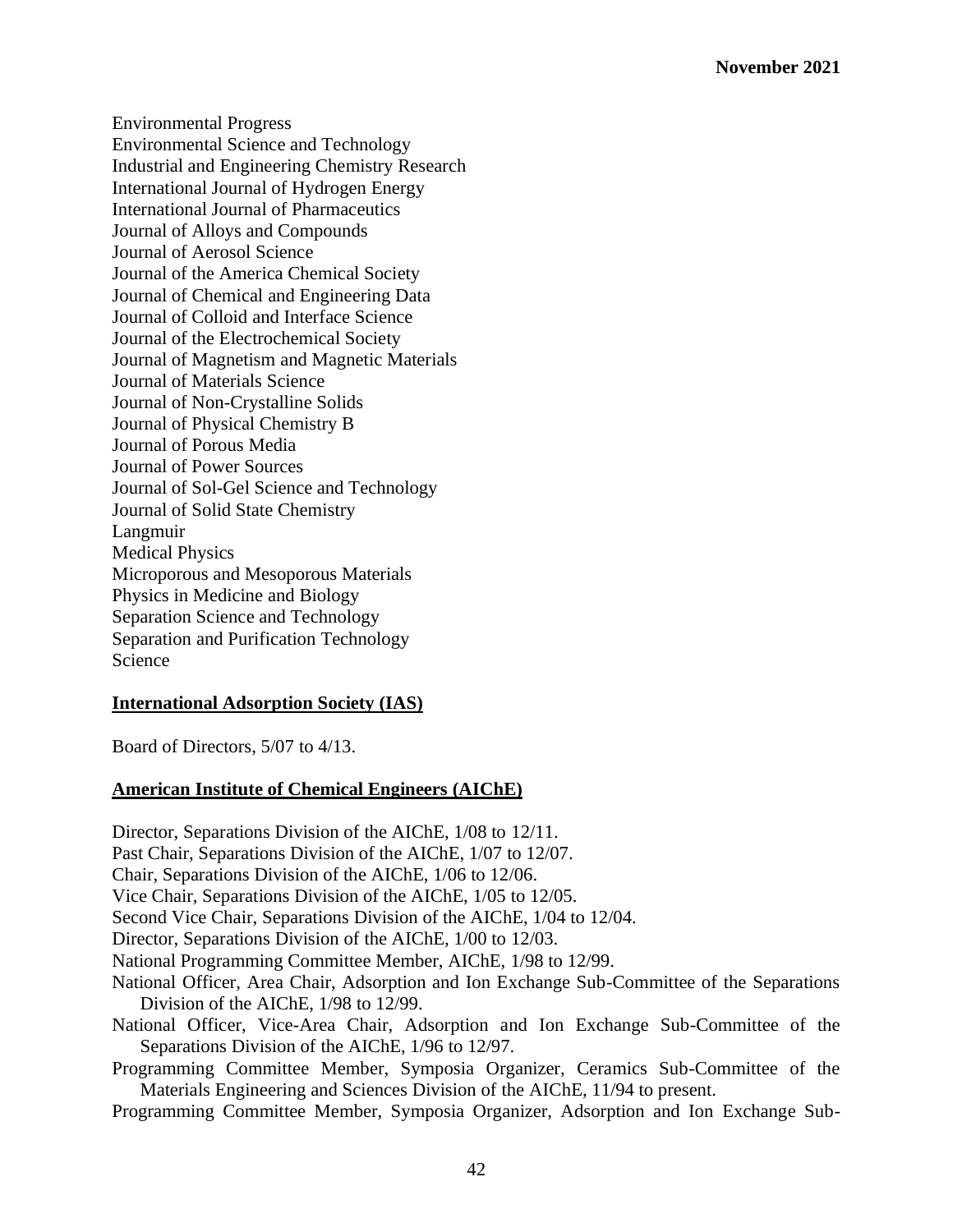Environmental Progress
Environmental Science and Technology
Industrial and Engineering Chemistry Research
International Journal of Hydrogen Energy
International Journal of Pharmaceutics
Journal of Alloys and Compounds
Journal of Aerosol Science
Journal of the America Chemical Society
Journal of Chemical and Engineering Data
Journal of Colloid and Interface Science
Journal of the Electrochemical Society
Journal of Magnetism and Magnetic Materials
Journal of Materials Science
Journal of Non-Crystalline Solids
Journal of Physical Chemistry B
Journal of Porous Media
Journal of Power Sources
Journal of Sol-Gel Science and Technology
Journal of Solid State Chemistry
Langmuir
Medical Physics
Microporous and Mesoporous Materials
Physics in Medicine and Biology
Separation Science and Technology
Separation and Purification Technology
Science

**International Adsorption Society (IAS)**

Board of Directors, 5/07 to 4/13.

**American Institute of Chemical Engineers (AIChE)**

Director, Separations Division of the AIChE, 1/08 to 12/11.
Past Chair, Separations Division of the AIChE, 1/07 to 12/07.
Chair, Separations Division of the AIChE, 1/06 to 12/06.
Vice Chair, Separations Division of the AIChE, 1/05 to 12/05.
Second Vice Chair, Separations Division of the AIChE, 1/04 to 12/04.
Director, Separations Division of the AIChE, 1/00 to 12/03.
National Programming Committee Member, AIChE, 1/98 to 12/99.
National Officer, Area Chair, Adsorption and Ion Exchange Sub-Committee of the Separations Division of the AIChE, 1/98 to 12/99.
National Officer, Vice-Area Chair, Adsorption and Ion Exchange Sub-Committee of the Separations Division of the AIChE, 1/96 to 12/97.
Programming Committee Member, Symposia Organizer, Ceramics Sub-Committee of the Materials Engineering and Sciences Division of the AIChE, 11/94 to present.
Programming Committee Member, Symposia Organizer, Adsorption and Ion Exchange Sub-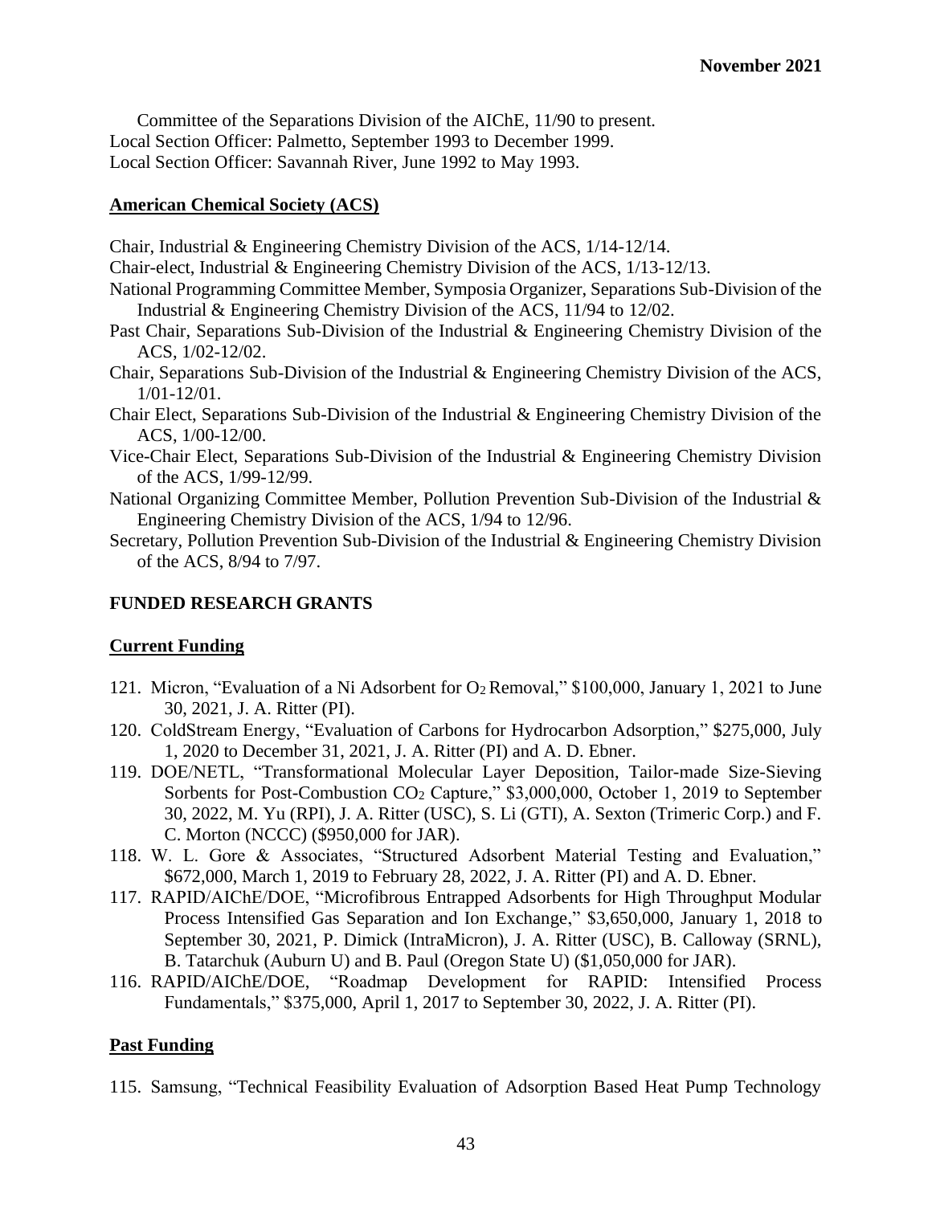Committee of the Separations Division of the AIChE, 11/90 to present.
Local Section Officer: Palmetto, September 1993 to December 1999.
Local Section Officer: Savannah River, June 1992 to May 1993.

**American Chemical Society (ACS)**

Chair, Industrial & Engineering Chemistry Division of the ACS, 1/14-12/14.
Chair-elect, Industrial & Engineering Chemistry Division of the ACS, 1/13-12/13.
National Programming Committee Member, Symposia Organizer, Separations Sub-Division of the Industrial & Engineering Chemistry Division of the ACS, 11/94 to 12/02.
Past Chair, Separations Sub-Division of the Industrial & Engineering Chemistry Division of the ACS, 1/02-12/02.
Chair, Separations Sub-Division of the Industrial & Engineering Chemistry Division of the ACS, 1/01-12/01.
Chair Elect, Separations Sub-Division of the Industrial & Engineering Chemistry Division of the ACS, 1/00-12/00.
Vice-Chair Elect, Separations Sub-Division of the Industrial & Engineering Chemistry Division of the ACS, 1/99-12/99.
National Organizing Committee Member, Pollution Prevention Sub-Division of the Industrial & Engineering Chemistry Division of the ACS, 1/94 to 12/96.
Secretary, Pollution Prevention Sub-Division of the Industrial & Engineering Chemistry Division of the ACS, 8/94 to 7/97.

## FUNDED RESEARCH GRANTS

**Current Funding**

121. Micron, "Evaluation of a Ni Adsorbent for $O_2$ Removal," \$100,000, January 1, 2021 to June 30, 2021, J. A. Ritter (PI).
120. ColdStream Energy, "Evaluation of Carbons for Hydrocarbon Adsorption," \$275,000, July 1, 2020 to December 31, 2021, J. A. Ritter (PI) and A. D. Ebner.
119. DOE/NETL, "Transformational Molecular Layer Deposition, Tailor-made Size-Sieving Sorbents for Post-Combustion $CO_2$ Capture," \$3,000,000, October 1, 2019 to September 30, 2022, M. Yu (RPI), J. A. Ritter (USC), S. Li (GTI), A. Sexton (Trimeric Corp.) and F. C. Morton (NCCC) (\$950,000 for JAR).
118. W. L. Gore & Associates, "Structured Adsorbent Material Testing and Evaluation," \$672,000, March 1, 2019 to February 28, 2022, J. A. Ritter (PI) and A. D. Ebner.
117. RAPID/AIChE/DOE, "Microfibrous Entrapped Adsorbents for High Throughput Modular Process Intensified Gas Separation and Ion Exchange," \$3,650,000, January 1, 2018 to September 30, 2021, P. Dimick (IntraMicron), J. A. Ritter (USC), B. Calloway (SRNL), B. Tatarchuk (Auburn U) and B. Paul (Oregon State U) (\$1,050,000 for JAR).
116. RAPID/AIChE/DOE, "Roadmap Development for RAPID: Intensified Process Fundamentals," \$375,000, April 1, 2017 to September 30, 2022, J. A. Ritter (PI).

**Past Funding**

115. Samsung, "Technical Feasibility Evaluation of Adsorption Based Heat Pump Technology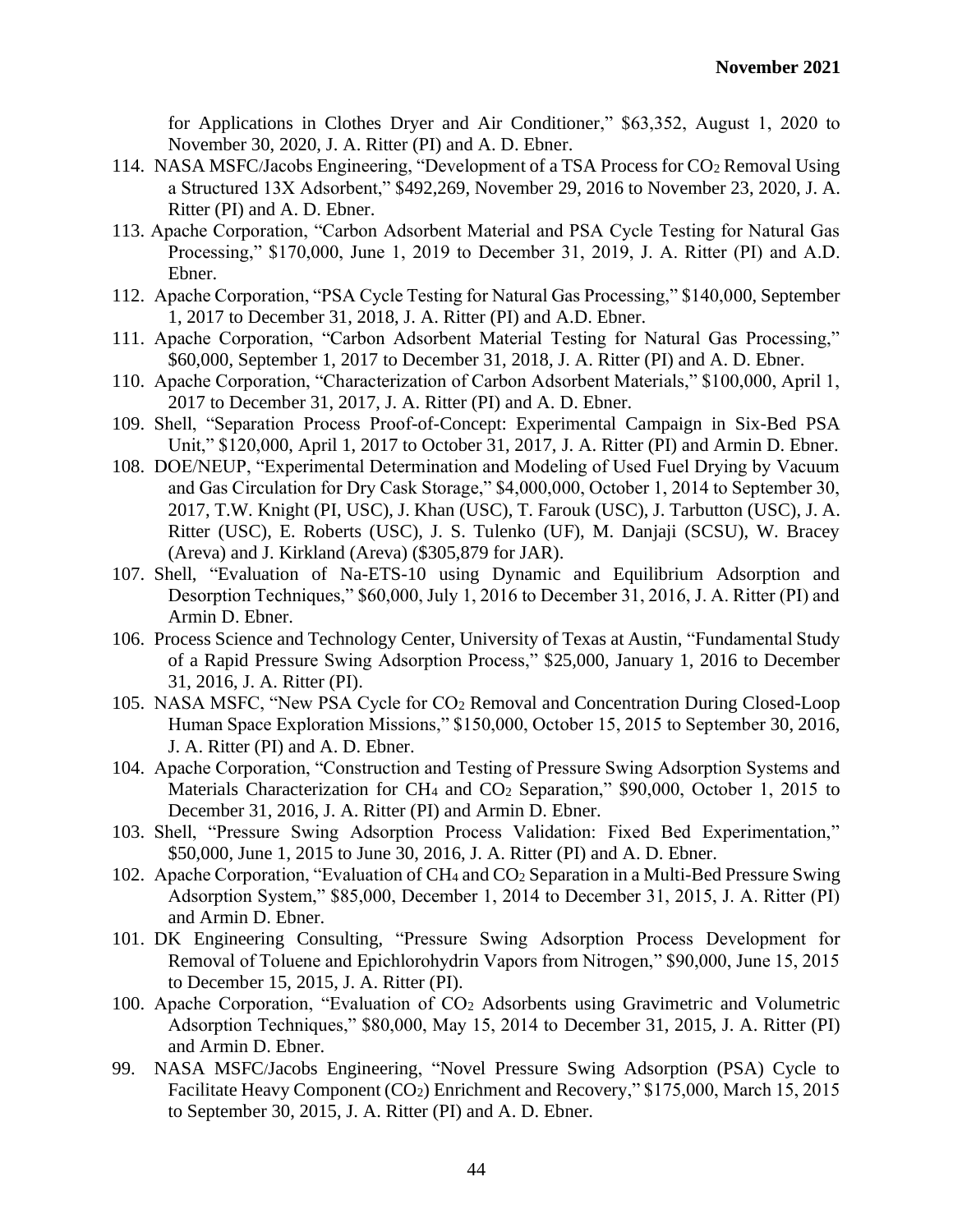for Applications in Clothes Dryer and Air Conditioner," \$63,352, August 1, 2020 to November 30, 2020, J. A. Ritter (PI) and A. D. Ebner.

114. NASA MSFC/Jacobs Engineering, "Development of a TSA Process for $CO_2$ Removal Using a Structured 13X Adsorbent," \$492,269, November 29, 2016 to November 23, 2020, J. A. Ritter (PI) and A. D. Ebner.

113. Apache Corporation, "Carbon Adsorbent Material and PSA Cycle Testing for Natural Gas Processing," \$170,000, June 1, 2019 to December 31, 2019, J. A. Ritter (PI) and A.D. Ebner.

112. Apache Corporation, "PSA Cycle Testing for Natural Gas Processing," \$140,000, September 1, 2017 to December 31, 2018, J. A. Ritter (PI) and A.D. Ebner.

111. Apache Corporation, "Carbon Adsorbent Material Testing for Natural Gas Processing," \$60,000, September 1, 2017 to December 31, 2018, J. A. Ritter (PI) and A. D. Ebner.

110. Apache Corporation, "Characterization of Carbon Adsorbent Materials," \$100,000, April 1, 2017 to December 31, 2017, J. A. Ritter (PI) and A. D. Ebner.

109. Shell, "Separation Process Proof-of-Concept: Experimental Campaign in Six-Bed PSA Unit," \$120,000, April 1, 2017 to October 31, 2017, J. A. Ritter (PI) and Armin D. Ebner.

108. DOE/NEUP, "Experimental Determination and Modeling of Used Fuel Drying by Vacuum and Gas Circulation for Dry Cask Storage," \$4,000,000, October 1, 2014 to September 30, 2017, T.W. Knight (PI, USC), J. Khan (USC), T. Farouk (USC), J. Tarbutton (USC), J. A. Ritter (USC), E. Roberts (USC), J. S. Tulenko (UF), M. Danjaji (SCSU), W. Bracey (Areva) and J. Kirkland (Areva) (\$305,879 for JAR).

107. Shell, "Evaluation of Na-ETS-10 using Dynamic and Equilibrium Adsorption and Desorption Techniques," \$60,000, July 1, 2016 to December 31, 2016, J. A. Ritter (PI) and Armin D. Ebner.

106. Process Science and Technology Center, University of Texas at Austin, "Fundamental Study of a Rapid Pressure Swing Adsorption Process," \$25,000, January 1, 2016 to December 31, 2016, J. A. Ritter (PI).

105. NASA MSFC, "New PSA Cycle for $CO_2$ Removal and Concentration During Closed-Loop Human Space Exploration Missions," \$150,000, October 15, 2015 to September 30, 2016, J. A. Ritter (PI) and A. D. Ebner.

104. Apache Corporation, "Construction and Testing of Pressure Swing Adsorption Systems and Materials Characterization for $CH_4$ and $CO_2$ Separation," \$90,000, October 1, 2015 to December 31, 2016, J. A. Ritter (PI) and Armin D. Ebner.

103. Shell, "Pressure Swing Adsorption Process Validation: Fixed Bed Experimentation," \$50,000, June 1, 2015 to June 30, 2016, J. A. Ritter (PI) and A. D. Ebner.

102. Apache Corporation, "Evaluation of $CH_4$ and $CO_2$ Separation in a Multi-Bed Pressure Swing Adsorption System," \$85,000, December 1, 2014 to December 31, 2015, J. A. Ritter (PI) and Armin D. Ebner.

101. DK Engineering Consulting, "Pressure Swing Adsorption Process Development for Removal of Toluene and Epichlorohydrin Vapors from Nitrogen," \$90,000, June 15, 2015 to December 15, 2015, J. A. Ritter (PI).

100. Apache Corporation, "Evaluation of $CO_2$ Adsorbents using Gravimetric and Volumetric Adsorption Techniques," \$80,000, May 15, 2014 to December 31, 2015, J. A. Ritter (PI) and Armin D. Ebner.

99. NASA MSFC/Jacobs Engineering, "Novel Pressure Swing Adsorption (PSA) Cycle to Facilitate Heavy Component ($CO_2$) Enrichment and Recovery," \$175,000, March 15, 2015 to September 30, 2015, J. A. Ritter (PI) and A. D. Ebner.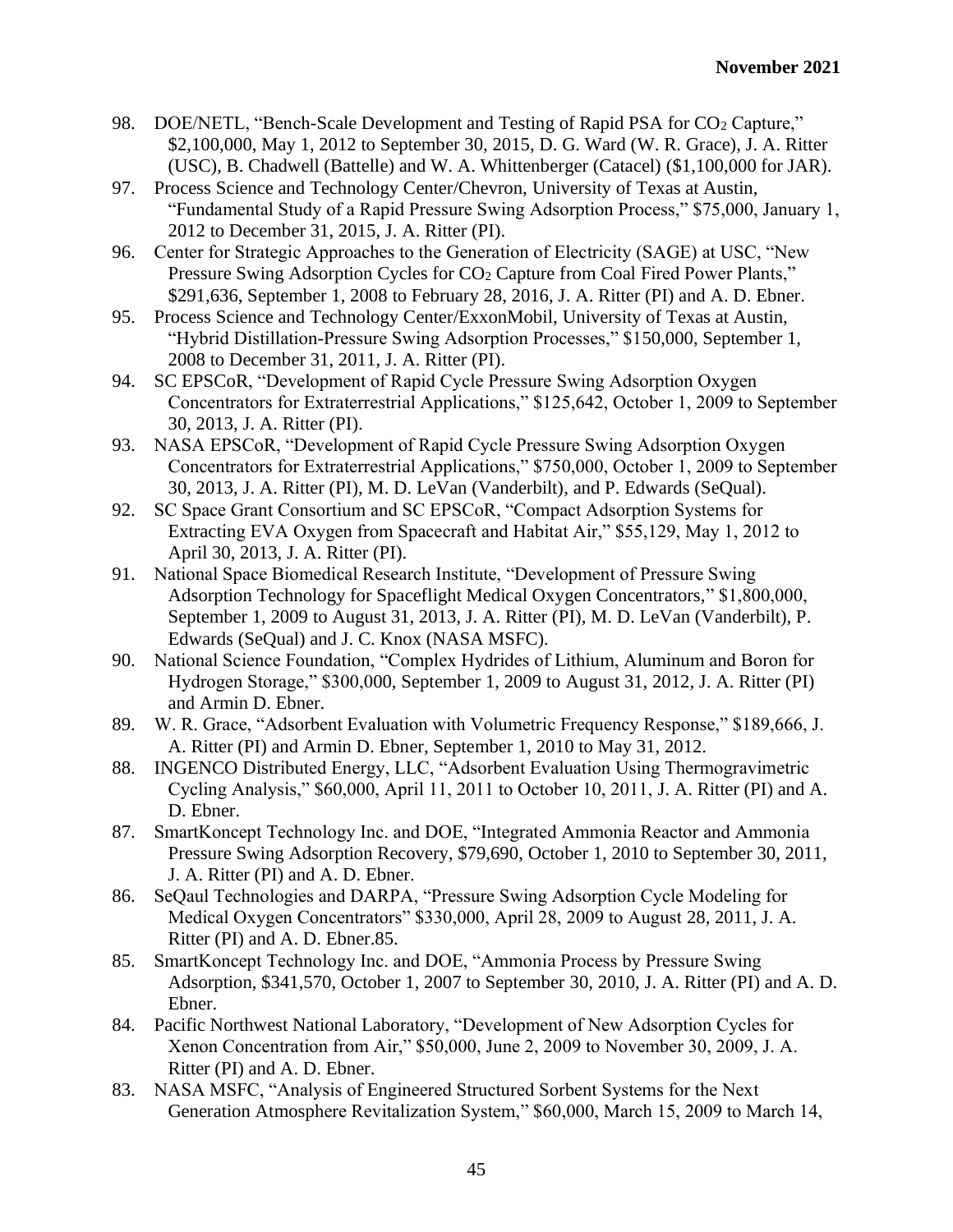98. DOE/NETL, "Bench-Scale Development and Testing of Rapid PSA for $CO_2$ Capture," $2,100,000, May 1, 2012 to September 30, 2015, D. G. Ward (W. R. Grace), J. A. Ritter (USC), B. Chadwell (Battelle) and W. A. Whittenberger (Catacel) ($1,100,000 for JAR).
97. Process Science and Technology Center/Chevron, University of Texas at Austin, "Fundamental Study of a Rapid Pressure Swing Adsorption Process," $75,000, January 1, 2012 to December 31, 2015, J. A. Ritter (PI).
96. Center for Strategic Approaches to the Generation of Electricity (SAGE) at USC, "New Pressure Swing Adsorption Cycles for $CO_2$ Capture from Coal Fired Power Plants," $291,636, September 1, 2008 to February 28, 2016, J. A. Ritter (PI) and A. D. Ebner.
95. Process Science and Technology Center/ExxonMobil, University of Texas at Austin, "Hybrid Distillation-Pressure Swing Adsorption Processes," $150,000, September 1, 2008 to December 31, 2011, J. A. Ritter (PI).
94. SC EPSCoR, "Development of Rapid Cycle Pressure Swing Adsorption Oxygen Concentrators for Extraterrestrial Applications," $125,642, October 1, 2009 to September 30, 2013, J. A. Ritter (PI).
93. NASA EPSCoR, "Development of Rapid Cycle Pressure Swing Adsorption Oxygen Concentrators for Extraterrestrial Applications," $750,000, October 1, 2009 to September 30, 2013, J. A. Ritter (PI), M. D. LeVan (Vanderbilt), and P. Edwards (SeQual).
92. SC Space Grant Consortium and SC EPSCoR, "Compact Adsorption Systems for Extracting EVA Oxygen from Spacecraft and Habitat Air," $55,129, May 1, 2012 to April 30, 2013, J. A. Ritter (PI).
91. National Space Biomedical Research Institute, "Development of Pressure Swing Adsorption Technology for Spaceflight Medical Oxygen Concentrators," $1,800,000, September 1, 2009 to August 31, 2013, J. A. Ritter (PI), M. D. LeVan (Vanderbilt), P. Edwards (SeQual) and J. C. Knox (NASA MSFC).
90. National Science Foundation, "Complex Hydrides of Lithium, Aluminum and Boron for Hydrogen Storage," $300,000, September 1, 2009 to August 31, 2012, J. A. Ritter (PI) and Armin D. Ebner.
89. W. R. Grace, "Adsorbent Evaluation with Volumetric Frequency Response," $189,666, J. A. Ritter (PI) and Armin D. Ebner, September 1, 2010 to May 31, 2012.
88. INGENCO Distributed Energy, LLC, "Adsorbent Evaluation Using Thermogravimetric Cycling Analysis," $60,000, April 11, 2011 to October 10, 2011, J. A. Ritter (PI) and A. D. Ebner.
87. SmartKoncept Technology Inc. and DOE, "Integrated Ammonia Reactor and Ammonia Pressure Swing Adsorption Recovery, $79,690, October 1, 2010 to September 30, 2011, J. A. Ritter (PI) and A. D. Ebner.
86. SeQaul Technologies and DARPA, "Pressure Swing Adsorption Cycle Modeling for Medical Oxygen Concentrators" $330,000, April 28, 2009 to August 28, 2011, J. A. Ritter (PI) and A. D. Ebner.85.
85. SmartKoncept Technology Inc. and DOE, "Ammonia Process by Pressure Swing Adsorption, $341,570, October 1, 2007 to September 30, 2010, J. A. Ritter (PI) and A. D. Ebner.
84. Pacific Northwest National Laboratory, "Development of New Adsorption Cycles for Xenon Concentration from Air," $50,000, June 2, 2009 to November 30, 2009, J. A. Ritter (PI) and A. D. Ebner.
83. NASA MSFC, "Analysis of Engineered Structured Sorbent Systems for the Next Generation Atmosphere Revitalization System," $60,000, March 15, 2009 to March 14,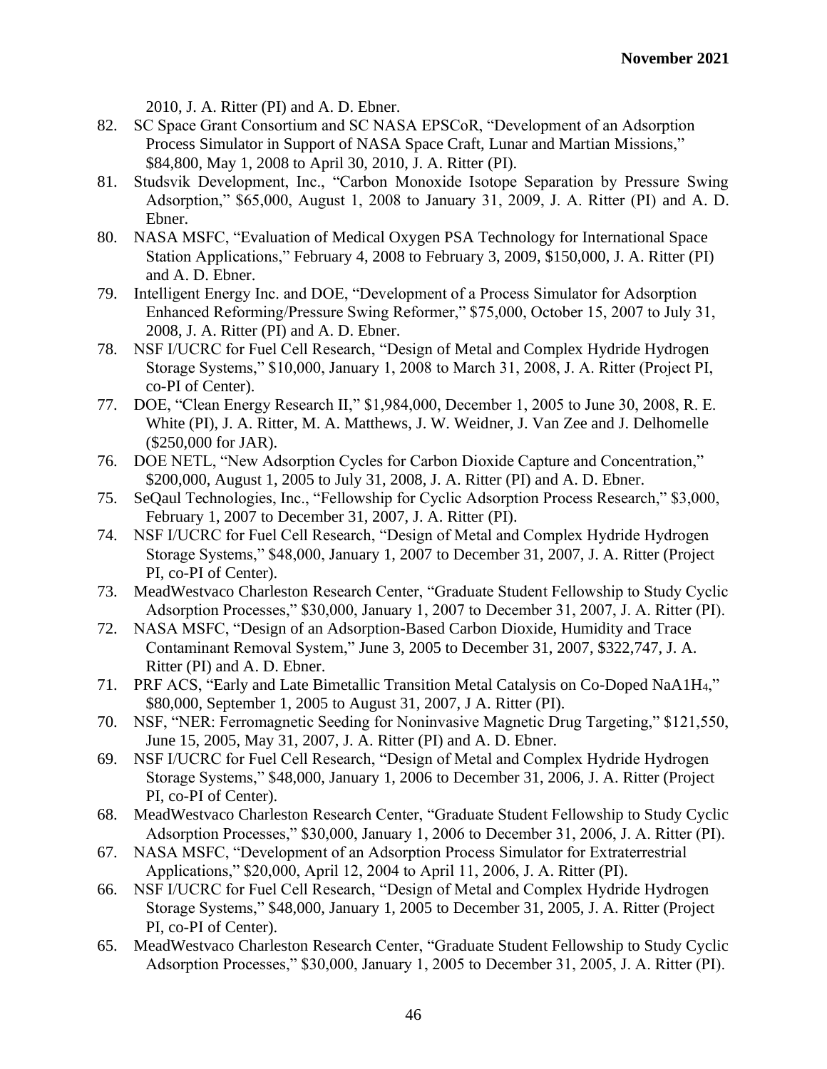2010, J. A. Ritter (PI) and A. D. Ebner.

82. SC Space Grant Consortium and SC NASA EPSCoR, "Development of an Adsorption Process Simulator in Support of NASA Space Craft, Lunar and Martian Missions," $84,800, May 1, 2008 to April 30, 2010, J. A. Ritter (PI).
81. Studsvik Development, Inc., "Carbon Monoxide Isotope Separation by Pressure Swing Adsorption," $65,000, August 1, 2008 to January 31, 2009, J. A. Ritter (PI) and A. D. Ebner.
80. NASA MSFC, "Evaluation of Medical Oxygen PSA Technology for International Space Station Applications," February 4, 2008 to February 3, 2009, $150,000, J. A. Ritter (PI) and A. D. Ebner.
79. Intelligent Energy Inc. and DOE, "Development of a Process Simulator for Adsorption Enhanced Reforming/Pressure Swing Reformer," $75,000, October 15, 2007 to July 31, 2008, J. A. Ritter (PI) and A. D. Ebner.
78. NSF I/UCRC for Fuel Cell Research, "Design of Metal and Complex Hydride Hydrogen Storage Systems," $10,000, January 1, 2008 to March 31, 2008, J. A. Ritter (Project PI, co-PI of Center).
77. DOE, "Clean Energy Research II," $1,984,000, December 1, 2005 to June 30, 2008, R. E. White (PI), J. A. Ritter, M. A. Matthews, J. W. Weidner, J. Van Zee and J. Delhomelle ($250,000 for JAR).
76. DOE NETL, "New Adsorption Cycles for Carbon Dioxide Capture and Concentration," $200,000, August 1, 2005 to July 31, 2008, J. A. Ritter (PI) and A. D. Ebner.
75. SeQaul Technologies, Inc., "Fellowship for Cyclic Adsorption Process Research," $3,000, February 1, 2007 to December 31, 2007, J. A. Ritter (PI).
74. NSF I/UCRC for Fuel Cell Research, "Design of Metal and Complex Hydride Hydrogen Storage Systems," $48,000, January 1, 2007 to December 31, 2007, J. A. Ritter (Project PI, co-PI of Center).
73. MeadWestvaco Charleston Research Center, "Graduate Student Fellowship to Study Cyclic Adsorption Processes," $30,000, January 1, 2007 to December 31, 2007, J. A. Ritter (PI).
72. NASA MSFC, "Design of an Adsorption-Based Carbon Dioxide, Humidity and Trace Contaminant Removal System," June 3, 2005 to December 31, 2007, $322,747, J. A. Ritter (PI) and A. D. Ebner.
71. PRF ACS, "Early and Late Bimetallic Transition Metal Catalysis on Co-Doped $NaA1H_4$," $80,000, September 1, 2005 to August 31, 2007, J A. Ritter (PI).
70. NSF, "NER: Ferromagnetic Seeding for Noninvasive Magnetic Drug Targeting," $121,550, June 15, 2005, May 31, 2007, J. A. Ritter (PI) and A. D. Ebner.
69. NSF I/UCRC for Fuel Cell Research, "Design of Metal and Complex Hydride Hydrogen Storage Systems," $48,000, January 1, 2006 to December 31, 2006, J. A. Ritter (Project PI, co-PI of Center).
68. MeadWestvaco Charleston Research Center, "Graduate Student Fellowship to Study Cyclic Adsorption Processes," $30,000, January 1, 2006 to December 31, 2006, J. A. Ritter (PI).
67. NASA MSFC, "Development of an Adsorption Process Simulator for Extraterrestrial Applications," $20,000, April 12, 2004 to April 11, 2006, J. A. Ritter (PI).
66. NSF I/UCRC for Fuel Cell Research, "Design of Metal and Complex Hydride Hydrogen Storage Systems," $48,000, January 1, 2005 to December 31, 2005, J. A. Ritter (Project PI, co-PI of Center).
65. MeadWestvaco Charleston Research Center, "Graduate Student Fellowship to Study Cyclic Adsorption Processes," $30,000, January 1, 2005 to December 31, 2005, J. A. Ritter (PI).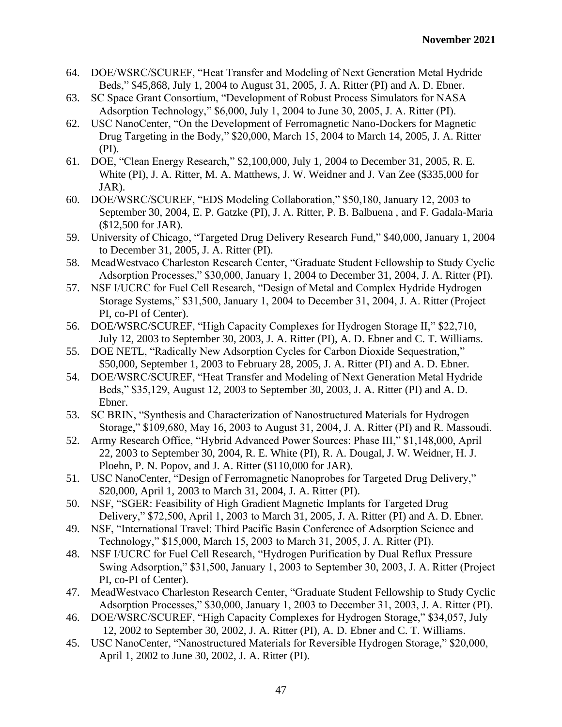64. DOE/WSRC/SCUREF, "Heat Transfer and Modeling of Next Generation Metal Hydride Beds," $45,868, July 1, 2004 to August 31, 2005, J. A. Ritter (PI) and A. D. Ebner.
63. SC Space Grant Consortium, "Development of Robust Process Simulators for NASA Adsorption Technology," $6,000, July 1, 2004 to June 30, 2005, J. A. Ritter (PI).
62. USC NanoCenter, "On the Development of Ferromagnetic Nano-Dockers for Magnetic Drug Targeting in the Body," $20,000, March 15, 2004 to March 14, 2005, J. A. Ritter (PI).
61. DOE, "Clean Energy Research," $2,100,000, July 1, 2004 to December 31, 2005, R. E. White (PI), J. A. Ritter, M. A. Matthews, J. W. Weidner and J. Van Zee ($335,000 for JAR).
60. DOE/WSRC/SCUREF, "EDS Modeling Collaboration," $50,180, January 12, 2003 to September 30, 2004, E. P. Gatzke (PI), J. A. Ritter, P. B. Balbuena , and F. Gadala-Maria ($12,500 for JAR).
59. University of Chicago, "Targeted Drug Delivery Research Fund," $40,000, January 1, 2004 to December 31, 2005, J. A. Ritter (PI).
58. MeadWestvaco Charleston Research Center, "Graduate Student Fellowship to Study Cyclic Adsorption Processes," $30,000, January 1, 2004 to December 31, 2004, J. A. Ritter (PI).
57. NSF I/UCRC for Fuel Cell Research, "Design of Metal and Complex Hydride Hydrogen Storage Systems," $31,500, January 1, 2004 to December 31, 2004, J. A. Ritter (Project PI, co-PI of Center).
56. DOE/WSRC/SCUREF, "High Capacity Complexes for Hydrogen Storage II," $22,710, July 12, 2003 to September 30, 2003, J. A. Ritter (PI), A. D. Ebner and C. T. Williams.
55. DOE NETL, "Radically New Adsorption Cycles for Carbon Dioxide Sequestration," $50,000, September 1, 2003 to February 28, 2005, J. A. Ritter (PI) and A. D. Ebner.
54. DOE/WSRC/SCUREF, "Heat Transfer and Modeling of Next Generation Metal Hydride Beds," $35,129, August 12, 2003 to September 30, 2003, J. A. Ritter (PI) and A. D. Ebner.
53. SC BRIN, "Synthesis and Characterization of Nanostructured Materials for Hydrogen Storage," $109,680, May 16, 2003 to August 31, 2004, J. A. Ritter (PI) and R. Massoudi.
52. Army Research Office, "Hybrid Advanced Power Sources: Phase III," $1,148,000, April 22, 2003 to September 30, 2004, R. E. White (PI), R. A. Dougal, J. W. Weidner, H. J. Ploehn, P. N. Popov, and J. A. Ritter ($110,000 for JAR).
51. USC NanoCenter, "Design of Ferromagnetic Nanoprobes for Targeted Drug Delivery," $20,000, April 1, 2003 to March 31, 2004, J. A. Ritter (PI).
50. NSF, "SGER: Feasibility of High Gradient Magnetic Implants for Targeted Drug Delivery," $72,500, April 1, 2003 to March 31, 2005, J. A. Ritter (PI) and A. D. Ebner.
49. NSF, "International Travel: Third Pacific Basin Conference of Adsorption Science and Technology," $15,000, March 15, 2003 to March 31, 2005, J. A. Ritter (PI).
48. NSF I/UCRC for Fuel Cell Research, "Hydrogen Purification by Dual Reflux Pressure Swing Adsorption," $31,500, January 1, 2003 to September 30, 2003, J. A. Ritter (Project PI, co-PI of Center).
47. MeadWestvaco Charleston Research Center, "Graduate Student Fellowship to Study Cyclic Adsorption Processes," $30,000, January 1, 2003 to December 31, 2003, J. A. Ritter (PI).
46. DOE/WSRC/SCUREF, "High Capacity Complexes for Hydrogen Storage," $34,057, July 12, 2002 to September 30, 2002, J. A. Ritter (PI), A. D. Ebner and C. T. Williams.
45. USC NanoCenter, "Nanostructured Materials for Reversible Hydrogen Storage," $20,000, April 1, 2002 to June 30, 2002, J. A. Ritter (PI).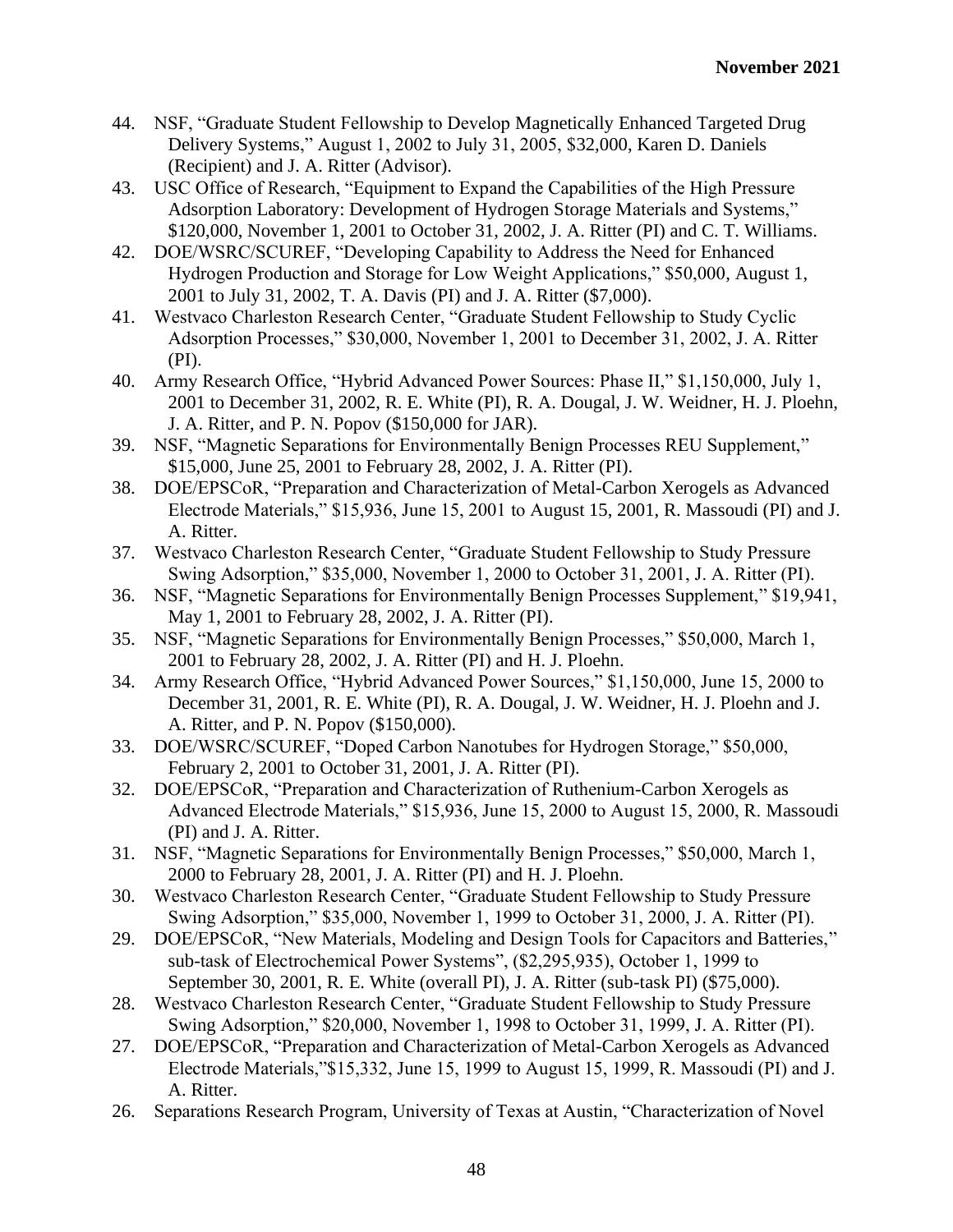44. NSF, "Graduate Student Fellowship to Develop Magnetically Enhanced Targeted Drug Delivery Systems," August 1, 2002 to July 31, 2005, $32,000, Karen D. Daniels (Recipient) and J. A. Ritter (Advisor).
43. USC Office of Research, "Equipment to Expand the Capabilities of the High Pressure Adsorption Laboratory: Development of Hydrogen Storage Materials and Systems," $120,000, November 1, 2001 to October 31, 2002, J. A. Ritter (PI) and C. T. Williams.
42. DOE/WSRC/SCUREF, "Developing Capability to Address the Need for Enhanced Hydrogen Production and Storage for Low Weight Applications," $50,000, August 1, 2001 to July 31, 2002, T. A. Davis (PI) and J. A. Ritter ($7,000).
41. Westvaco Charleston Research Center, "Graduate Student Fellowship to Study Cyclic Adsorption Processes," $30,000, November 1, 2001 to December 31, 2002, J. A. Ritter (PI).
40. Army Research Office, "Hybrid Advanced Power Sources: Phase II," $1,150,000, July 1, 2001 to December 31, 2002, R. E. White (PI), R. A. Dougal, J. W. Weidner, H. J. Ploehn, J. A. Ritter, and P. N. Popov ($150,000 for JAR).
39. NSF, "Magnetic Separations for Environmentally Benign Processes REU Supplement," $15,000, June 25, 2001 to February 28, 2002, J. A. Ritter (PI).
38. DOE/EPSCoR, "Preparation and Characterization of Metal-Carbon Xerogels as Advanced Electrode Materials," $15,936, June 15, 2001 to August 15, 2001, R. Massoudi (PI) and J. A. Ritter.
37. Westvaco Charleston Research Center, "Graduate Student Fellowship to Study Pressure Swing Adsorption," $35,000, November 1, 2000 to October 31, 2001, J. A. Ritter (PI).
36. NSF, "Magnetic Separations for Environmentally Benign Processes Supplement," $19,941, May 1, 2001 to February 28, 2002, J. A. Ritter (PI).
35. NSF, "Magnetic Separations for Environmentally Benign Processes," $50,000, March 1, 2001 to February 28, 2002, J. A. Ritter (PI) and H. J. Ploehn.
34. Army Research Office, "Hybrid Advanced Power Sources," $1,150,000, June 15, 2000 to December 31, 2001, R. E. White (PI), R. A. Dougal, J. W. Weidner, H. J. Ploehn and J. A. Ritter, and P. N. Popov ($150,000).
33. DOE/WSRC/SCUREF, "Doped Carbon Nanotubes for Hydrogen Storage," $50,000, February 2, 2001 to October 31, 2001, J. A. Ritter (PI).
32. DOE/EPSCoR, "Preparation and Characterization of Ruthenium-Carbon Xerogels as Advanced Electrode Materials," $15,936, June 15, 2000 to August 15, 2000, R. Massoudi (PI) and J. A. Ritter.
31. NSF, "Magnetic Separations for Environmentally Benign Processes," $50,000, March 1, 2000 to February 28, 2001, J. A. Ritter (PI) and H. J. Ploehn.
30. Westvaco Charleston Research Center, "Graduate Student Fellowship to Study Pressure Swing Adsorption," $35,000, November 1, 1999 to October 31, 2000, J. A. Ritter (PI).
29. DOE/EPSCoR, "New Materials, Modeling and Design Tools for Capacitors and Batteries," sub-task of Electrochemical Power Systems", ($2,295,935), October 1, 1999 to September 30, 2001, R. E. White (overall PI), J. A. Ritter (sub-task PI) ($75,000).
28. Westvaco Charleston Research Center, "Graduate Student Fellowship to Study Pressure Swing Adsorption," $20,000, November 1, 1998 to October 31, 1999, J. A. Ritter (PI).
27. DOE/EPSCoR, "Preparation and Characterization of Metal-Carbon Xerogels as Advanced Electrode Materials,"$15,332, June 15, 1999 to August 15, 1999, R. Massoudi (PI) and J. A. Ritter.
26. Separations Research Program, University of Texas at Austin, "Characterization of Novel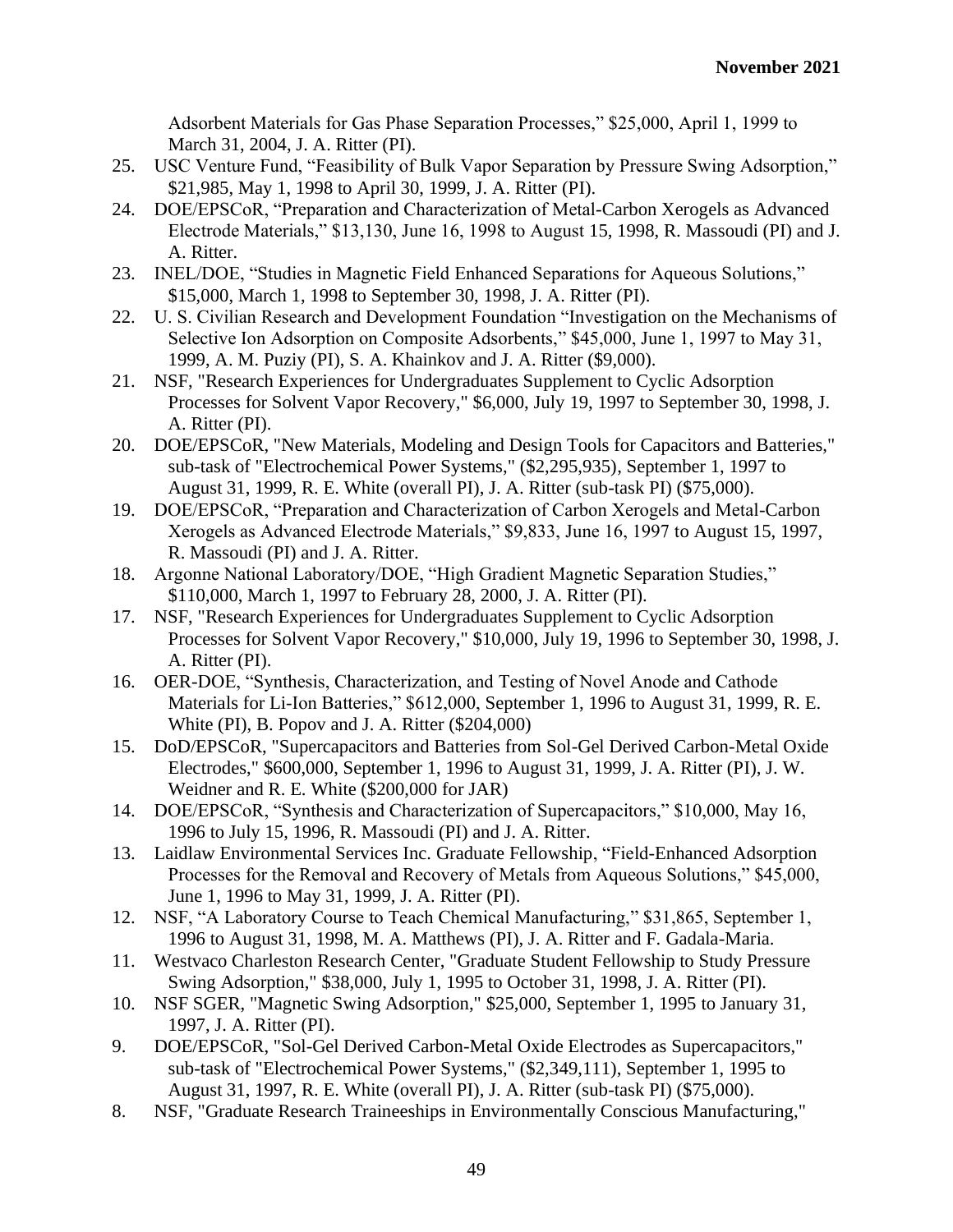Adsorbent Materials for Gas Phase Separation Processes," \$25,000, April 1, 1999 to March 31, 2004, J. A. Ritter (PI).

25. USC Venture Fund, "Feasibility of Bulk Vapor Separation by Pressure Swing Adsorption," \$21,985, May 1, 1998 to April 30, 1999, J. A. Ritter (PI).
24. DOE/EPSCoR, "Preparation and Characterization of Metal-Carbon Xerogels as Advanced Electrode Materials," \$13,130, June 16, 1998 to August 15, 1998, R. Massoudi (PI) and J. A. Ritter.
23. INEL/DOE, "Studies in Magnetic Field Enhanced Separations for Aqueous Solutions," \$15,000, March 1, 1998 to September 30, 1998, J. A. Ritter (PI).
22. U. S. Civilian Research and Development Foundation "Investigation on the Mechanisms of Selective Ion Adsorption on Composite Adsorbents," \$45,000, June 1, 1997 to May 31, 1999, A. M. Puziy (PI), S. A. Khainkov and J. A. Ritter (\$9,000).
21. NSF, "Research Experiences for Undergraduates Supplement to Cyclic Adsorption Processes for Solvent Vapor Recovery," \$6,000, July 19, 1997 to September 30, 1998, J. A. Ritter (PI).
20. DOE/EPSCoR, "New Materials, Modeling and Design Tools for Capacitors and Batteries," sub-task of "Electrochemical Power Systems," (\$2,295,935), September 1, 1997 to August 31, 1999, R. E. White (overall PI), J. A. Ritter (sub-task PI) (\$75,000).
19. DOE/EPSCoR, "Preparation and Characterization of Carbon Xerogels and Metal-Carbon Xerogels as Advanced Electrode Materials," \$9,833, June 16, 1997 to August 15, 1997, R. Massoudi (PI) and J. A. Ritter.
18. Argonne National Laboratory/DOE, "High Gradient Magnetic Separation Studies," \$110,000, March 1, 1997 to February 28, 2000, J. A. Ritter (PI).
17. NSF, "Research Experiences for Undergraduates Supplement to Cyclic Adsorption Processes for Solvent Vapor Recovery," \$10,000, July 19, 1996 to September 30, 1998, J. A. Ritter (PI).
16. OER-DOE, "Synthesis, Characterization, and Testing of Novel Anode and Cathode Materials for Li-Ion Batteries," \$612,000, September 1, 1996 to August 31, 1999, R. E. White (PI), B. Popov and J. A. Ritter (\$204,000)
15. DoD/EPSCoR, "Supercapacitors and Batteries from Sol-Gel Derived Carbon-Metal Oxide Electrodes," \$600,000, September 1, 1996 to August 31, 1999, J. A. Ritter (PI), J. W. Weidner and R. E. White (\$200,000 for JAR)
14. DOE/EPSCoR, "Synthesis and Characterization of Supercapacitors," \$10,000, May 16, 1996 to July 15, 1996, R. Massoudi (PI) and J. A. Ritter.
13. Laidlaw Environmental Services Inc. Graduate Fellowship, "Field-Enhanced Adsorption Processes for the Removal and Recovery of Metals from Aqueous Solutions," \$45,000, June 1, 1996 to May 31, 1999, J. A. Ritter (PI).
12. NSF, "A Laboratory Course to Teach Chemical Manufacturing," \$31,865, September 1, 1996 to August 31, 1998, M. A. Matthews (PI), J. A. Ritter and F. Gadala-Maria.
11. Westvaco Charleston Research Center, "Graduate Student Fellowship to Study Pressure Swing Adsorption," \$38,000, July 1, 1995 to October 31, 1998, J. A. Ritter (PI).
10. NSF SGER, "Magnetic Swing Adsorption," \$25,000, September 1, 1995 to January 31, 1997, J. A. Ritter (PI).
9. DOE/EPSCoR, "Sol-Gel Derived Carbon-Metal Oxide Electrodes as Supercapacitors," sub-task of "Electrochemical Power Systems," (\$2,349,111), September 1, 1995 to August 31, 1997, R. E. White (overall PI), J. A. Ritter (sub-task PI) (\$75,000).
8. NSF, "Graduate Research Traineeships in Environmentally Conscious Manufacturing,"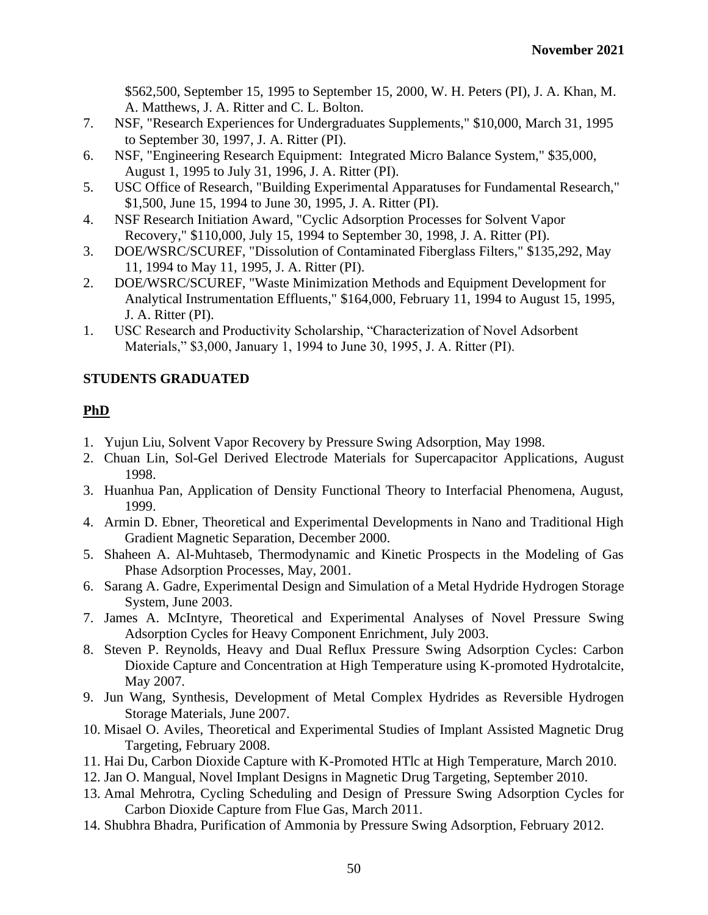$562,500, September 15, 1995 to September 15, 2000, W. H. Peters (PI), J. A. Khan, M. A. Matthews, J. A. Ritter and C. L. Bolton.

7. NSF, "Research Experiences for Undergraduates Supplements," $10,000, March 31, 1995 to September 30, 1997, J. A. Ritter (PI).
6. NSF, "Engineering Research Equipment: Integrated Micro Balance System," $35,000, August 1, 1995 to July 31, 1996, J. A. Ritter (PI).
5. USC Office of Research, "Building Experimental Apparatuses for Fundamental Research," $1,500, June 15, 1994 to June 30, 1995, J. A. Ritter (PI).
4. NSF Research Initiation Award, "Cyclic Adsorption Processes for Solvent Vapor Recovery," $110,000, July 15, 1994 to September 30, 1998, J. A. Ritter (PI).
3. DOE/WSRC/SCUREF, "Dissolution of Contaminated Fiberglass Filters," $135,292, May 11, 1994 to May 11, 1995, J. A. Ritter (PI).
2. DOE/WSRC/SCUREF, "Waste Minimization Methods and Equipment Development for Analytical Instrumentation Effluents," $164,000, February 11, 1994 to August 15, 1995, J. A. Ritter (PI).
1. USC Research and Productivity Scholarship, "Characterization of Novel Adsorbent Materials," $3,000, January 1, 1994 to June 30, 1995, J. A. Ritter (PI).

## STUDENTS GRADUATED

### PhD

1. Yujun Liu, Solvent Vapor Recovery by Pressure Swing Adsorption, May 1998.
2. Chuan Lin, Sol-Gel Derived Electrode Materials for Supercapacitor Applications, August 1998.
3. Huanhua Pan, Application of Density Functional Theory to Interfacial Phenomena, August, 1999.
4. Armin D. Ebner, Theoretical and Experimental Developments in Nano and Traditional High Gradient Magnetic Separation, December 2000.
5. Shaheen A. Al-Muhtaseb, Thermodynamic and Kinetic Prospects in the Modeling of Gas Phase Adsorption Processes, May, 2001.
6. Sarang A. Gadre, Experimental Design and Simulation of a Metal Hydride Hydrogen Storage System, June 2003.
7. James A. McIntyre, Theoretical and Experimental Analyses of Novel Pressure Swing Adsorption Cycles for Heavy Component Enrichment, July 2003.
8. Steven P. Reynolds, Heavy and Dual Reflux Pressure Swing Adsorption Cycles: Carbon Dioxide Capture and Concentration at High Temperature using K-promoted Hydrotalcite, May 2007.
9. Jun Wang, Synthesis, Development of Metal Complex Hydrides as Reversible Hydrogen Storage Materials, June 2007.
10. Misael O. Aviles, Theoretical and Experimental Studies of Implant Assisted Magnetic Drug Targeting, February 2008.
11. Hai Du, Carbon Dioxide Capture with K-Promoted HTlc at High Temperature, March 2010.
12. Jan O. Mangual, Novel Implant Designs in Magnetic Drug Targeting, September 2010.
13. Amal Mehrotra, Cycling Scheduling and Design of Pressure Swing Adsorption Cycles for Carbon Dioxide Capture from Flue Gas, March 2011.
14. Shubhra Bhadra, Purification of Ammonia by Pressure Swing Adsorption, February 2012.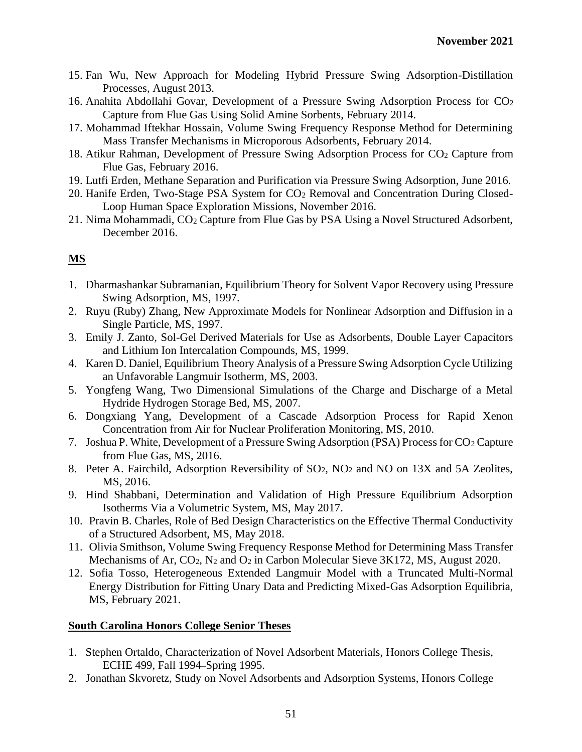15. Fan Wu, New Approach for Modeling Hybrid Pressure Swing Adsorption-Distillation Processes, August 2013.
16. Anahita Abdollahi Govar, Development of a Pressure Swing Adsorption Process for $CO_2$ Capture from Flue Gas Using Solid Amine Sorbents, February 2014.
17. Mohammad Iftekhar Hossain, Volume Swing Frequency Response Method for Determining Mass Transfer Mechanisms in Microporous Adsorbents, February 2014.
18. Atikur Rahman, Development of Pressure Swing Adsorption Process for $CO_2$ Capture from Flue Gas, February 2016.
19. Lutfi Erden, Methane Separation and Purification via Pressure Swing Adsorption, June 2016.
20. Hanife Erden, Two-Stage PSA System for $CO_2$ Removal and Concentration During Closed-Loop Human Space Exploration Missions, November 2016.
21. Nima Mohammadi, $CO_2$ Capture from Flue Gas by PSA Using a Novel Structured Adsorbent, December 2016.

## MS

1. Dharmashankar Subramanian, Equilibrium Theory for Solvent Vapor Recovery using Pressure Swing Adsorption, MS, 1997.
2. Ruyu (Ruby) Zhang, New Approximate Models for Nonlinear Adsorption and Diffusion in a Single Particle, MS, 1997.
3. Emily J. Zanto, Sol-Gel Derived Materials for Use as Adsorbents, Double Layer Capacitors and Lithium Ion Intercalation Compounds, MS, 1999.
4. Karen D. Daniel, Equilibrium Theory Analysis of a Pressure Swing Adsorption Cycle Utilizing an Unfavorable Langmuir Isotherm, MS, 2003.
5. Yongfeng Wang, Two Dimensional Simulations of the Charge and Discharge of a Metal Hydride Hydrogen Storage Bed, MS, 2007.
6. Dongxiang Yang, Development of a Cascade Adsorption Process for Rapid Xenon Concentration from Air for Nuclear Proliferation Monitoring, MS, 2010.
7. Joshua P. White, Development of a Pressure Swing Adsorption (PSA) Process for $CO_2$ Capture from Flue Gas, MS, 2016.
8. Peter A. Fairchild, Adsorption Reversibility of $SO_2$, $NO_2$ and NO on 13X and 5A Zeolites, MS, 2016.
9. Hind Shabbani, Determination and Validation of High Pressure Equilibrium Adsorption Isotherms Via a Volumetric System, MS, May 2017.
10. Pravin B. Charles, Role of Bed Design Characteristics on the Effective Thermal Conductivity of a Structured Adsorbent, MS, May 2018.
11. Olivia Smithson, Volume Swing Frequency Response Method for Determining Mass Transfer Mechanisms of Ar, $CO_2$, $N_2$ and $O_2$ in Carbon Molecular Sieve 3K172, MS, August 2020.
12. Sofia Tosso, Heterogeneous Extended Langmuir Model with a Truncated Multi-Normal Energy Distribution for Fitting Unary Data and Predicting Mixed-Gas Adsorption Equilibria, MS, February 2021.

## South Carolina Honors College Senior Theses

1. Stephen Ortaldo, Characterization of Novel Adsorbent Materials, Honors College Thesis, ECHE 499, Fall 1994–Spring 1995.
2. Jonathan Skvoretz, Study on Novel Adsorbents and Adsorption Systems, Honors College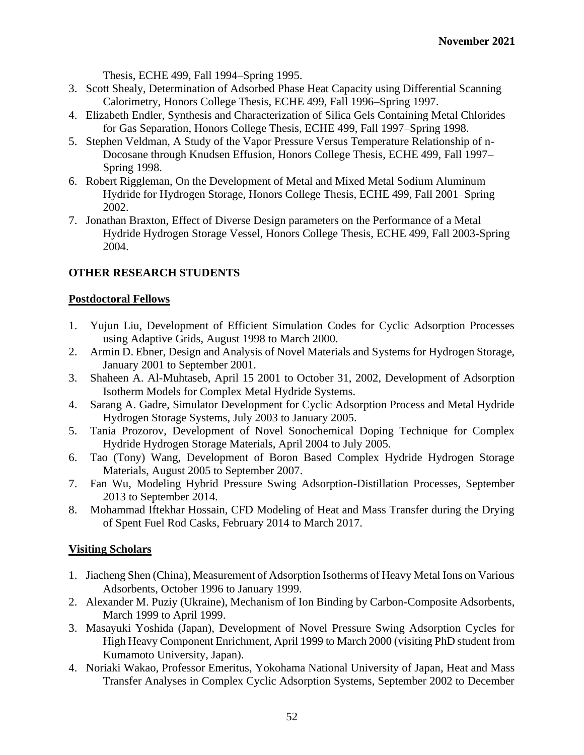Thesis, ECHE 499, Fall 1994–Spring 1995.

3. Scott Shealy, Determination of Adsorbed Phase Heat Capacity using Differential Scanning Calorimetry, Honors College Thesis, ECHE 499, Fall 1996–Spring 1997.
4. Elizabeth Endler, Synthesis and Characterization of Silica Gels Containing Metal Chlorides for Gas Separation, Honors College Thesis, ECHE 499, Fall 1997–Spring 1998.
5. Stephen Veldman, A Study of the Vapor Pressure Versus Temperature Relationship of n-Docosane through Knudsen Effusion, Honors College Thesis, ECHE 499, Fall 1997–Spring 1998.
6. Robert Riggleman, On the Development of Metal and Mixed Metal Sodium Aluminum Hydride for Hydrogen Storage, Honors College Thesis, ECHE 499, Fall 2001–Spring 2002.
7. Jonathan Braxton, Effect of Diverse Design parameters on the Performance of a Metal Hydride Hydrogen Storage Vessel, Honors College Thesis, ECHE 499, Fall 2003-Spring 2004.

**OTHER RESEARCH STUDENTS**

**Postdoctoral Fellows**

1. Yujun Liu, Development of Efficient Simulation Codes for Cyclic Adsorption Processes using Adaptive Grids, August 1998 to March 2000.
2. Armin D. Ebner, Design and Analysis of Novel Materials and Systems for Hydrogen Storage, January 2001 to September 2001.
3. Shaheen A. Al-Muhtaseb, April 15 2001 to October 31, 2002, Development of Adsorption Isotherm Models for Complex Metal Hydride Systems.
4. Sarang A. Gadre, Simulator Development for Cyclic Adsorption Process and Metal Hydride Hydrogen Storage Systems, July 2003 to January 2005.
5. Tania Prozorov, Development of Novel Sonochemical Doping Technique for Complex Hydride Hydrogen Storage Materials, April 2004 to July 2005.
6. Tao (Tony) Wang, Development of Boron Based Complex Hydride Hydrogen Storage Materials, August 2005 to September 2007.
7. Fan Wu, Modeling Hybrid Pressure Swing Adsorption-Distillation Processes, September 2013 to September 2014.
8. Mohammad Iftekhar Hossain, CFD Modeling of Heat and Mass Transfer during the Drying of Spent Fuel Rod Casks, February 2014 to March 2017.

**Visiting Scholars**

1. Jiacheng Shen (China), Measurement of Adsorption Isotherms of Heavy Metal Ions on Various Adsorbents, October 1996 to January 1999.
2. Alexander M. Puziy (Ukraine), Mechanism of Ion Binding by Carbon-Composite Adsorbents, March 1999 to April 1999.
3. Masayuki Yoshida (Japan), Development of Novel Pressure Swing Adsorption Cycles for High Heavy Component Enrichment, April 1999 to March 2000 (visiting PhD student from Kumamoto University, Japan).
4. Noriaki Wakao, Professor Emeritus, Yokohama National University of Japan, Heat and Mass Transfer Analyses in Complex Cyclic Adsorption Systems, September 2002 to December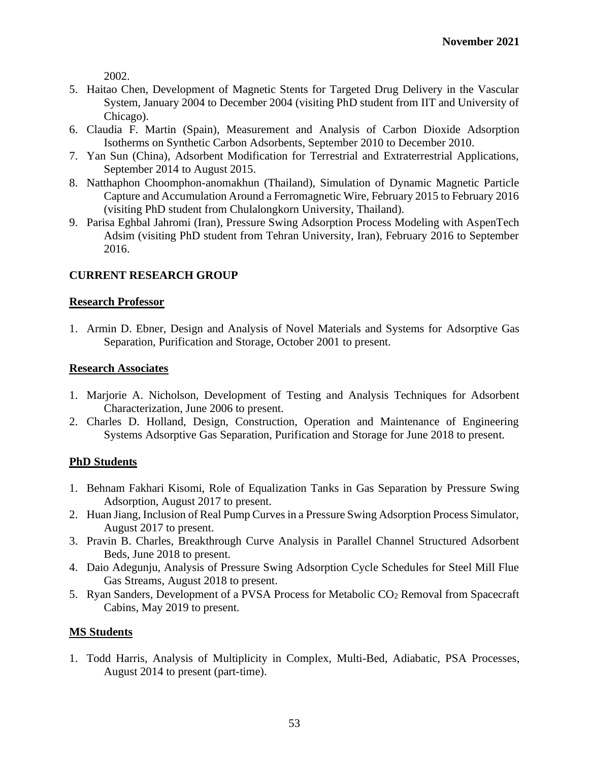2002.

5. Haitao Chen, Development of Magnetic Stents for Targeted Drug Delivery in the Vascular System, January 2004 to December 2004 (visiting PhD student from IIT and University of Chicago).
6. Claudia F. Martin (Spain), Measurement and Analysis of Carbon Dioxide Adsorption Isotherms on Synthetic Carbon Adsorbents, September 2010 to December 2010.
7. Yan Sun (China), Adsorbent Modification for Terrestrial and Extraterrestrial Applications, September 2014 to August 2015.
8. Natthaphon Choomphon-anomakhun (Thailand), Simulation of Dynamic Magnetic Particle Capture and Accumulation Around a Ferromagnetic Wire, February 2015 to February 2016 (visiting PhD student from Chulalongkorn University, Thailand).
9. Parisa Eghbal Jahromi (Iran), Pressure Swing Adsorption Process Modeling with AspenTech Adsim (visiting PhD student from Tehran University, Iran), February 2016 to September 2016.

## CURRENT RESEARCH GROUP

### Research Professor

1. Armin D. Ebner, Design and Analysis of Novel Materials and Systems for Adsorptive Gas Separation, Purification and Storage, October 2001 to present.

### Research Associates

1. Marjorie A. Nicholson, Development of Testing and Analysis Techniques for Adsorbent Characterization, June 2006 to present.
2. Charles D. Holland, Design, Construction, Operation and Maintenance of Engineering Systems Adsorptive Gas Separation, Purification and Storage for June 2018 to present.

### PhD Students

1. Behnam Fakhari Kisomi, Role of Equalization Tanks in Gas Separation by Pressure Swing Adsorption, August 2017 to present.
2. Huan Jiang, Inclusion of Real Pump Curves in a Pressure Swing Adsorption Process Simulator, August 2017 to present.
3. Pravin B. Charles, Breakthrough Curve Analysis in Parallel Channel Structured Adsorbent Beds, June 2018 to present.
4. Daio Adegunju, Analysis of Pressure Swing Adsorption Cycle Schedules for Steel Mill Flue Gas Streams, August 2018 to present.
5. Ryan Sanders, Development of a PVSA Process for Metabolic $CO_2$ Removal from Spacecraft Cabins, May 2019 to present.

### MS Students

1. Todd Harris, Analysis of Multiplicity in Complex, Multi-Bed, Adiabatic, PSA Processes, August 2014 to present (part-time).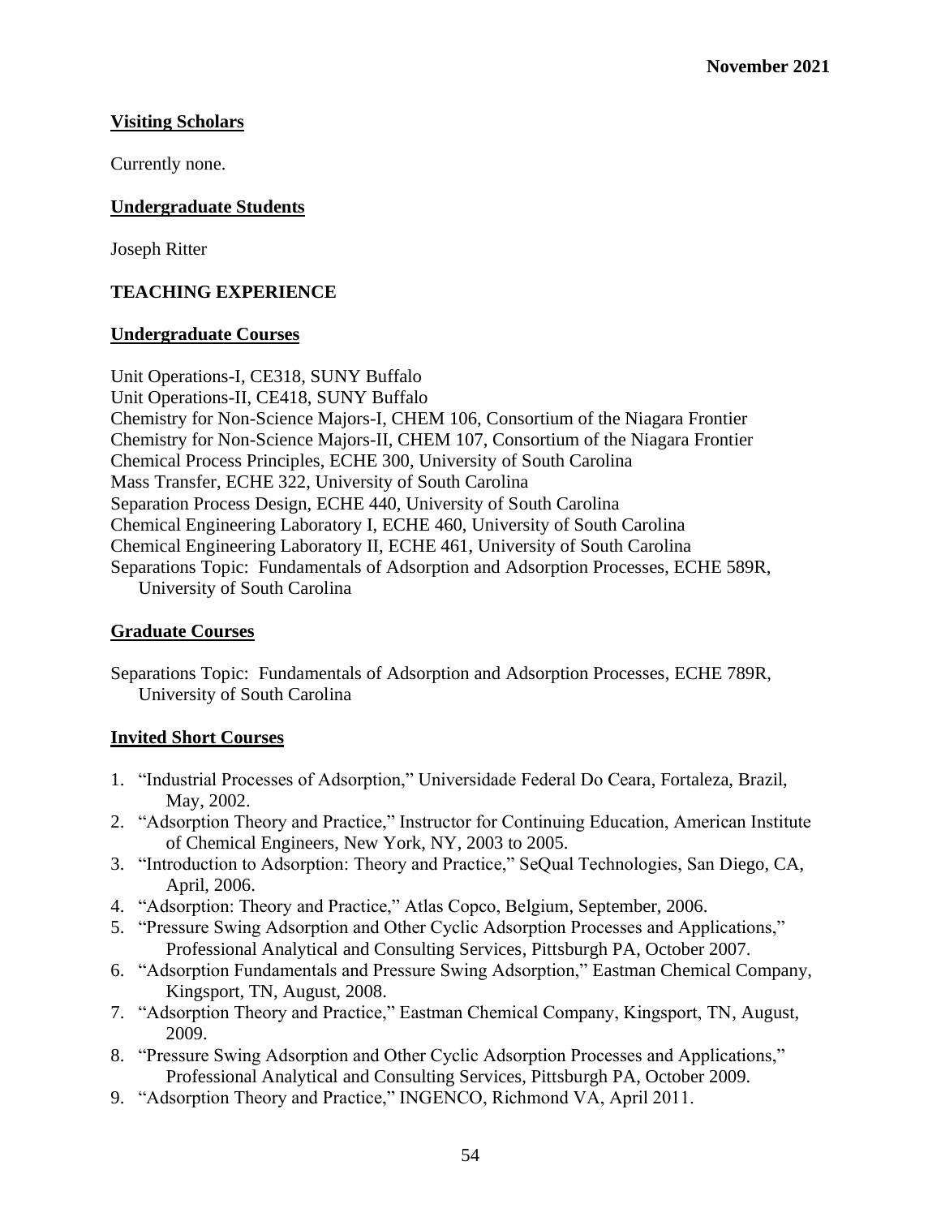**November 2021**

## Visiting Scholars

Currently none.

## Undergraduate Students

Joseph Ritter

# TEACHING EXPERIENCE

## Undergraduate Courses

Unit Operations-I, CE318, SUNY Buffalo
Unit Operations-II, CE418, SUNY Buffalo
Chemistry for Non-Science Majors-I, CHEM 106, Consortium of the Niagara Frontier
Chemistry for Non-Science Majors-II, CHEM 107, Consortium of the Niagara Frontier
Chemical Process Principles, ECHE 300, University of South Carolina
Mass Transfer, ECHE 322, University of South Carolina
Separation Process Design, ECHE 440, University of South Carolina
Chemical Engineering Laboratory I, ECHE 460, University of South Carolina
Chemical Engineering Laboratory II, ECHE 461, University of South Carolina
Separations Topic: Fundamentals of Adsorption and Adsorption Processes, ECHE 589R, University of South Carolina

## Graduate Courses

Separations Topic: Fundamentals of Adsorption and Adsorption Processes, ECHE 789R, University of South Carolina

## Invited Short Courses

1. "Industrial Processes of Adsorption," Universidade Federal Do Ceara, Fortaleza, Brazil, May, 2002.
2. "Adsorption Theory and Practice," Instructor for Continuing Education, American Institute of Chemical Engineers, New York, NY, 2003 to 2005.
3. "Introduction to Adsorption: Theory and Practice," SeQual Technologies, San Diego, CA, April, 2006.
4. "Adsorption: Theory and Practice," Atlas Copco, Belgium, September, 2006.
5. "Pressure Swing Adsorption and Other Cyclic Adsorption Processes and Applications," Professional Analytical and Consulting Services, Pittsburgh PA, October 2007.
6. "Adsorption Fundamentals and Pressure Swing Adsorption," Eastman Chemical Company, Kingsport, TN, August, 2008.
7. "Adsorption Theory and Practice," Eastman Chemical Company, Kingsport, TN, August, 2009.
8. "Pressure Swing Adsorption and Other Cyclic Adsorption Processes and Applications," Professional Analytical and Consulting Services, Pittsburgh PA, October 2009.
9. "Adsorption Theory and Practice," INGENCO, Richmond VA, April 2011.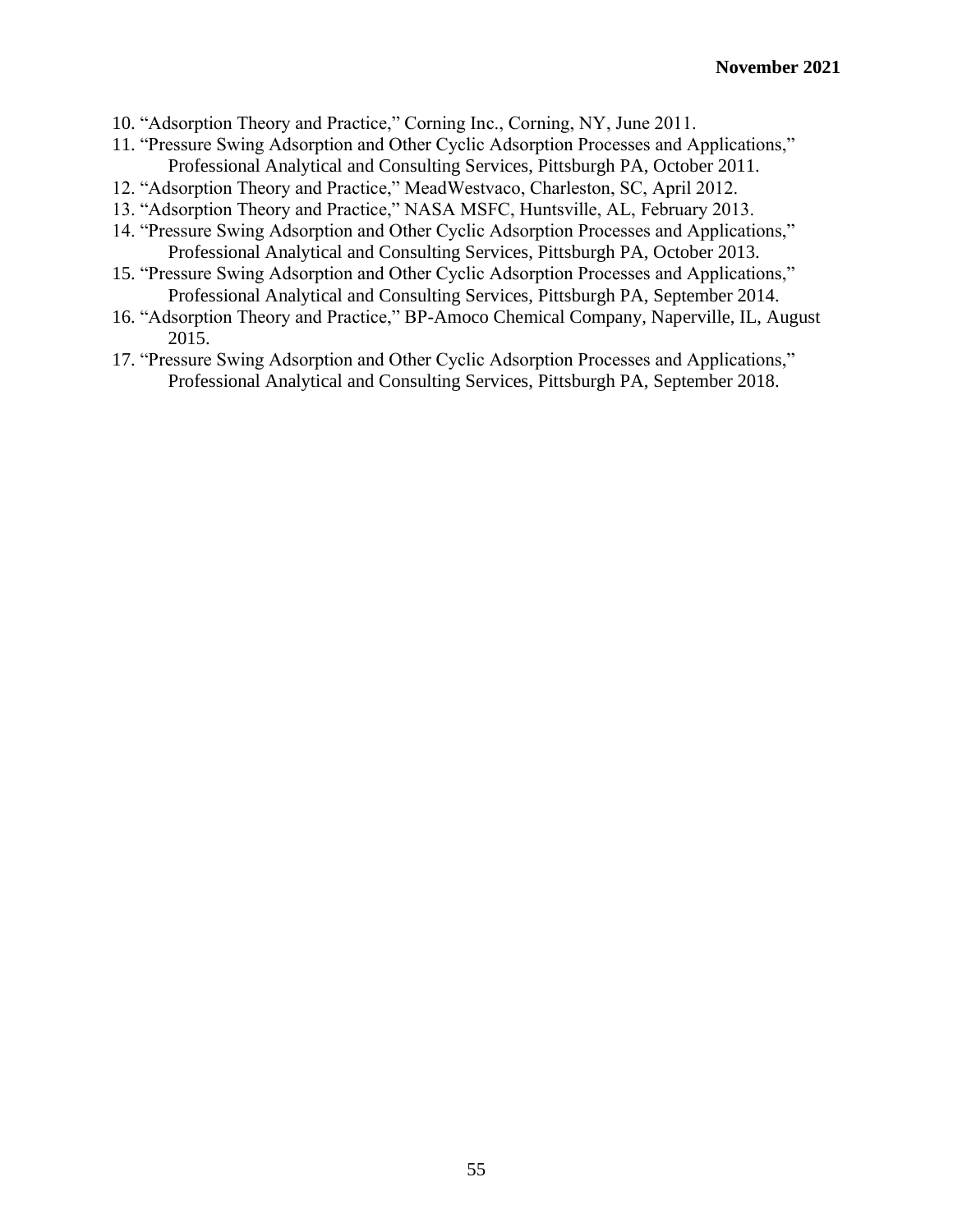10. "Adsorption Theory and Practice," Corning Inc., Corning, NY, June 2011.
11. "Pressure Swing Adsorption and Other Cyclic Adsorption Processes and Applications," Professional Analytical and Consulting Services, Pittsburgh PA, October 2011.
12. "Adsorption Theory and Practice," MeadWestvaco, Charleston, SC, April 2012.
13. "Adsorption Theory and Practice," NASA MSFC, Huntsville, AL, February 2013.
14. "Pressure Swing Adsorption and Other Cyclic Adsorption Processes and Applications," Professional Analytical and Consulting Services, Pittsburgh PA, October 2013.
15. "Pressure Swing Adsorption and Other Cyclic Adsorption Processes and Applications," Professional Analytical and Consulting Services, Pittsburgh PA, September 2014.
16. "Adsorption Theory and Practice," BP-Amoco Chemical Company, Naperville, IL, August 2015.
17. "Pressure Swing Adsorption and Other Cyclic Adsorption Processes and Applications," Professional Analytical and Consulting Services, Pittsburgh PA, September 2018.